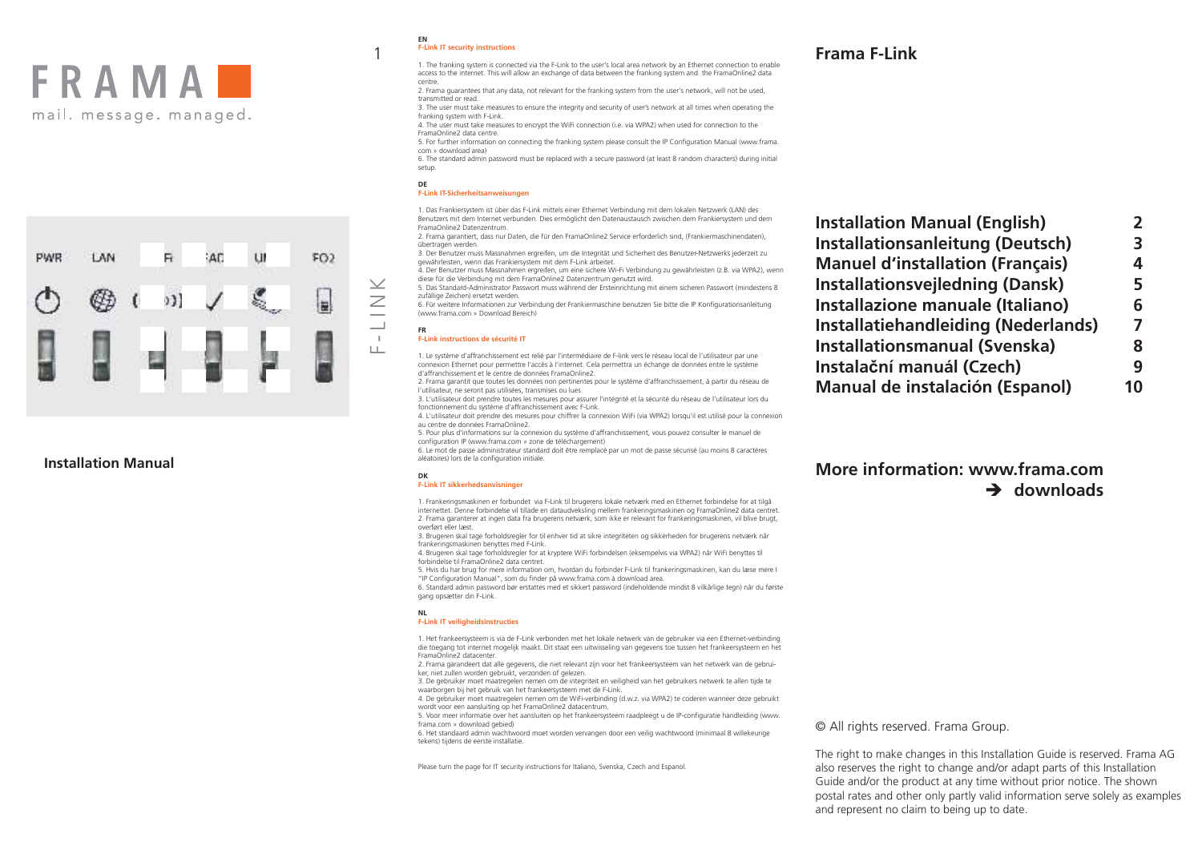# FRAMA

mail. message. managed.

PWR LAN FI FAD UI FO2

## Installation Manual

F-LINK

**EN**

**F-Link IT security instructions**

1. The franking system is connected via the F-Link to the user's local area network by an Ethernet connection to enable access to the internet. This will allow an exchange of data between the franking system and the FramaOnline2 data centre.
2. Frama guarantees that any data, not relevant for the franking system from the user's network, will not be used, transmitted or read.
3. The user must take measures to ensure the integrity and security of user's network at all times when operating the franking system with F-Link.
4. The user must take measures to encrypt the WiFi connection (i.e. via WPA2) when used for connection to the FramaOnline2 data centre.
5. For further information on connecting the franking system please consult the IP Configuration Manual (www.frama.com » download area)
6. The standard admin password must be replaced with a secure password (at least 8 random characters) during initial setup.

**DE**

**F-Link IT-Sicherheitsanweisungen**

1. Das Frankiersystem ist über das F-Link mittels einer Ethernet Verbindung mit dem lokalen Netzwerk (LAN) des Benutzers mit dem Internet verbunden. Dies ermöglicht den Datenaustausch zwischen dem Frankiersystem und dem FramaOnline2 Datenzentrum.
2. Frama garantiert, dass nur Daten, die für den FramaOnline2 Service erforderlich sind, (Frankiermaschinendaten), übertragen werden.
3. Der Benutzer muss Massnahmen ergreifen, um die Integrität und Sicherheit des Benutzer-Netzwerks jederzeit zu gewährleisten, wenn das Frankiersystem mit dem F-Link arbeitet.
4. Der Benutzer muss Massnahmen ergreifen, um eine sichere Wi-Fi Verbindung zu gewährleisten (z.B. via WPA2), wenn diese für die Verbindung mit dem FramaOnline2 Datenzentrum genutzt wird.
5. Das Standard-Administrator Passwort muss während der Ersteinrichtung mit einem sicheren Passwort (mindestens 8 zufällige Zeichen) ersetzt werden.
6. Für weitere Informationen zur Verbindung der Frankiermaschine benutzen Sie bitte die IP Konfigurationsanleitung (www.frama.com » Download Bereich)

**FR**

**F-Link instructions de sécurité IT**

1. Le système d'affranchissement est relié par l'intermédiaire de F-link vers le réseau local de l'utilisateur par une connexion Ethernet pour permettre l'accès à l'internet. Cela permettra un échange de données entre le système d'affranchissement et le centre de données FramaOnline2.
2. Frama garantit que toutes les données non pertinentes pour le système d'affranchissement, à partir du réseau de l'utilisateur, ne seront pas utilisées, transmises ou lues.
3. L'utilisateur doit prendre toutes les mesures pour assurer l'intégrité et la sécurité du réseau de l'utilisateur lors du fonctionnement du système d'affranchissement avec F-Link.
4. L'utilisateur doit prendre des mesures pour chiffrer la connexion WiFi (via WPA2) lorsqu'il est utilisé pour la connexion au centre de données FramaOnline2.
5. Pour plus d'informations sur la connexion du système d'affranchissement, vous pouvez consulter le manuel de configuration IP (www.frama.com » zone de téléchargement)
6. Le mot de passe administrateur standard doit être remplacé par un mot de passe sécurisé (au moins 8 caractères aléatoires) lors de la configuration initiale.

**DK**

**F-Link IT sikkerhedsanvisninger**

1. Frankeringsmaskinen er forbundet via F-Link til brugerens lokale netværk med en Ethernet forbindelse for at tilgå internettet. Denne forbindelse vil tillade en dataudveksling mellem frankeringsmaskinen og FramaOnline2 data centret.
2. Frama garanterer at ingen data fra brugerens netværk, som ikke er relevant for frankeringsmaskinen, vil blive brugt, overført eller læst.
3. Brugeren skal tage forholdsregler for til enhver tid at sikre integriteten og sikkerheden for brugerens netværk når frankeringsmaskinen benyttes med F-Link.
4. Brugeren skal tage forholdsregler for at kryptere WiFi forbindelsen (eksempelvis via WPA2) når WiFi benyttes til forbindelse til FramaOnline2 data centret.
5. Hvis du har brug for mere information om, hvordan du forbinder F-Link til frankeringsmaskinen, kan du læse mere I "IP Configuration Manual", som du finder på www.frama.com à download area.
6. Standard admin password bør erstattes med et sikkert password (indeholdende mindst 8 vilkårlige tegn) når du første gang opsætter din F-Link.

**NL**

**F-Link IT veiligheidsinstructies**

1. Het frankeersysteem is via de F-Link verbonden met het lokale netwerk van de gebruiker via een Ethernet-verbinding die toegang tot internet mogelijk maakt. Dit staat een uitwisseling van gegevens toe tussen het frankeersysteem en het FramaOnline2 datacenter.
2. Frama garandeert dat alle gegevens, die niet relevant zijn voor het frankeersysteem van het netwerk van de gebruiker, niet zullen worden gebruikt, verzonden of gelezen.
3. De gebruiker moet maatregelen nemen om de integriteit en veiligheid van het gebruikers netwerk te allen tijde te waarborgen bij het gebruik van het frankeersysteem met de F-Link.
4. De gebruiker moet maatregelen nemen om de WiFi-verbinding (d.w.z. via WPA2) te coderen wanneer deze gebruikt wordt voor een aansluiting op het FramaOnline2 datacentrum.
5. Voor meer informatie over het aansluiten op het frankeersysteem raadpleegt u de IP-configuratie handleiding (www.frama.com » download gebied)
6. Het standaard admin wachtwoord moet worden vervangen door een veilig wachtwoord (minimaal 8 willekeurige tekens) tijdens de eerste installatie.

Please turn the page for IT security instructions for Italiano, Svenska, Czech and Espanol.

## Frama F-Link

| | |
|---|---|
| **Installation Manual (English)** | **2** |
| **Installationsanleitung (Deutsch)** | **3** |
| **Manuel d'installation (Français)** | **4** |
| **Installationsvejledning (Dansk)** | **5** |
| **Installazione manuale (Italiano)** | **6** |
| **Installatiehandleiding (Nederlands)** | **7** |
| **Installationsmanual (Svenska)** | **8** |
| **Instalační manuál (Czech)** | **9** |
| **Manual de instalación (Espanol)** | **10** |

## More information: www.frama.com ➔ downloads

© All rights reserved. Frama Group.

The right to make changes in this Installation Guide is reserved. Frama AG also reserves the right to change and/or adapt parts of this Installation Guide and/or the product at any time without prior notice. The shown postal rates and other only partly valid information serve solely as examples and represent no claim to being up to date.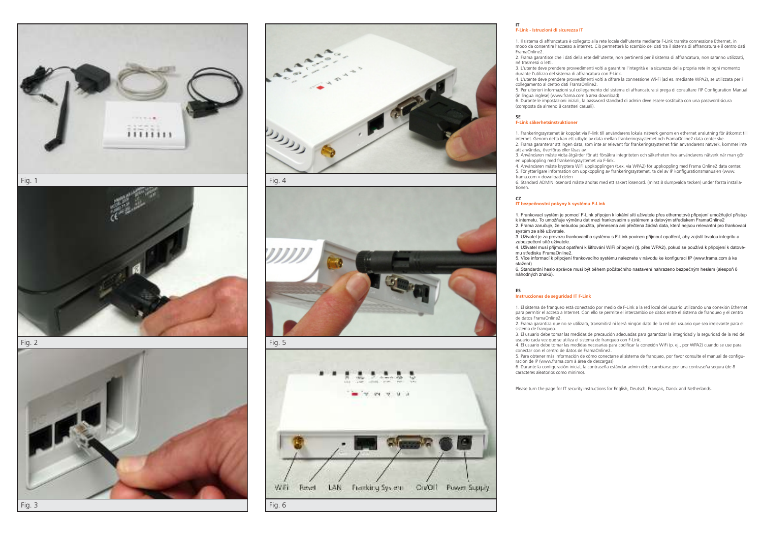Fig. 1

Fig. 2

Fig. 3

Fig. 4

Fig. 5

WiFi Reset LAN Franking System On/Off Power Supply

Fig. 6

IT

### F-Link - Istruzioni di sicurezza IT

1. Il sistema di affrancatura è collegato alla rete locale dell'utente mediante F-Link tramite connessione Ethernet, in modo da consentire l'accesso a internet. Ciò permetterà lo scambio dei dati tra il sistema di affrancatura e il centro dati FramaOnline2.
2. Frama garantisce che i dati della rete dell'utente, non pertinenti per il sistema di affrancatura, non saranno utilizzati, né trasmessi o letti.
3. L'utente deve prendere provvedimenti volti a garantire l'integrità e la sicurezza della propria rete in ogni momento durante l'utilizzo del sistema di affrancatura con F-Link.
4. L'utente deve prendere provvedimenti volti a cifrare la connessione Wi-Fi (ad es. mediante WPA2), se utilizzata per il collegamento al centro dati FramaOnline2.
5. Per ulteriori informazioni sul collegamento del sistema di affrancatura si prega di consultare l'IP Configuration Manual (in lingua inglese) (www.frama.com à area download)
6. Durante le impostazioni iniziali, la password standard di admin deve essere sostituita con una password sicura (composta da almeno 8 caratteri casuali).

SE

### F-Link säkerhetsinstruktioner

1. Frankeringssystemet är kopplat via F-link till användarens lokala nätverk genom en ethernet anslutning för åtkomst till internet. Genom detta kan ett utbyte av data mellan frankeringssystemet och FramaOnline2 data center ske.
2. Frama garanterar att ingen data, som inte är relevant för frankeringssystemet från användarens nätverk, kommer inte att användas, överföras eller läsas av.
3. Användaren måste vidta åtgärder för att försäkra integriteten och säkerheten hos användarens nätverk när man gör en uppkoppling med frankeringssystemet via F-link.
4. Användaren måste kryptera WiFi uppkopplingen (t.ex. via WPA2) för uppkoppling med Frama Online2 data center.
5. För ytterligare information om uppkoppling av frankeringssystemet, ta del av IP konfigurationsmanualen (www.frama.com » download delen
6. Standard ADMIN lösenord måste ändras med ett säkert lösenord. (minst 8 slumpvalda tecken) under första installationen.

CZ

### IT bezpečnostní pokyny k systému F-Link

1. Frankovací systém je pomocí F-Link připojen k lokální síti uživatele přes ethernetové připojení umožňující přístup k internetu. To umožňuje výměnu dat mezi frankovacím s ystémem a datovým střediskem FramaOnline2
2. Frama zaručuje, že nebudou použita, přenesena ani přečtena žádná data, která nejsou relevantní pro frankovací systém ze sítě uživatele.
3. Uživatel je za provozu frankovacího systému s F-Link povinen přijmout opatření, aby zajistil trvalou integritu a zabezpečení sítě uživatele.
4. Uživatel musí přijmout opatření k šifrování WiFi připojení (tj. přes WPA2), pokud se používá k připojení k datovému středisku FramaOnline2.
5. Více informací k připojení frankovacího systému naleznete v návodu ke konfiguraci IP (www.frama.com à ke stažení)
6. Standardní heslo správce musí být během počátečního nastavení nahrazeno bezpečným heslem (alespoň 8 náhodných znaků).

ES

### Instrucciones de seguridad IT F-Link

1. El sistema de franqueo está conectado por medio de F-Link a la red local del usuario utilizando una conexión Ethernet para permitir el acceso a Internet. Con ello se permite el intercambio de datos entre el sistema de franqueo y el centro de datos FramaOnline2.
2. Frama garantiza que no se utilizará, transmitirá ni leerá ningún dato de la red del usuario que sea irrelevante para el sistema de franqueo.
3. El usuario debe tomar las medidas de precaución adecuadas para garantizar la integridad y la seguridad de la red del usuario cada vez que se utiliza el sistema de franqueo con F-Link.
4. El usuario debe tomar las medidas necesarias para codificar la conexión WiFi (p. ej., por WPA2) cuando se use para conectar con el centro de datos de FramaOnline2.
5. Para obtener más información de cómo conectarse al sistema de franqueo, por favor consulte el manual de configuración de IP (www.frama.com à área de descargas)
6. Durante la configuración inicial, la contraseña estándar admin debe cambiarse por una contraseña segura (de 8 caracteres aleatorios como mínimo).

Please turn the page for IT security instructions for English, Deutsch, Français, Dansk and Netherlands.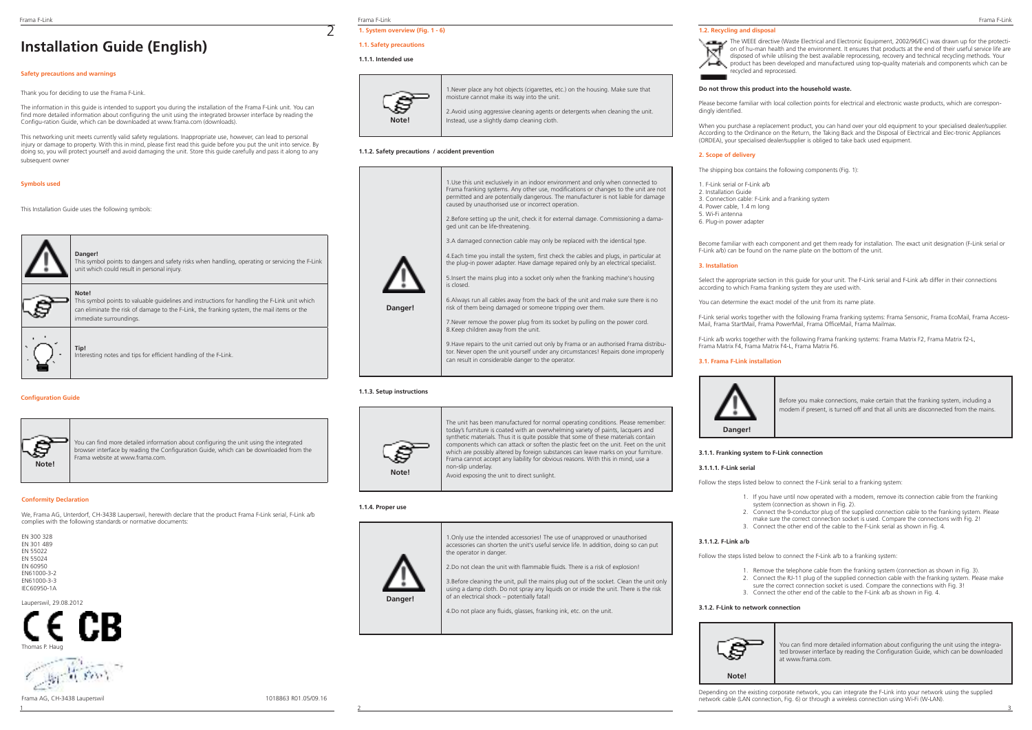# Installation Guide (English)

## Safety precautions and warnings

Thank you for deciding to use the Frama F-Link.

The information in this guide is intended to support you during the installation of the Frama F-Link unit. You can find more detailed information about configuring the unit using the integrated browser interface by reading the Configu-ration Guide, which can be downloaded at www.frama.com (downloads).

This networking unit meets currently valid safety regulations. Inappropriate use, however, can lead to personal injury or damage to property. With this in mind, please first read this guide before you put the unit into service. By doing so, you will protect yourself and avoid damaging the unit. Store this guide carefully and pass it along to any subsequent owner

## Symbols used

This Installation Guide uses the following symbols:

| | |
|---|---|
| | **Danger!** This symbol points to dangers and safety risks when handling, operating or servicing the F-Link unit which could result in personal injury. |
| | **Note!** This symbol points to valuable guidelines and instructions for handling the F-Link unit which can eliminate the risk of damage to the F-Link, the franking system, the mail items or the immediate surroundings. |
| | **Tip!** Interesting notes and tips for efficient handling of the F-Link. |

## Configuration Guide

| | |
|---|---|
| Note! | You can find more detailed information about configuring the unit using the integrated browser interface by reading the Configuration Guide, which can be downloaded from the Frama website at www.frama.com. |

## Conformity Declaration

We, Frama AG, Unterdorf, CH-3438 Lauperswil, herewith declare that the product Frama F-Link serial, F-Link a/b complies with the following standards or normative documents:

EN 300 328
EN 301 489
EN 55022
EN 55024
EN 60950
EN61000-3-2
EN61000-3-3
IEC60950-1A

Lauperswil, 29.08.2012

CE CB

Thomas P. Haug

Frama AG, CH-3438 Lauperswil

1018863 R01.05/09.16

## 1. System overview (Fig. 1 - 6)

### 1.1. Safety precautions

#### 1.1.1. Intended use

| | |
|---|---|
| Note! | 1.Never place any hot objects (cigarettes, etc.) on the housing. Make sure that moisture cannot make its way into the unit.<br><br>2.Avoid using aggressive cleaning agents or detergents when cleaning the unit. Instead, use a slightly damp cleaning cloth. |

#### 1.1.2. Safety precautions / accident prevention

| | |
|---|---|
| Danger! | 1.Use this unit exclusively in an indoor environment and only when connected to Frama franking systems. Any other use, modifications or changes to the unit are not permitted and are potentially dangerous. The manufacturer is not liable for damage caused by unauthorised use or incorrect operation.<br><br>2.Before setting up the unit, check it for external damage. Commissioning a damaged unit can be life-threatening.<br><br>3.A damaged connection cable may only be replaced with the identical type.<br><br>4.Each time you install the system, first check the cables and plugs, in particular at the plug-in power adapter. Have damage repaired only by an electrical specialist.<br><br>5.Insert the mains plug into a socket only when the franking machine's housing is closed.<br><br>6.Always run all cables away from the back of the unit and make sure there is no risk of them being damaged or someone tripping over them.<br><br>7.Never remove the power plug from its socket by pulling on the power cord.<br>8.Keep children away from the unit.<br><br>9.Have repairs to the unit carried out only by Frama or an authorised Frama distributor. Never open the unit yourself under any circumstances! Repairs done improperly can result in considerable danger to the operator. |

#### 1.1.3. Setup instructions

| | |
|---|---|
| Note! | The unit has been manufactured for normal operating conditions. Please remember: today's furniture is coated with an overwhelming variety of paints, lacquers and synthetic materials. Thus it is quite possible that some of these materials contain components which can attack or soften the plastic feet on the unit. Feet on the unit which are possibly altered by foreign substances can leave marks on your furniture. Frama cannot accept any liability for obvious reasons. With this in mind, use a non-slip underlay.<br>Avoid exposing the unit to direct sunlight. |

#### 1.1.4. Proper use

| | |
|---|---|
| Danger! | 1.Only use the intended accessories! The use of unapproved or unauthorised accessories can shorten the unit's useful service life. In addition, doing so can put the operator in danger.<br><br>2.Do not clean the unit with flammable fluids. There is a risk of explosion!<br><br>3.Before cleaning the unit, pull the mains plug out of the socket. Clean the unit only using a damp cloth. Do not spray any liquids on or inside the unit. There is the risk of an electrical shock – potentially fatal!<br><br>4.Do not place any fluids, glasses, franking ink, etc. on the unit. |

### 1.2. Recycling and disposal

The WEEE directive (Waste Electrical and Electronic Equipment, 2002/96/EC) was drawn up for the protection of hu-man health and the environment. It ensures that products at the end of their useful service life are disposed of while utilising the best available reprocessing, recovery and technical recycling methods. Your product has been developed and manufactured using top-quality materials and components which can be recycled and reprocessed.

**Do not throw this product into the household waste.**

Please become familiar with local collection points for electrical and electronic waste products, which are correspondingly identified.

When you purchase a replacement product, you can hand over your old equipment to your specialised dealer/supplier. According to the Ordinance on the Return, the Taking Back and the Disposal of Electrical and Elec-tronic Appliances (ORDEA), your specialised dealer/supplier is obliged to take back used equipment.

## 2. Scope of delivery

The shipping box contains the following components (Fig. 1):

1. F-Link serial or F-Link a/b
2. Installation Guide
3. Connection cable: F-Link and a franking system
4. Power cable, 1.4 m long
5. Wi-Fi antenna
6. Plug-in power adapter

Become familiar with each component and get them ready for installation. The exact unit designation (F-Link serial or F-Link a/b) can be found on the name plate on the bottom of the unit.

## 3. Installation

Select the appropriate section in this guide for your unit. The F-Link serial and F-Link a/b differ in their connections according to which Frama franking system they are used with.

You can determine the exact model of the unit from its name plate.

F-Link serial works together with the following Frama franking systems: Frama Sensonic, Frama EcoMail, Frama Access-Mail, Frama StartMail, Frama PowerMail, Frama OfficeMail, Frama Mailmax.

F-Link a/b works together with the following Frama franking systems: Frama Matrix F2, Frama Matrix f2-L, Frama Matrix F4, Frama Matrix F4-L, Frama Matrix F6.

### 3.1. Frama F-Link installation

| | |
|---|---|
| Danger! | Before you make connections, make certain that the franking system, including a modem if present, is turned off and that all units are disconnected from the mains. |

#### 3.1.1. Franking system to F-Link connection

##### 3.1.1.1. F-Link serial

Follow the steps listed below to connect the F-Link serial to a franking system:

1. If you have until now operated with a modem, remove its connection cable from the franking system (connection as shown in Fig. 2).
2. Connect the 9-conductor plug of the supplied connection cable to the franking system. Please make sure the correct connection socket is used. Compare the connections with Fig. 2!
3. Connect the other end of the cable to the F-Link serial as shown in Fig. 4.

##### 3.1.1.2. F-Link a/b

Follow the steps listed below to connect the F-Link a/b to a franking system:

1. Remove the telephone cable from the franking system (connection as shown in Fig. 3).
2. Connect the RJ-11 plug of the supplied connection cable with the franking system. Please make sure the correct connection socket is used. Compare the connections with Fig. 3!
3. Connect the other end of the cable to the F-Link a/b as shown in Fig. 4.

#### 3.1.2. F-Link to network connection

| | |
|---|---|
| Note! | You can find more detailed information about configuring the unit using the integrated browser interface by reading the Configuration Guide, which can be downloaded at www.frama.com. |

Depending on the existing corporate network, you can integrate the F-Link into your network using the supplied network cable (LAN connection, Fig. 6) or through a wireless connection using Wi-Fi (W-LAN).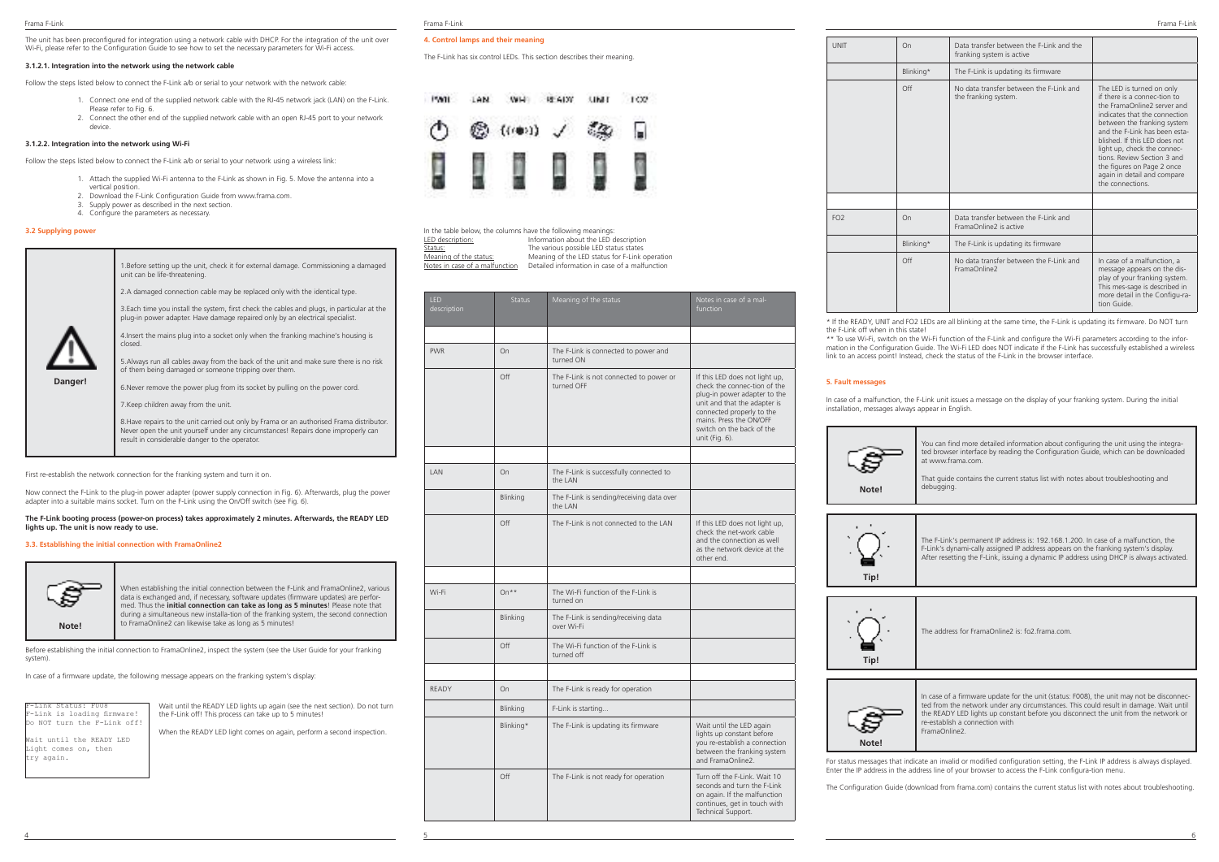The unit has been preconfigured for integration using a network cable with DHCP. For the integration of the unit over Wi-Fi, please refer to the Configuration Guide to see how to set the necessary parameters for Wi-Fi access.

#### 3.1.2.1. Integration into the network using the network cable

Follow the steps listed below to connect the F-Link a/b or serial to your network with the network cable:

1. Connect one end of the supplied network cable with the RJ-45 network jack (LAN) on the F-Link. Please refer to Fig. 6.
2. Connect the other end of the supplied network cable with an open RJ-45 port to your network device.

#### 3.1.2.2. Integration into the network using Wi-Fi

Follow the steps listed below to connect the F-Link a/b or serial to your network using a wireless link:

1. Attach the supplied Wi-Fi antenna to the F-Link as shown in Fig. 5. Move the antenna into a vertical position.
2. Download the F-Link Configuration Guide from www.frama.com.
3. Supply power as described in the next section.
4. Configure the parameters as necessary.

### 3.2 Supplying power

**Danger!**

1.Before setting up the unit, check it for external damage. Commissioning a damaged unit can be life-threatening.

2.A damaged connection cable may be replaced only with the identical type.

3.Each time you install the system, first check the cables and plugs, in particular at the plug-in power adapter. Have damage repaired only by an electrical specialist.

4.Insert the mains plug into a socket only when the franking machine's housing is closed.

5.Always run all cables away from the back of the unit and make sure there is no risk of them being damaged or someone tripping over them.

6.Never remove the power plug from its socket by pulling on the power cord.

7.Keep children away from the unit.

8.Have repairs to the unit carried out only by Frama or an authorised Frama distributor. Never open the unit yourself under any circumstances! Repairs done improperly can result in considerable danger to the operator.

First re-establish the network connection for the franking system and turn it on.

Now connect the F-Link to the plug-in power adapter (power supply connection in Fig. 6). Afterwards, plug the power adapter into a suitable mains socket. Turn on the F-Link using the On/Off switch (see Fig. 6).

**The F-Link booting process (power-on process) takes approximately 2 minutes. Afterwards, the READY LED lights up. The unit is now ready to use.**

### 3.3. Establishing the initial connection with FramaOnline2

**Note!**

When establishing the initial connection between the F-Link and FramaOnline2, various data is exchanged and, if necessary, software updates (firmware updates) are performed. Thus the **initial connection can take as long as 5 minutes**! Please note that during a simultaneous new installa-tion of the franking system, the second connection to FramaOnline2 can likewise take as long as 5 minutes!

Before establishing the initial connection to FramaOnline2, inspect the system (see the User Guide for your franking system).

In case of a firmware update, the following message appears on the franking system's display:

```
F-Link Status: F008
F-Link is loading firmware!
Do NOT turn the F-Link off!

Wait until the READY LED
Light comes on, then
try again.
```

Wait until the READY LED lights up again (see the next section). Do not turn the F-Link off! This process can take up to 5 minutes!

When the READY LED light comes on again, perform a second inspection.

### 4. Control lamps and their meaning

The F-Link has six control LEDs. This section describes their meaning.

PWR LAN WiFi READY UNIT FO2

In the table below, the columns have the following meanings:

- LED description: Information about the LED description
- Status: The various possible LED status states
- Meaning of the status: Meaning of the LED status for F-Link operation
- Notes in case of a malfunction: Detailed information in case of a malfunction

| LED description | Status | Meaning of the status | Notes in case of a mal-function |
|---|---|---|---|
| | | | |
| PWR | On | The F-Link is connected to power and turned ON | |
| | Off | The F-Link is not connected to power or turned OFF | If this LED does not light up, check the connec-tion of the plug-in power adapter to the unit and that the adapter is connected properly to the mains. Press the ON/OFF switch on the back of the unit (Fig. 6). |
| | | | |
| LAN | On | The F-Link is successfully connected to the LAN | |
| | Blinking | The F-Link is sending/receiving data over the LAN | |
| | Off | The F-Link is not connected to the LAN | If this LED does not light up, check the net-work cable and the connection as well as the network device at the other end. |
| | | | |
| Wi-Fi | On** | The Wi-Fi function of the F-Link is turned on | |
| | Blinking | The F-Link is sending/receiving data over Wi-Fi | |
| | Off | The Wi-Fi function of the F-Link is turned off | |
| | | | |
| READY | On | The F-Link is ready for operation | |
| | Blinking | F-Link is starting... | |
| | Blinking* | The F-Link is updating its firmware | Wait until the LED again lights up constant before you re-establish a connection between the franking system and FramaOnline2. |
| | Off | The F-Link is not ready for operation | Turn off the F-Link. Wait 10 seconds and turn the F-Link on again. If the malfunction continues, get in touch with Technical Support. |
| UNIT | On | Data transfer between the F-Link and the franking system is active | |
| | Blinking* | The F-Link is updating its firmware | |
| | Off | No data transfer between the F-Link and the franking system. | The LED is turned on only if there is a connec-tion to the FramaOnline2 server and indicates that the connection between the franking system and the F-Link has been esta-blished. If this LED does not light up, check the connec-tions. Review Section 3 and the figures on Page 2 once again in detail and compare the connections. |
| | | | |
| FO2 | On | Data transfer between the F-Link and FramaOnline2 is active | |
| | Blinking* | The F-Link is updating its firmware | |
| | Off | No data transfer between the F-Link and FramaOnline2 | In case of a malfunction, a message appears on the dis-play of your franking system. This mes-sage is described in more detail in the Configu-ra-tion Guide. |

* If the READY, UNIT and FO2 LEDs are all blinking at the same time, the F-Link is updating its firmware. Do NOT turn the F-Link off when in this state!

** To use Wi-Fi, switch on the Wi-Fi function of the F-Link and configure the Wi-Fi parameters according to the infor-mation in the Configuration Guide. The Wi-Fi LED does NOT indicate if the F-Link has successfully established a wireless link to an access point! Instead, check the status of the F-Link in the browser interface.

### 5. Fault messages

In case of a malfunction, the F-Link unit issues a message on the display of your franking system. During the initial installation, messages always appear in English.

**Note!**

You can find more detailed information about configuring the unit using the integra-ted browser interface by reading the Configuration Guide, which can be downloaded at www.frama.com.

That guide contains the current status list with notes about troubleshooting and debugging.

**Tip!**

The F-Link's permanent IP address is: 192.168.1.200. In case of a malfunction, the F-Link's dynami-cally assigned IP address appears on the franking system's display. After resetting the F-Link, issuing a dynamic IP address using DHCP is always activated.

**Tip!**

The address for FramaOnline2 is: fo2.frama.com.

**Note!**

In case of a firmware update for the unit (status: F008), the unit may not be disconnec-ted from the network under any circumstances. This could result in damage. Wait until the READY LED lights up constant before you disconnect the unit from the network or re-establish a connection with FramaOnline2.

For status messages that indicate an invalid or modified configuration setting, the F-Link IP address is always displayed. Enter the IP address in the address line of your browser to access the F-Link configura-tion menu.

The Configuration Guide (download from frama.com) contains the current status list with notes about troubleshooting.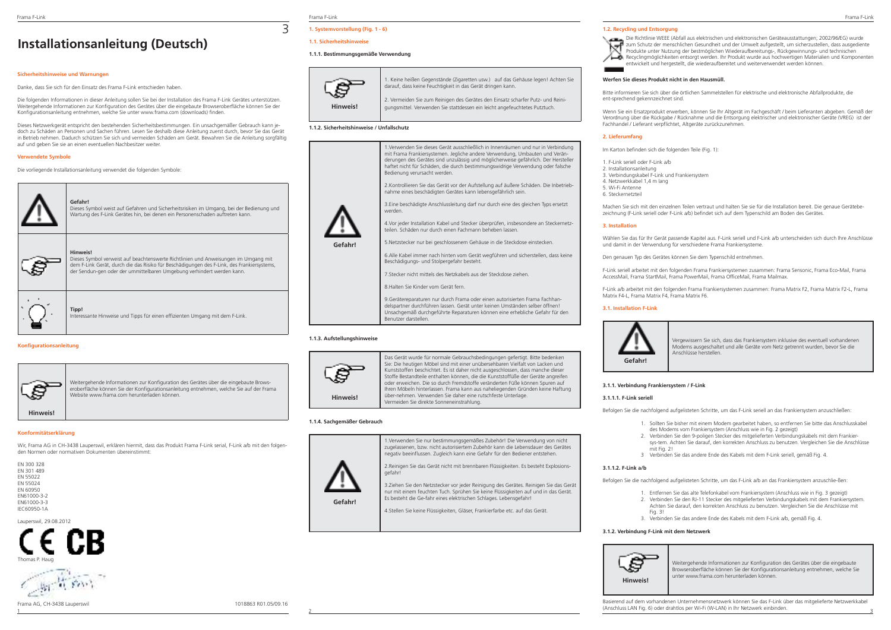# Installationsanleitung (Deutsch)

**Sicherheitshinweise und Warnungen**

Danke, dass Sie sich für den Einsatz des Frama F-Link entschieden haben.

Die folgenden Informationen in dieser Anleitung sollen Sie bei der Installation des Frama F-Link Gerätes unterstützen. Weitergehende Informationen zur Konfiguration des Gerätes über die eingebaute Browseroberfläche können Sie der Konfigurationsanleitung entnehmen, welche Sie unter www.frama.com (downloads) finden.

Dieses Netzwerkgerät entspricht den bestehenden Sicherheitsbestimmungen. Ein unsachgemäßer Gebrauch kann jedoch zu Schäden an Personen und Sachen führen. Lesen Sie deshalb diese Anleitung zuerst durch, bevor Sie das Gerät in Betrieb nehmen. Dadurch schützen Sie sich und vermeiden Schäden am Gerät. Bewahren Sie die Anleitung sorgfältig auf und geben Sie sie an einen eventuellen Nachbesitzer weiter.

**Verwendete Symbole**

Die vorliegende Installationsanleitung verwendet die folgenden Symbole:

| | |
|---|---|
| | **Gefahr!** Dieses Symbol weist auf Gefahren und Sicherheitsrisiken im Umgang, bei der Bedienung und Wartung des F-Link Gerätes hin, bei denen ein Personenschaden auftreten kann. |
| | **Hinweis!** Dieses Symbol verweist auf beachtenswerte Richtlinien und Anweisungen im Umgang mit dem F-Link Gerät, durch die das Risiko für Beschädigungen des F-Link, des Frankiersystems, der Sendun-gen oder der unmittelbaren Umgebung verhindert werden kann. |
| | **Tipp!** Interessante Hinweise und Tipps für einen effizienten Umgang mit dem F-Link. |

**Konfigurationsanleitung**

| | |
|---|---|
| **Hinweis!** | Weitergehende Informationen zur Konfiguration des Gerätes über die eingebaute Browseroberfläche können Sie der Konfigurationsanleitung entnehmen, welche Sie auf der Frama Website www.frama.com herunterladen können. |

**Konformitätserklärung**

Wir, Frama AG in CH-3438 Lauperswil, erklären hiermit, dass das Produkt Frama F-Link serial, F-Link a/b mit den folgenden Normen oder normativen Dokumenten übereinstimmt:

EN 300 328
EN 301 489
EN 55022
EN 55024
EN 60950
EN61000-3-2
EN61000-3-3
IEC60950-1A

Lauperswil, 29.08.2012

CE CB

Thomas P. Haug

Frama AG, CH-3438 Lauperswil    1018863 R01.05/09.16

**1. Systemvorstellung (Fig. 1 - 6)**

**1.1. Sicherheitshinweise**

**1.1.1. Bestimmungsgemäße Verwendung**

| | |
|---|---|
| **Hinweis!** | 1. Keine heißen Gegenstände (Zigaretten usw.) auf das Gehäuse legen! Achten Sie darauf, dass keine Feuchtigkeit in das Gerät dringen kann.<br><br>2. Vermeiden Sie zum Reinigen des Gerätes den Einsatz scharfer Putz- und Reinigungsmittel. Verwenden Sie stattdessen ein leicht angefeuchtetes Putztuch. |

**1.1.2. Sicherheitshinweise / Unfallschutz**

| | |
|---|---|
| **Gefahr!** | 1.Verwenden Sie dieses Gerät ausschließlich in Innenräumen und nur in Verbindung mit Frama Frankiersystemen. Jegliche andere Verwendung, Umbauten und Veränderungen des Gerätes sind unzulässig und möglicherweise gefährlich. Der Hersteller haftet nicht für Schäden, die durch bestimmungswidrige Verwendung oder falsche Bedienung verursacht werden.<br><br>2.Kontrollieren Sie das Gerät vor der Aufstellung auf äußere Schäden. Die Inbetriebnahme eines beschädigten Gerätes kann lebensgefährlich sein.<br><br>3.Eine beschädigte Anschlussleitung darf nur durch eine des gleichen Typs ersetzt werden.<br><br>4.Vor jeder Installation Kabel und Stecker überprüfen, insbesondere an Steckernetzteilen. Schäden nur durch einen Fachmann beheben lassen.<br><br>5.Netzstecker nur bei geschlossenem Gehäuse in die Steckdose einstecken.<br><br>6.Alle Kabel immer nach hinten vom Gerät wegführen und sicherstellen, dass keine Beschädigungs- und Stolpergefahr besteht.<br><br>7.Stecker nicht mittels des Netzkabels aus der Steckdose ziehen.<br><br>8.Halten Sie Kinder vom Gerät fern.<br><br>9.Gerätereparaturen nur durch Frama oder einen autorisierten Frama Fachhandelspartner durchführen lassen. Gerät unter keinen Umständen selber öffnen! Unsachgemäß durchgeführte Reparaturen können eine erhebliche Gefahr für den Benutzer darstellen. |

**1.1.3. Aufstellungshinweise**

| | |
|---|---|
| **Hinweis!** | Das Gerät wurde für normale Gebrauchsbedingungen gefertigt. Bitte bedenken Sie: Die heutigen Möbel sind mit einer unübersehbaren Vielfalt von Lacken und Kunststoffen beschichtet. Es ist daher nicht ausgeschlossen, dass manche dieser Stoffe Bestandteile enthalten können, die die Kunststofffüße der Geräte angreifen oder erweichen. Die so durch Fremdstoffe veränderten Füße können Spuren auf Ihren Möbeln hinterlassen. Frama kann aus naheliegenden Gründen keine Haftung über-nehmen. Verwenden Sie daher eine rutschfeste Unterlage. Vermeiden Sie direkte Sonneneinstrahlung. |

**1.1.4. Sachgemäßer Gebrauch**

| | |
|---|---|
| **Gefahr!** | 1.Verwenden Sie nur bestimmungsgemäßes Zubehör! Die Verwendung von nicht zugelassenen, bzw. nicht autorisiertem Zubehör kann die Lebensdauer des Gerätes negativ beeinflussen. Zugleich kann eine Gefahr für den Bediener entstehen.<br><br>2.Reinigen Sie das Gerät nicht mit brennbaren Flüssigkeiten. Es besteht Explosionsgefahr!<br><br>3.Ziehen Sie den Netzstecker vor jeder Reinigung des Gerätes. Reinigen Sie das Gerät nur mit einem feuchten Tuch. Sprühen Sie keine Flüssigkeiten auf und in das Gerät. Es besteht die Ge-fahr eines elektrischen Schlages. Lebensgefahr!<br><br>4.Stellen Sie keine Flüssigkeiten, Gläser, Frankierfarbe etc. auf das Gerät. |

**1.2. Recycling und Entsorgung**

Die Richtlinie WEEE (Abfall aus elektrischen und elektronischen Geräteausstattungen; 2002/96/EG) wurde zum Schutz der menschlichen Gesundheit und der Umwelt aufgestellt, um sicherzustellen, dass ausgediente Produkte unter Nutzung der bestmöglichen Wiederaufbereitungs-, Rückgewinnungs- und technischen Recyclingmöglichkeiten entsorgt werden. Ihr Produkt wurde aus hochwertigen Materialien und Komponenten entwickelt und hergestellt, die wiederaufbereitet und weiterverwendet werden können.

**Werfen Sie dieses Produkt nicht in den Hausmüll.**

Bitte informieren Sie sich über die örtlichen Sammelstellen für elektrische und elektronische Abfallprodukte, die ent-sprechend gekennzeichnet sind.

Wenn Sie ein Ersatzprodukt erwerben, können Sie Ihr Altgerät im Fachgeschäft / beim Lieferanten abgeben. Gemäß der Verordnung über die Rückgabe / Rücknahme und die Entsorgung elektrischer und elektronischer Geräte (VREG) ist der Fachhandel / Lieferant verpflichtet, Altgeräte zurückzunehmen.

**2. Lieferumfang**

Im Karton befinden sich die folgenden Teile (Fig. 1):

1. F-Link seriell oder F-Link a/b
2. Installationsanleitung
3. Verbindungskabel F-Link und Frankiersystem
4. Netzwerkkabel 1,4 m lang
5. Wi-Fi Antenne
6. Steckernetzteil

Machen Sie sich mit den einzelnen Teilen vertraut und halten Sie sie für die Installation bereit. Die genaue Gerätebezeichnung (F-Link seriell oder F-Link a/b) befindet sich auf dem Typenschild am Boden des Gerätes.

**3. Installation**

Wählen Sie das für Ihr Gerät passende Kapitel aus. F-Link seriell und F-Link a/b unterscheiden sich durch Ihre Anschlüsse und damit in der Verwendung für verschiedene Frama Frankiersysteme.

Den genauen Typ des Gerätes können Sie dem Typenschild entnehmen.

F-Link seriell arbeitet mit den folgenden Frama Frankiersystemen zusammen: Frama Sensonic, Frama Eco-Mail, Frama AccessMail, Frama StartMail, Frama PowerMail, Frama OfficeMail, Frama Mailmax.

F-Link a/b arbeitet mit den folgenden Frama Frankiersystemen zusammen: Frama Matrix F2, Frama Matrix F2-L, Frama Matrix F4-L, Frama Matrix F4, Frama Matrix F6.

**3.1. Installation F-Link**

| | |
|---|---|
| **Gefahr!** | Vergewissern Sie sich, dass das Frankiersystem inklusive des eventuell vorhandenen Modems ausgeschaltet und alle Geräte vom Netz getrennt wurden, bevor Sie die Anschlüsse herstellen. |

**3.1.1. Verbindung Frankiersystem / F-Link**

**3.1.1.1. F-Link seriell**

Befolgen Sie die nachfolgend aufgelisteten Schritte, um das F-Link seriell an das Frankiersystem anzuschließen:

1. Sollten Sie bisher mit einem Modem gearbeitet haben, so entfernen Sie bitte das Anschlusskabel des Modems vom Frankiersystem (Anschluss wie in Fig. 2 gezeigt)
2. Verbinden Sie den 9-poligen Stecker des mitgelieferten Verbindungskabels mit dem Frankiersys-tem. Achten Sie darauf, den korrekten Anschluss zu benutzen. Vergleichen Sie die Anschlüsse mit Fig. 2!
3. Verbinden Sie das andere Ende des Kabels mit dem F-Link seriell, gemäß Fig. 4.

**3.1.1.2. F-Link a/b**

Befolgen Sie die nachfolgend aufgelisteten Schritte, um das F-Link a/b an das Frankiersystem anzuschlie-ßen:

1. Entfernen Sie das alte Telefonkabel vom Frankiersystem (Anschluss wie in Fig. 3 gezeigt)
2. Verbinden Sie den RJ-11 Stecker des mitgelieferten Verbindungskabels mit dem Frankiersystem. Achten Sie darauf, den korrekten Anschluss zu benutzen. Vergleichen Sie die Anschlüsse mit Fig. 3!
3. Verbinden Sie das andere Ende des Kabels mit dem F-Link a/b, gemäß Fig. 4.

**3.1.2. Verbindung F-Link mit dem Netzwerk**

| | |
|---|---|
| **Hinweis!** | Weitergehende Informationen zur Konfiguration des Gerätes über die eingebaute Browseroberfläche können Sie der Konfigurationsanleitung entnehmen, welche Sie unter www.frama.com herunterladen können. |

Basierend auf dem vorhandenen Unternehmensnetzwerk können Sie das F-Link über das mitgelieferte Netzwerkkabel (Anschluss LAN Fig. 6) oder drahtlos per Wi-Fi (W-LAN) in Ihr Netzwerk einbinden.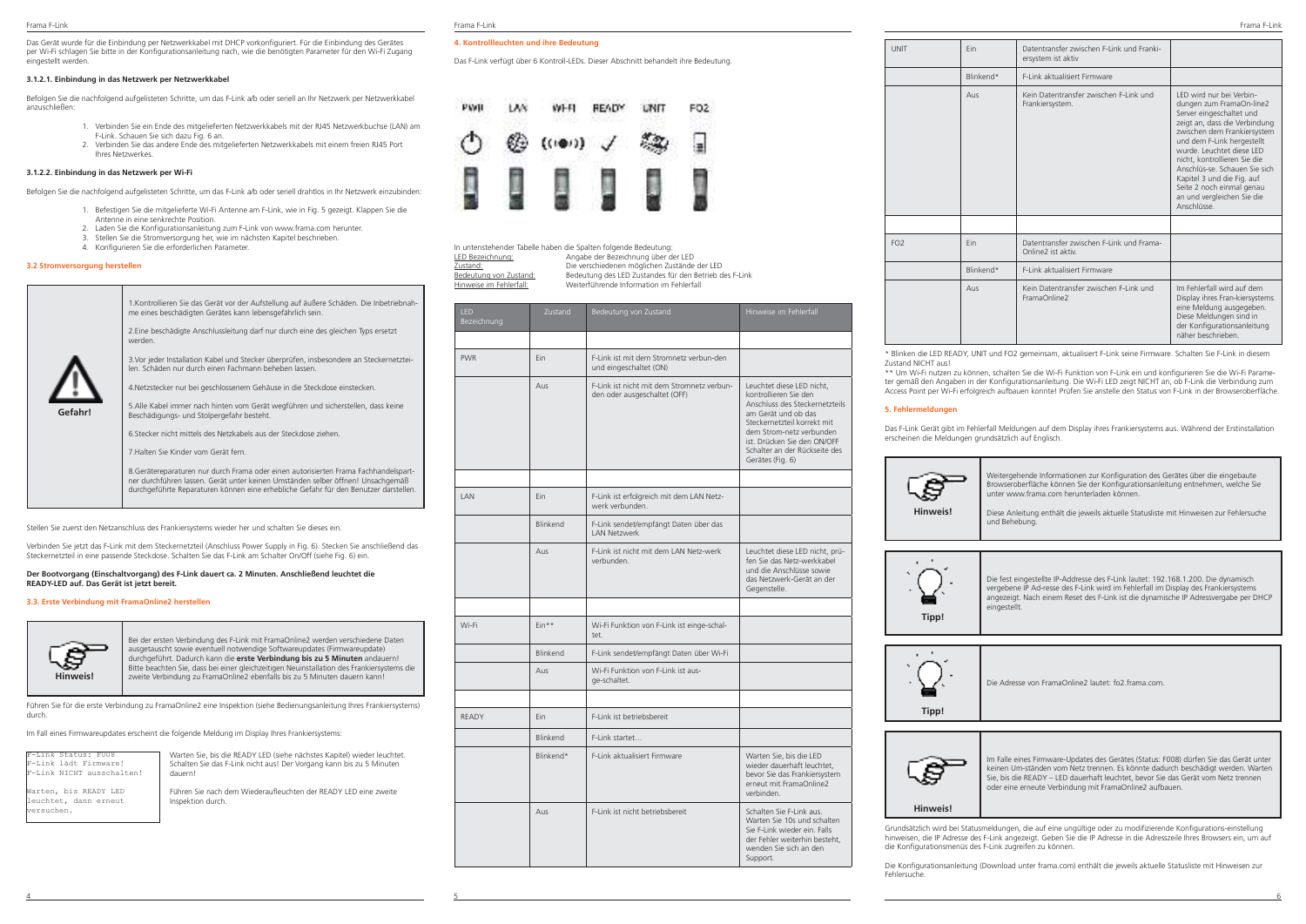Das Gerät wurde für die Einbindung per Netzwerkkabel mit DHCP vorkonfiguriert. Für die Einbindung des Gerätes per Wi-Fi schlagen Sie bitte in der Konfigurationsanleitung nach, wie die benötigten Parameter für den Wi-Fi Zugang eingestellt werden.

### 3.1.2.1. Einbindung in das Netzwerk per Netzwerkkabel

Befolgen Sie die nachfolgend aufgelisteten Schritte, um das F-Link a/b oder seriell an Ihr Netzwerk per Netzwerkkabel anzuschließen:

1. Verbinden Sie ein Ende des mitgelieferten Netzwerkkabels mit der RJ45 Netzwerkbuchse (LAN) am F-Link. Schauen Sie sich dazu Fig. 6 an.
2. Verbinden Sie das andere Ende des mitgelieferten Netzwerkkabels mit einem freien RJ45 Port Ihres Netzwerkes.

### 3.1.2.2. Einbindung in das Netzwerk per Wi-Fi

Befolgen Sie die nachfolgend aufgelisteten Schritte, um das F-Link a/b oder seriell drahtlos in Ihr Netzwerk einzubinden:

1. Befestigen Sie die mitgelieferte Wi-Fi Antenne am F-Link, wie in Fig. 5 gezeigt. Klappen Sie die Antenne in eine senkrechte Position.
2. Laden Sie die Konfigurationsanleitung zum F-Link von www.frama.com herunter.
3. Stellen Sie die Stromversorgung her, wie im nächsten Kapitel beschrieben.
4. Konfigurieren Sie die erforderlichen Parameter.

## 3.2 Stromversorgung herstellen

**Gefahr!**

1.Kontrollieren Sie das Gerät vor der Aufstellung auf äußere Schäden. Die Inbetriebnahme eines beschädigten Gerätes kann lebensgefährlich sein.

2.Eine beschädigte Anschlussleitung darf nur durch eine des gleichen Typs ersetzt werden.

3.Vor jeder Installation Kabel und Stecker überprüfen, insbesondere an Steckernetzteilen. Schäden nur durch einen Fachmann beheben lassen.

4.Netzstecker nur bei geschlossenem Gehäuse in die Steckdose einstecken.

5.Alle Kabel immer nach hinten vom Gerät wegführen und sicherstellen, dass keine Beschädigungs- und Stolpergefahr besteht.

6.Stecker nicht mittels des Netzkabels aus der Steckdose ziehen.

7.Halten Sie Kinder vom Gerät fern.

8.Gerätereparaturen nur durch Frama oder einen autorisierten Frama Fachhandelspartner durchführen lassen. Gerät unter keinen Umständen selber öffnen! Unsachgemäß durchgeführte Reparaturen können eine erhebliche Gefahr für den Benutzer darstellen.

Stellen Sie zuerst den Netzanschluss des Frankiersystems wieder her und schalten Sie dieses ein.

Verbinden Sie jetzt das F-Link mit dem Steckernetzteil (Anschluss Power Supply in Fig. 6). Stecken Sie anschließend das Steckernetzteil in eine passende Steckdose. Schalten Sie das F-Link am Schalter On/Off (siehe Fig. 6) ein.

**Der Bootvorgang (Einschaltvorgang) des F-Link dauert ca. 2 Minuten. Anschließend leuchtet die READY-LED auf. Das Gerät ist jetzt bereit.**

## 3.3. Erste Verbindung mit FramaOnline2 herstellen

**Hinweis!**

Bei der ersten Verbindung des F-Link mit FramaOnline2 werden verschiedene Daten ausgetauscht sowie eventuell notwendige Softwareupdates (Firmwareupdate) durchgeführt. Dadurch kann die **erste Verbindung bis zu 5 Minuten** andauern! Bitte beachten Sie, dass bei einer gleichzeitigen Neuinstallation des Frankiersystems die zweite Verbindung zu FramaOnline2 ebenfalls bis zu 5 Minuten dauern kann!

Führen Sie für die erste Verbindung zu FramaOnline2 eine Inspektion (siehe Bedienungsanleitung Ihres Frankiersystems) durch.

Im Fall eines Firmwareupdates erscheint die folgende Meldung im Display Ihres Frankiersystems:

```
F-Link Status: F008
F-Link lädt Firmware!
F-Link NICHT ausschalten!

Warten, bis READY LED
leuchtet, dann erneut
versuchen.
```

Warten Sie, bis die READY LED (siehe nächstes Kapitel) wieder leuchtet. Schalten Sie das F-Link nicht aus! Der Vorgang kann bis zu 5 Minuten dauern!

Führen Sie nach dem Wiederaufleuchten der READY LED eine zweite Inspektion durch.

## 4. Kontrollleuchten und ihre Bedeutung

Das F-Link verfügt über 6 Kontroll-LEDs. Dieser Abschnitt behandelt ihre Bedeutung.

PWR LAN Wi-Fi READY UNIT FO2

In untenstehender Tabelle haben die Spalten folgende Bedeutung:

- LED Bezeichnung: Angabe der Bezeichnung über der LED
- Zustand: Die verschiedenen möglichen Zustände der LED
- Bedeutung von Zustand: Bedeutung des LED Zustandes für den Betrieb des F-Link
- Hinweise im Fehlerfall: Weiterführende Information im Fehlerfall

| LED Bezeichnung | Zustand | Bedeutung von Zustand | Hinweise im Fehlerfall |
|---|---|---|---|
| | | | |
| PWR | Ein | F-Link ist mit dem Stromnetz verbun-den und eingeschaltet (ON) | |
| | Aus | F-Link ist nicht mit dem Stromnetz verbun-den oder ausgeschaltet (OFF) | Leuchtet diese LED nicht, kontrollieren Sie den Anschluss des Steckernetzteils am Gerät und ob das Steckernetzteil korrekt mit dem Strom-netz verbunden ist. Drücken Sie den ON/OFF Schalter an der Rückseite des Gerätes (Fig. 6) |
| | | | |
| LAN | Ein | F-Link ist erfolgreich mit dem LAN Netz-werk verbunden. | |
| | Blinkend | F-Link sendet/empfängt Daten über das LAN Netzwerk | |
| | Aus | F-Link ist nicht mit dem LAN Netz-werk verbunden. | Leuchtet diese LED nicht, prü-fen Sie das Netz-werkkabel und die Anschlüsse sowie das Netzwerk-Gerät an der Gegenstelle. |
| | | | |
| Wi-Fi | Ein** | Wi-Fi Funktion von F-Link ist einge-schal-tet. | |
| | Blinkend | F-Link sendet/empfängt Daten über Wi-Fi | |
| | Aus | Wi-Fi Funktion von F-Link ist aus-ge-schaltet. | |
| | | | |
| READY | Ein | F-Link ist betriebsbereit | |
| | Blinkend | F-Link startet… | |
| | Blinkend* | F-Link aktualisiert Firmware | Warten Sie, bis die LED wieder dauerhaft leuchtet, bevor Sie das Frankiersystem erneut mit FramaOnline2 verbinden. |
| | Aus | F-Link ist nicht betriebsbereit | Schalten Sie F-Link aus. Warten Sie 10s und schalten Sie F-Link wieder ein. Falls der Fehler weiterhin besteht, wenden Sie sich an den Support. |
| UNIT | Ein | Datentransfer zwischen F-Link und Franki-ersystem ist aktiv | |
| | Blinkend* | F-Link aktualisiert Firmware | |
| | Aus | Kein Datentransfer zwischen F-Link und Frankiersystem. | LED wird nur bei Verbin-dungen zum FramaOn-line2 Server eingeschaltet und zeigt an, dass die Verbindung zwischen dem Frankiersystem und dem F-Link hergestellt wurde. Leuchtet diese LED nicht, kontrollieren Sie die Anschlüs-se. Schauen Sie sich Kapitel 3 und die Fig. auf Seite 2 noch einmal genau an und vergleichen Sie die Anschlüsse. |
| | | | |
| FO2 | Ein | Datentransfer zwischen F-Link und Frama-Online2 ist aktiv. | |
| | Blinkend* | F-Link aktualisiert Firmware | |
| | Aus | Kein Datentransfer zwischen F-Link und FramaOnline2 | Im Fehlerfall wird auf dem Display ihres Fran-kiersystems eine Meldung ausgegeben. Diese Meldungen sind in der Konfigurationsanleitung näher beschrieben. |

\* Blinken die LED READY, UNIT und FO2 gemeinsam, aktualisiert F-Link seine Firmware. Schalten Sie F-Link in diesem Zustand NICHT aus!

\*\* Um Wi-Fi nutzen zu können, schalten Sie die Wi-Fi Funktion von F-Link ein und konfigurieren Sie die Wi-Fi Parameter gemäß den Angaben in der Konfigurationsanleitung. Die Wi-Fi LED zeigt NICHT an, ob F-Link die Verbindung zum Access Point per Wi-Fi erfolgreich aufbauen konnte! Prüfen Sie anstelle den Status von F-Link in der Browseroberfläche.

## 5. Fehlermeldungen

Das F-Link Gerät gibt im Fehlerfall Meldungen auf dem Display ihres Frankiersystems aus. Während der Erstinstallation erscheinen die Meldungen grundsätzlich auf Englisch.

**Hinweis!**

Weitergehende Informationen zur Konfiguration des Gerätes über die eingebaute Browseroberfläche können Sie der Konfigurationsanleitung entnehmen, welche Sie unter www.frama.com herunterladen können.

Diese Anleitung enthält die jeweils aktuelle Statusliste mit Hinweisen zur Fehlersuche und Behebung.

**Tipp!**

Die fest eingestellte IP-Addresse des F-Link lautet: 192.168.1.200. Die dynamisch vergebene IP Ad-resse des F-Link wird im Fehlerfall im Display des Frankiersystems angezeigt. Nach einem Reset des F-Link ist die dynamische IP Adressvergabe per DHCP eingestellt.

**Tipp!**

Die Adresse von FramaOnline2 lautet: fo2.frama.com.

**Hinweis!**

Im Falle eines Firmware-Updates des Gerätes (Status: F008) dürfen Sie das Gerät unter keinen Um-ständen vom Netz trennen. Es könnte dadurch beschädigt werden. Warten Sie, bis die READY – LED dauerhaft leuchtet, bevor Sie das Gerät vom Netz trennen oder eine erneute Verbindung mit FramaOnline2 aufbauen.

Grundsätzlich wird bei Statusmeldungen, die auf eine ungültige oder zu modifizierende Konfigurations-einstellung hinweisen, die IP Adresse des F-Link angezeigt. Geben Sie die IP Adresse in die Adresszeile Ihres Browsers ein, um auf die Konfigurationsmenüs des F-Link zugreifen zu können.

Die Konfigurationsanleitung (Download unter frama.com) enthält die jeweils aktuelle Statusliste mit Hinweisen zur Fehlersuche.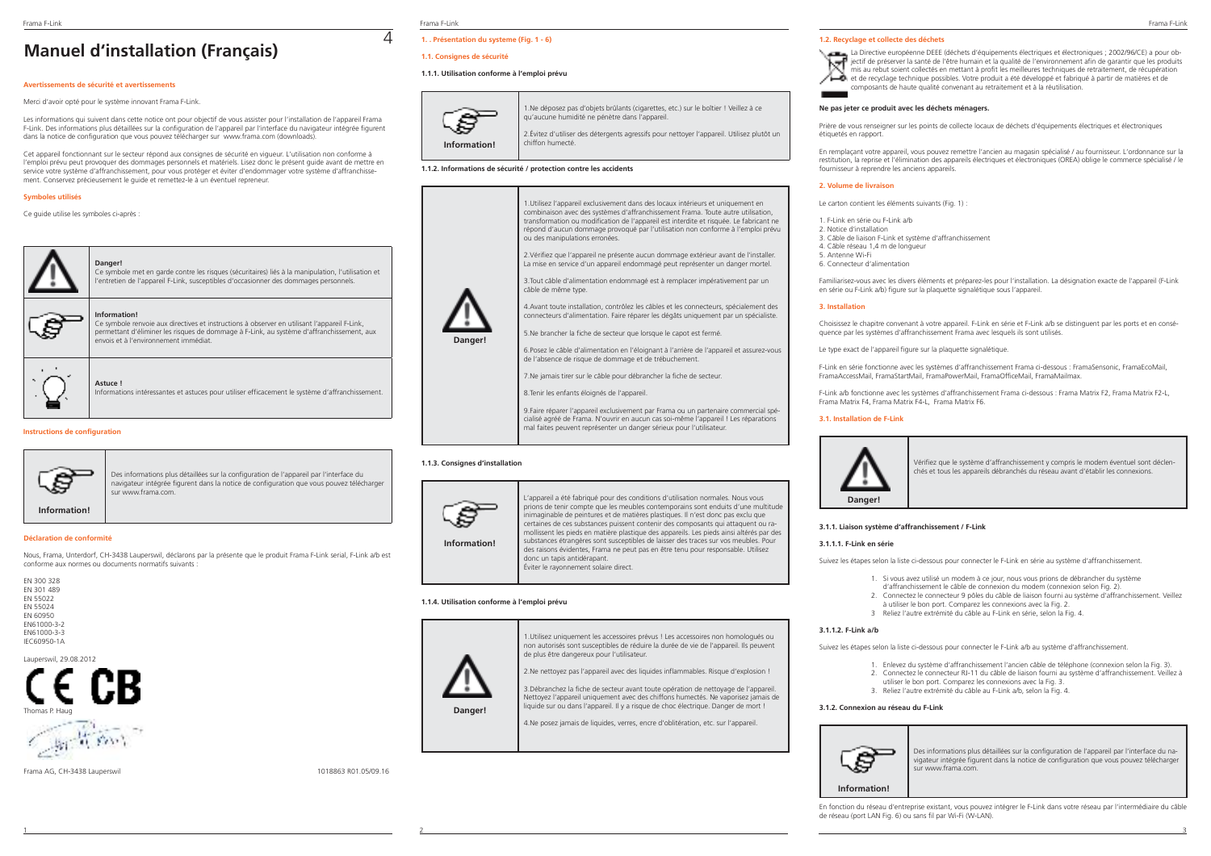# Manuel d'installation (Français)

**Avertissements de sécurité et avertissements**

Merci d'avoir opté pour le système innovant Frama F-Link.

Les informations qui suivent dans cette notice ont pour objectif de vous assister pour l'installation de l'appareil Frama F-Link. Des informations plus détaillées sur la configuration de l'appareil par l'interface du navigateur intégrée figurent dans la notice de configuration que vous pouvez télécharger sur www.frama.com (downloads).

Cet appareil fonctionnant sur le secteur répond aux consignes de sécurité en vigueur. L'utilisation non conforme à l'emploi prévu peut provoquer des dommages personnels et matériels. Lisez donc le présent guide avant de mettre en service votre système d'affranchissement, pour vous protéger et éviter d'endommager votre système d'affranchissement. Conservez précieusement le guide et remettez-le à un éventuel repreneur.

**Symboles utilisés**

Ce guide utilise les symboles ci-après :

| | |
|---|---|
| | **Danger!** Ce symbole met en garde contre les risques (sécuritaires) liés à la manipulation, l'utilisation et l'entretien de l'appareil F-Link, susceptibles d'occasionner des dommages personnels. |
| | **Information!** Ce symbole renvoie aux directives et instructions à observer en utilisant l'appareil F-Link, permettant d'éliminer les risques de dommage à F-Link, au système d'affranchissement, aux envois et à l'environnement immédiat. |
| | **Astuce !** Informations intéressantes et astuces pour utiliser efficacement le système d'affranchissement. |

**Instructions de configuration**

| | |
|---|---|
| Information! | Des informations plus détaillées sur la configuration de l'appareil par l'interface du navigateur intégrée figurent dans la notice de configuration que vous pouvez télécharger sur www.frama.com. |

**Déclaration de conformité**

Nous, Frama, Unterdorf, CH-3438 Lauperswil, déclarons par la présente que le produit Frama F-Link serial, F-Link a/b est conforme aux normes ou documents normatifs suivants :

EN 300 328
EN 301 489
EN 55022
EN 55024
EN 60950
EN61000-3-2
EN61000-3-3
IEC60950-1A

Lauperswil, 29.08.2012

Thomas P. Haug

Frama AG, CH-3438 Lauperswil

1018863 R01.05/09.16

**1. . Présentation du systeme (Fig. 1 - 6)**

**1.1. Consignes de sécurité**

**1.1.1. Utilisation conforme à l'emploi prévu**

| | |
|---|---|
| Information! | 1.Ne déposez pas d'objets brûlants (cigarettes, etc.) sur le boîtier ! Veillez à ce qu'aucune humidité ne pénètre dans l'appareil.<br>2.Évitez d'utiliser des détergents agressifs pour nettoyer l'appareil. Utilisez plutôt un chiffon humecté. |

**1.1.2. Informations de sécurité / protection contre les accidents**

| | |
|---|---|
| Danger! | 1.Utilisez l'appareil exclusivement dans des locaux intérieurs et uniquement en combinaison avec des systèmes d'affranchissement Frama. Toute autre utilisation, transformation ou modification de l'appareil est interdite et risquée. Le fabricant ne répond d'aucun dommage provoqué par l'utilisation non conforme à l'emploi prévu ou des manipulations erronées.<br>2.Vérifiez que l'appareil ne présente aucun dommage extérieur avant de l'installer. La mise en service d'un appareil endommagé peut représenter un danger mortel.<br>3.Tout câble d'alimentation endommagé est à remplacer impérativement par un câble de même type.<br>4.Avant toute installation, contrôlez les câbles et les connecteurs, spécialement des connecteurs d'alimentation. Faire réparer les dégâts uniquement par un spécialiste.<br>5.Ne brancher la fiche de secteur que lorsque le capot est fermé.<br>6.Posez le câble d'alimentation en l'éloignant à l'arrière de l'appareil et assurez-vous de l'absence de risque de dommage et de trébuchement.<br>7.Ne jamais tirer sur le câble pour débrancher la fiche de secteur.<br>8.Tenir les enfants éloignés de l'appareil.<br>9.Faire réparer l'appareil exclusivement par Frama ou un partenaire commercial spécialisé agréé de Frama. N'ouvrir en aucun cas soi-même l'appareil ! Les réparations mal faites peuvent représenter un danger sérieux pour l'utilisateur. |

**1.1.3. Consignes d'installation**

| | |
|---|---|
| Information! | L'appareil a été fabriqué pour des conditions d'utilisation normales. Nous vous prions de tenir compte que les meubles contemporains sont enduits d'une multitude inimaginable de peintures et de matières plastiques. Il n'est donc pas exclu que certaines de ces substances puissent contenir des composants qui attaquent ou ramollissent les pieds en matière plastique des appareils. Les pieds ainsi altérés par des substances étrangères sont susceptibles de laisser des traces sur vos meubles. Pour des raisons évidentes, Frama ne peut pas en être tenu pour responsable. Utilisez donc un tapis antidérapant.<br>Éviter le rayonnement solaire direct. |

**1.1.4. Utilisation conforme à l'emploi prévu**

| | |
|---|---|
| Danger! | 1.Utilisez uniquement les accessoires prévus ! Les accessoires non homologués ou non autorisés sont susceptibles de réduire la durée de vie de l'appareil. Ils peuvent de plus être dangereux pour l'utilisateur.<br>2.Ne nettoyez pas l'appareil avec des liquides inflammables. Risque d'explosion !<br>3.Débranchez la fiche de secteur avant toute opération de nettoyage de l'appareil. Nettoyez l'appareil uniquement avec des chiffons humectés. Ne vaporisez jamais de liquide sur ou dans l'appareil. Il y a risque de choc électrique. Danger de mort !<br>4.Ne posez jamais de liquides, verres, encre d'oblitération, etc. sur l'appareil. |

**1.2. Recyclage et collecte des déchets**

La Directive européenne DEEE (déchets d'équipements électriques et électroniques ; 2002/96/CE) a pour objectif de préserver la santé de l'être humain et la qualité de l'environnement afin de garantir que les produits mis au rebut soient collectés en mettant à profit les meilleures techniques de retraitement, de récupération et de recyclage technique possibles. Votre produit a été développé et fabriqué à partir de matières et de composants de haute qualité convenant au retraitement et à la réutilisation.

**Ne pas jeter ce produit avec les déchets ménagers.**

Prière de vous renseigner sur les points de collecte locaux de déchets d'équipements électriques et électroniques étiquetés en rapport.

En remplaçant votre appareil, vous pouvez remettre l'ancien au magasin spécialisé / au fournisseur. L'ordonnance sur la restitution, la reprise et l'élimination des appareils électriques et électroniques (OREA) oblige le commerce spécialisé / le fournisseur à reprendre les anciens appareils.

**2. Volume de livraison**

Le carton contient les éléments suivants (Fig. 1) :

1. F-Link en série ou F-Link a/b
2. Notice d'installation
3. Câble de liaison F-Link et système d'affranchissement
4. Câble réseau 1,4 m de longueur
5. Antenne Wi-Fi
6. Connecteur d'alimentation

Familiarisez-vous avec les divers éléments et préparez-les pour l'installation. La désignation exacte de l'appareil (F-Link en série ou F-Link a/b) figure sur la plaquette signalétique sous l'appareil.

**3. Installation**

Choisissez le chapitre convenant à votre appareil. F-Link en série et F-Link a/b se distinguent par les ports et en conséquence par les systèmes d'affranchissement Frama avec lesquels ils sont utilisés.

Le type exact de l'appareil figure sur la plaquette signalétique.

F-Link en série fonctionne avec les systèmes d'affranchissement Frama ci-dessous : FramaSensonic, FramaEcoMail, FramaAccessMail, FramaStartMail, FramaPowerMail, FramaOfficeMail, FramaMailmax.

F-Link a/b fonctionne avec les systèmes d'affranchissement Frama ci-dessous : Frama Matrix F2, Frama Matrix F2-L, Frama Matrix F4, Frama Matrix F4-L, Frama Matrix F6.

**3.1. Installation de F-Link**

| | |
|---|---|
| Danger! | Vérifiez que le système d'affranchissement y compris le modem éventuel sont déclenchés et tous les appareils débranchés du réseau avant d'établir les connexions. |

**3.1.1. Liaison système d'affranchissement / F-Link**

**3.1.1.1. F-Link en série**

Suivez les étapes selon la liste ci-dessous pour connecter le F-Link en série au système d'affranchissement.

1. Si vous avez utilisé un modem à ce jour, nous vous prions de débrancher du système d'affranchissement le câble de connexion du modem (connexion selon Fig. 2).
2. Connectez le connecteur 9 pôles du câble de liaison fourni au système d'affranchissement. Veillez à utiliser le bon port. Comparez les connexions avec la Fig. 2.
3. Reliez l'autre extrémité du câble au F-Link en série, selon la Fig. 4.

**3.1.1.2. F-Link a/b**

Suivez les étapes selon la liste ci-dessous pour connecter le F-Link a/b au système d'affranchissement.

1. Enlevez du système d'affranchissement l'ancien câble de téléphone (connexion selon la Fig. 3).
2. Connectez le connecteur RJ-11 du câble de liaison fourni au système d'affranchissement. Veillez à utiliser le bon port. Comparez les connexions avec la Fig. 3.
3. Reliez l'autre extrémité du câble au F-Link a/b, selon la Fig. 4.

**3.1.2. Connexion au réseau du F-Link**

| | |
|---|---|
| Information! | Des informations plus détaillées sur la configuration de l'appareil par l'interface du navigateur intégrée figurent dans la notice de configuration que vous pouvez télécharger sur www.frama.com. |

En fonction du réseau d'entreprise existant, vous pouvez intégrer le F-Link dans votre réseau par l'intermédiaire du câble de réseau (port LAN Fig. 6) ou sans fil par Wi-Fi (W-LAN).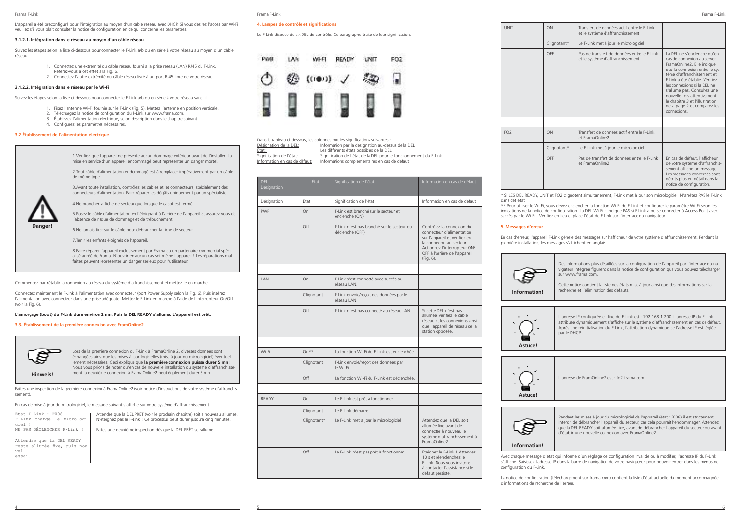L'appareil a été préconfiguré pour l'intégration au moyen d'un câble réseau avec DHCP. Si vous désirez l'accès par Wi-Fi veuillez s'il vous plaît consulter la notice de configuration en ce qui concerne les paramètres.

### 3.1.2.1. Intégration dans le réseau au moyen d'un câble réseau

Suivez les étapes selon la liste ci-dessous pour connecter le F-Link a/b ou en série à votre réseau au moyen d'un câble réseau.

1. Connectez une extrémité du câble réseau fourni à la prise réseau (LAN) RJ45 du F-Link. Référez-vous à cet effet à la Fig. 6.
2. Connectez l'autre extrémité du câble réseau livré à un port RJ45 libre de votre réseau.

### 3.1.2.2. Intégration dans le réseau par le Wi-Fi

Suivez les étapes selon la liste ci-dessous pour connecter le F-Link a/b ou en série à votre réseau sans fil.

1. Fixez l'antenne Wi-Fi fournie sur le F-Link (Fig. 5). Mettez l'antenne en position verticale.
2. Téléchargez la notice de configuration du F-Link sur www.frama.com.
3. Établissez l'alimentation électrique, selon description dans le chapitre suivant.
4. Configurez les paramètres nécessaires.

## 3.2 Établissement de l'alimentation électrique

**Danger!**

1.Vérifiez que l'appareil ne présente aucun dommage extérieur avant de l'installer. La mise en service d'un appareil endommagé peut représenter un danger mortel.

2.Tout câble d'alimentation endommagé est à remplacer impérativement par un câble de même type.

3.Avant toute installation, contrôlez les câbles et les connecteurs, spécialement des connecteurs d'alimentation. Faire réparer les dégâts uniquement par un spécialiste.

4.Ne brancher la fiche de secteur que lorsque le capot est fermé.

5.Posez le câble d'alimentation en l'éloignant à l'arrière de l'appareil et assurez-vous de l'absence de risque de dommage et de trébuchement.

6.Ne jamais tirer sur le câble pour débrancher la fiche de secteur.

7.Tenir les enfants éloignés de l'appareil.

8.Faire réparer l'appareil exclusivement par Frama ou un partenaire commercial spécialisé agréé de Frama. N'ouvrir en aucun cas soi-même l'appareil ! Les réparations mal faites peuvent représenter un danger sérieux pour l'utilisateur.

Commencez par rétablir la connexion au réseau du système d'affranchissement et mettez-le en marche.

Connectez maintenant le F-Link à l'alimentation avec connecteur (port Power Supply selon la Fig. 6). Puis insérez l'alimentation avec connecteur dans une prise adéquate. Mettez le F-Link en marche à l'aide de l'interrupteur On/Off (voir la Fig. 6).

**L'amorçage (boot) du F-Link dure environ 2 mn. Puis la DEL READY s'allume. L'appareil est prêt.**

## 3.3. Établissement de la première connexion avec FramOnline2

**Hinweis!**

Lors de la première connexion du F-Link à FramaOnline 2, diverses données sont échangées ainsi que les mises à jour logicielles (mise à jour du micrologiciel) éventuellement nécessaires. Ceci explique que **la première connexion puisse durer 5 mn**! Nous vous prions de noter qu'en cas de nouvelle installation du système d'affranchissement la deuxième connexion à FramaOnline2 peut également durer 5 mn.

Faites une inspection de la première connexion à FramaOnline2 (voir notice d'instructions de votre système d'affranchissement).

En cas de mise à jour du micrologiciel, le message suivant s'affiche sur votre système d'affranchissement :

```
État F-Link : F008
F-Link charge le micrologiciel !
NE PAS DÉCLENCHER F-Link !

Attendre que la DEL READY
reste allumée fixe, puis nouvel
essai.
```

Attendre que la DEL PRÊT (voir le prochain chapitre) soit à nouveau allumée. N'éteignez pas le F-Link ! Ce processus peut durer jusqu'à cinq minutes.

Faites une deuxième inspection dès que la DEL PRÊT se rallume.

## 4. Lampes de contrôle et significations

Le F-Link dispose de six DEL de contrôle. Ce paragraphe traite de leur signification.

PWR LAN WI-FI READY UNIT FO2

Dans le tableau ci-dessous, les colonnes ont les significations suivantes :

- Désignation de la DEL: Information par la désignation au-dessus de la DEL
- État: Les différents états possibles de la DEL
- Signification de l'état: Signification de l'état de la DEL pour le fonctionnement du F-Link
- Information en cas de défaut: Informations complémentaires en cas de défaut

| DEL Désignation | État | Signification de l'état | Information en cas de défaut |
|---|---|---|---|
| Désignation | État | Signification de l'état | Information en cas de défaut |
| PWR | On | F-Link est branché sur le secteur et enclenché (ON) | |
| | Off | F-Link n'est pas branché sur le secteur ou déclenché (OFF) | Contrôlez la connexion du connecteur d'alimentation sur l'appareil et vérifiez en la connexion au secteur. Actionnez l'interrupteur ON/OFF à l'arrière de l'appareil (Fig. 6). |
| | | | |
| LAN | On | F-Link s'est connecté avec succès au réseau LAN. | |
| | Clignotant | F-Link envoie/reçoit des données par le réseau LAN | |
| | Off | F-Link n'est pas connecté au réseau LAN. | Si cette DEL n'est pas allumée, vérifiez le câble réseau et les connexions ainsi que l'appareil de réseau de la station opposée. |
| | | | |
| Wi-Fi | On** | La fonction Wi-Fi du F-Link est enclenchée. | |
| | Clignotant | F-Link envoie/reçoit des données par le Wi-Fi | |
| | Off | La fonction Wi-Fi du F-Link est déclenchée. | |
| | | | |
| READY | On | Le F-Link est prêt à fonctionner | |
| | Clignotant | Le F-Link démarre... | |
| | Clignotant* | Le F-Link met à jour le micrologiciel | Attendez que la DEL soit allumée fixe avant de connecter à nouveau le système d'affranchissement à FramaOnline2. |
| | Off | Le F-Link n'est pas prêt à fonctionner | Éteignez le F-Link ! Attendez 10 s et réenclenchez le F-Link. Nous vous invitons à contacter l'assistance si le défaut persiste. |
| UNIT | ON | Transfert de données actif entre le F-Link et le système d'affranchissement | |
| | Clignotant* | Le F-Link met à jour le micrologiciel | |
| | OFF | Pas de transfert de données entre le F-Link et le système d'affranchissement. | La DEL ne s'enclenche qu'en cas de connexion au server FramaOnline2. Elle indique que la connexion entre le système d'affranchissement et F-Link a été établie. Vérifiez les connexions si la DEL ne s'allume pas. Consultez une nouvelle fois attentivement le chapitre 3 et l'illustration de la page 2 et comparez les connexions. |
| | | | |
| FO2 | ON | Transfert de données actif entre le F-Link et FramaOnline2- | |
| | Clignotant* | Le F-Link met à jour le micrologiciel | |
| | OFF | Pas de transfert de données entre le F-Link et FramaOnline2 | En cas de défaut, l'afficheur de votre système d'affranchissement affiche un message. Les messages concernés sont décrits plus en détail dans la notice de configuration. |

\* SI LES DEL READY, UNIT et FO2 clignotent simultanément, F-Link met à jour son micrologiciel. N'arrêtez PAS le F-Link dans cet état !

\*\* Pour utiliser le Wi-Fi, vous devez enclencher la fonction Wi-Fi du F-Link et configurer le paramètre Wi-Fi selon les indications de la notice de configu-ration. La DEL Wi-Fi n'indique PAS si F-Link a pu se connecter à Access Point avec succès par le Wi-Fi ! Vérifiez en lieu et place l'état de F-Link sur l'interface du navigateur.

## 5. Messages d'erreur

En cas d'erreur, l'appareil F-Link génère des messages sur l'afficheur de votre système d'affranchissement. Pendant la première installation, les messages s'affichent en anglais.

**Information!**

Des informations plus détaillées sur la configuration de l'appareil par l'interface du navigateur intégrée figurent dans la notice de configuration que vous pouvez télécharger sur www.frama.com.

Cette notice contient la liste des états mise à jour ainsi que des informations sur la recherche et l'élimination des défauts.

**Astuce!**

L'adresse IP configurée en fixe du F-Link est : 192.168.1.200. L'adresse IP du F-Link attribuée dynamiquement s'affiche sur le système d'affranchissement en cas de défaut. Après une réinitialisation du F-Link, l'attribution dynamique de l'adresse IP est réglée par le DHCP.

**Astuce!**

L'adresse de FramOnline2 est : fo2.frama.com.

**Information!**

Pendant les mises à jour du micrologiciel de l'appareil (état : F008) il est strictement interdit de débrancher l'appareil du secteur, car cela pourrait l'endommager. Attendez que la DEL READY soit allumée fixe, avant de débrancher l'appareil du secteur ou avant d'établir une nouvelle connexion avec FramaOnline2.

Avec chaque message d'état qui informe d'un réglage de configuration invalide ou à modifier, l'adresse IP du F-Link s'affiche. Saisissez l'adresse IP dans la barre de navigation de votre navigateur pour pouvoir entrer dans les menus de configuration du F-Link.

La notice de configuration (téléchargement sur frama.com) contient la liste d'état actuelle du moment accompagnée d'informations de recherche de l'erreur.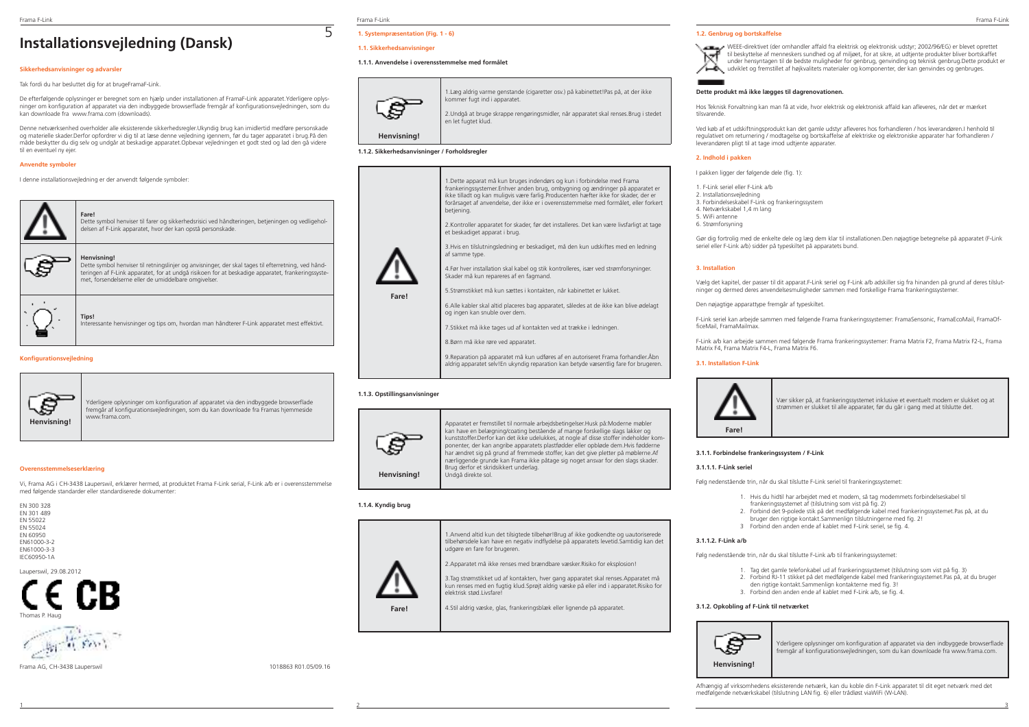# Installationsvejledning (Dansk)

## Sikkerhedsanvisninger og advarsler

Tak fordi du har besluttet dig for at brugeFramaF-Link.

De efterfølgende oplysninger er beregnet som en hjælp under installationen af FramaF-Link apparatet.Yderligere oplysninger om konfiguration af apparatet via den indbyggede browserflade fremgår af konfigurationsvejledningen, som du kan downloade fra www.frama.com (downloads).

Denne netværksenhed overholder alle eksisterende sikkerhedsregler.Ukyndig brug kan imidlertid medføre personskade og materielle skader.Derfor opfordrer vi dig til at læse denne vejledning igennem, før du tager apparatet i brug.På den måde beskytter du dig selv og undgår at beskadige apparatet.Opbevar vejledningen et godt sted og lad den gå videre til en eventuel ny ejer.

## Anvendte symboler

I denne installationsvejledning er der anvendt følgende symboler:

| Symbol | Beskrivelse |
|---|---|
| ⚠ | **Fare!** Dette symbol henviser til farer og sikkerhedsrisici ved håndteringen, betjeningen og vedligeholdelsen af F-Link apparatet, hvor der kan opstå personskade. |
| ☞ | **Henvisning!** Dette symbol henviser til retningslinjer og anvisninger, der skal tages til efterretning, ved håndteringen af F-Link apparatet, for at undgå risikoen for at beskadige apparatet, frankeringssystemet, forsendelserne eller de umiddelbare omgivelser. |
| 💡 | **Tips!** Interessante henvisninger og tips om, hvordan man håndterer F-Link apparatet mest effektivt. |

## Konfigurationsvejledning

| | |
|---|---|
| **Henvisning!** | Yderligere oplysninger om konfiguration af apparatet via den indbyggede browserflade fremgår af konfigurationsvejledningen, som du kan downloade fra Framas hjemmeside www.frama.com. |

## Overensstemmelseserklæring

Vi, Frama AG i CH-3438 Lauperswil, erklærer hermed, at produktet Frama F-Link serial, F-Link a/b er i overensstemmelse med følgende standarder eller standardiserede dokumenter:

EN 300 328
EN 301 489
EN 55022
EN 55024
EN 60950
EN61000-3-2
EN61000-3-3
IEC60950-1A

Lauperswil, 29.08.2012

CE CB

Thomas P. Haug

Frama AG, CH-3438 Lauperswil

1018863 R01.05/09.16

## 1. Systempræsentation (Fig. 1 - 6)

### 1.1. Sikkerhedsanvisninger

#### 1.1.1. Anvendelse i overensstemmelse med formålet

| | |
|---|---|
| **Henvisning!** | 1.Læg aldrig varme genstande (cigaretter osv.) på kabinettet!Pas på, at der ikke kommer fugt ind i apparatet.<br><br>2.Undgå at bruge skrappe rengøringsmidler, når apparatet skal renses.Brug i stedet en let fugtet klud. |

#### 1.1.2. Sikkerhedsanvisninger / Forholdsregler

| | |
|---|---|
| **Fare!** | 1.Dette apparat må kun bruges indendørs og kun i forbindelse med Frama frankeringssystemer.Enhver anden brug, ombygning og ændringer på apparatet er ikke tilladt og kan muligvis være farlig.Producenten hæfter ikke for skader, der er forårsaget af anvendelse, der ikke er i overensstemmelse med formålet, eller forkert betjening.<br><br>2.Kontroller apparatet for skader, før det installeres. Det kan være livsfarligt at tage et beskadiget apparat i brug.<br><br>3.Hvis en tilslutningsledning er beskadiget, må den kun udskiftes med en ledning af samme type.<br><br>4.Før hver installation skal kabel og stik kontrolleres, især ved strømforsyninger. Skader må kun repareres af en fagmand.<br><br>5.Strømstikket må kun sættes i kontakten, når kabinettet er lukket.<br><br>6.Alle kabler skal altid placeres bag apparatet, således at de ikke kan blive ødelagt og ingen kan snuble over dem.<br><br>7.Stikket må ikke tages ud af kontakten ved at trække i ledningen.<br><br>8.Børn må ikke røre ved apparatet.<br><br>9.Reparation på apparatet må kun udføres af en autoriseret Frama forhandler.Åbn aldrig apparatet selv!En ukyndig reparation kan betyde væsentlig fare for brugeren. |

#### 1.1.3. Opstillingsanvisninger

| | |
|---|---|
| **Henvisning!** | Apparatet er fremstillet til normale arbejdsbetingelser.Husk på:Moderne møbler kan have en belægning/coating bestående af mange forskellige slags lakker og kunststoffer.Derfor kan det ikke udelukkes, at nogle af disse stoffer indeholder komponenter, der kan angribe apparatets plastfødder eller opbløde dem.Hvis fødderne har ændret sig på grund af fremmede stoffer, kan det give pletter på møblerne.Af nærliggende grunde kan Frama ikke påtage sig noget ansvar for den slags skader. Brug derfor et skridsikkert underlag.<br>Undgå direkte sol. |

#### 1.1.4. Kyndig brug

| | |
|---|---|
| **Fare!** | 1.Anvend altid kun det tilsigtede tilbehør!Brug af ikke godkendte og uautoriserede tilbehørsdele kan have en negativ indflydelse på apparatets levetid.Samtidig kan det udgøre en fare for brugeren.<br><br>2.Apparatet må ikke renses med brændbare væsker.Risiko for eksplosion!<br><br>3.Tag strømstikket ud af kontakten, hver gang apparatet skal renses.Apparatet må kun renses med en fugtig klud.Sprøjt aldrig væske på eller ind i apparatet.Risiko for elektrisk stød.Livsfare!<br><br>4.Stil aldrig væske, glas, frankeringsblæk eller lignende på apparatet. |

### 1.2. Genbrug og bortskaffelse

WEEE-direktivet (der omhandler affald fra elektrisk og elektronisk udstyr; 2002/96/EG) er blevet oprettet til beskyttelse af menneskers sundhed og af miljøet, for at sikre, at udtjente produkter bliver bortskaffet under hensyntagen til de bedste muligheder for genbrug, genvinding og teknisk genbrug.Dette produkt er udviklet og fremstillet af højkvalitets materialer og komponenter, der kan genvindes og genbruges.

**Dette produkt må ikke lægges til dagrenovationen.**

Hos Teknisk Forvaltning kan man få at vide, hvor elektrisk og elektronisk affald kan afleveres, når det er mærket tilsvarende.

Ved køb af et udskiftningsprodukt kan det gamle udstyr afleveres hos forhandleren / hos leverandøren.I henhold til regulativet om returnering / modtagelse og bortskaffelse af elektriske og elektroniske apparater har forhandleren / leverandøren pligt til at tage imod udtjente apparater.

## 2. Indhold i pakken

I pakken ligger der følgende dele (fig. 1):

1. F-Link seriel eller F-Link a/b
2. Installationsvejledning
3. Forbindelseskabel F-Link og frankeringssystem
4. Netværkskabel 1,4 m lang
5. WiFi antenne
6. Strømforsyning

Gør dig fortrolig med de enkelte dele og læg dem klar til installationen.Den nøjagtige betegnelse på apparatet (F-Link seriel eller F-Link a/b) sidder på typeskiltet på apparatets bund.

## 3. Installation

Vælg det kapitel, der passer til dit apparat.F-Link seriel og F-Link a/b adskiller sig fra hinanden på grund af deres tilslutninger og dermed deres anvendelsesmuligheder sammen med forskellige Frama frankeringssystemer.

Den nøjagtige apparattype fremgår af typeskiltet.

F-Link seriel kan arbejde sammen med følgende Frama frankeringssystemer: FramaSensonic, FramaEcoMail, FramaOfficeMail, FramaMailmax.

F-Link a/b kan arbejde sammen med følgende Frama frankeringssystemer: Frama Matrix F2, Frama Matrix F2-L, Frama Matrix F4, Frama Matrix F4-L, Frama Matrix F6.

### 3.1. Installation F-Link

| | |
|---|---|
| **Fare!** | Vær sikker på, at frankeringssystemet inklusive et eventuelt modem er slukket og at strømmen er slukket til alle apparater, før du går i gang med at tilslutte det. |

#### 3.1.1. Forbindelse frankeringssystem / F-Link

##### 3.1.1.1. F-Link seriel

Følg nedenstående trin, når du skal tilslutte F-Link seriel til frankeringssystemet:

1. Hvis du hidtil har arbejdet med et modem, så tag modemmets forbindelseskabel til frankeringssystemet af (tilslutning som vist på fig. 2)
2. Forbind det 9-polede stik på det medfølgende kabel med frankeringssystemet.Pas på, at du bruger den rigtige kontakt.Sammenlign tilslutningerne med fig. 2!
3. Forbind den anden ende af kablet med F-Link seriel, se fig. 4.

##### 3.1.1.2. F-Link a/b

Følg nedenstående trin, når du skal tilslutte F-Link a/b til frankeringssystemet:

1. Tag det gamle telefonkabel ud af frankeringssystemet (tilslutning som vist på fig. 3)
2. Forbind RJ-11 stikket på det medfølgende kabel med frankeringssystemet.Pas på, at du bruger den rigtige kontakt.Sammenlign kontakterne med fig. 3!
3. Forbind den anden ende af kablet med F-Link a/b, se fig. 4.

#### 3.1.2. Opkobling af F-Link til netværket

| | |
|---|---|
| **Henvisning!** | Yderligere oplysninger om konfiguration af apparatet via den indbyggede browserflade fremgår af konfigurationsvejledningen, som du kan downloade fra www.frama.com. |

Afhængig af virksomhedens eksisterende netværk, kan du koble din F-Link apparatet til dit eget netværk med det medfølgende netværkskabel (tilslutning LAN fig. 6) eller trådløst viaWiFi (W-LAN).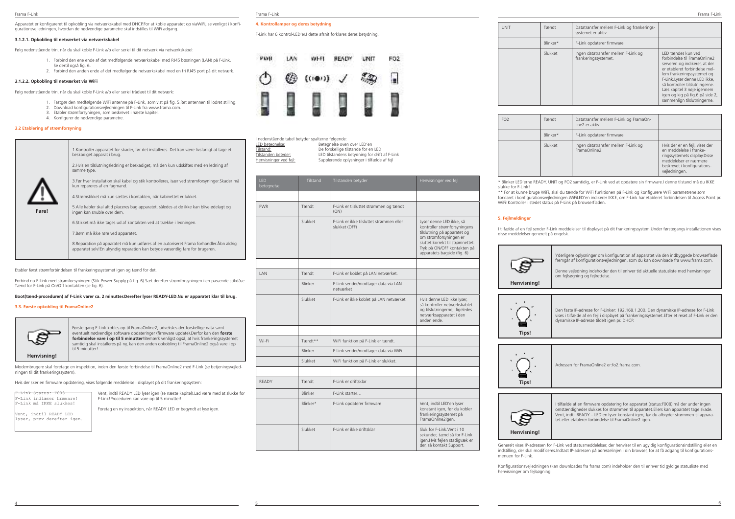Apparatet er konfigureret til opkobling via netværkskabel med DHCP.For at koble apparatet op viaWiFi, se venligst i konfigurationsvejledningen, hvordan de nødvendige parametre skal indstilles til WiFi adgang.

**3.1.2.1. Opkobling til netværket via netværkskabel**

Følg nedenstående trin, når du skal koble F-Link a/b eller seriel til dit netværk via netværkskabel:

1. Forbind den ene ende af det medfølgende netværkskabel med RJ45 bøsningen (LAN) på F-Link. Se dertil også fig. 6.
2. Forbind den anden ende af det medfølgende netværkskabel med en fri RJ45 port på dit netværk.

**3.1.2.2. Opkobling til netværket via WiFi**

Følg nedenstående trin, når du skal koble F-Link a/b eller seriel trådløst til dit netværk:

1. Fastgør den medfølgende WiFi antenne på F-Link, som vist på fig. 5.Ret antennen til lodret stilling.
2. Download konfigurationsvejledningen til F-Link fra www.frama.com.
3. Etabler strømforsyningen, som beskrevet i næste kapitel.
4. Konfigurer de nødvendige parametre.

### 3.2 Etablering af strømforsyning

**Fare!**

1.Kontroller apparatet for skader, før det installeres. Det kan være livsfarligt at tage et beskadiget apparat i brug.

2.Hvis en tilslutningsledning er beskadiget, må den kun udskiftes med en ledning af samme type.

3.Før hver installation skal kabel og stik kontrolleres, især ved strømforsyninger.Skader må kun repareres af en fagmand.

4.Strømstikket må kun sættes i kontakten, når kabinettet er lukket.

5.Alle kabler skal altid placeres bag apparatet, således at de ikke kan blive ødelagt og ingen kan snuble over dem.

6.Stikket må ikke tages ud af kontakten ved at trække i ledningen.

7.Børn må ikke røre ved apparatet.

8.Reparation på apparatet må kun udføres af en autoriseret Frama forhandler.Åbn aldrig apparatet selv!En ukyndig reparation kan betyde væsentlig fare for brugeren.

Etabler først strømforbindelsen til frankeringssystemet igen og tænd for det.

Forbind nu F-Link med strømforsyningen (Stik Power Supply på fig. 6).Sæt derefter strømforsyningen i en passende stikdåse. Tænd for F-Link på On/Off kontakten (se fig. 6).

**Boot(tænd-proceduren) af F-Link varer ca. 2 minutter.Derefter lyser READY-LED.Nu er apparatet klar til brug.**

### 3.3. Første opkobling til FramaOnline2

**Henvisning!**

Første gang F-Link kobles op til FramaOnline2, udveksles der forskellige data samt eventuelt nødvendige software opdateringer (firmware update).Derfor kan den **første forbindelse vare i op til 5 minutter**!Bemærk venligst også, at hvis frankeringssystemet samtidig skal installeres på ny, kan den anden opkobling til FramaOnline2 også vare i op til 5 minutter!

Modembrugere skal foretage en inspektion, inden den første forbindelse til FramaOnline2 med F-Link (se betjeningsvejledningen til dit frankeringssystem).

Hvis der sker en firmware opdatering, vises følgende meddelelse i displayet på dit frankeringssystem:

```
F-Link Status: F008
F-Link indlæser firmware!
F-Link må IKKE slukkes!

Vent, indtil READY LED
lyser, prøv derefter igen.
```

Vent, indtil READY LED lyser igen (se næste kapitel).Lad være med at slukke for F-Link!Proceduren kan vare op til 5 minutter!

Foretag en ny inspektion, når READY LED er begyndt at lyse igen.

### 4. Kontrollamper og deres betydning

F-Link har 6 kontrol-LED'er.I dette afsnit forklares deres betydning.

PWR LAN WI-FI READY UNIT FO2

I nedenstående tabel betyder spalterne følgende:

- LED betegnelse: Betegnelse oven over LED'en
- Tilstand: De forskellige tilstande for en LED
- Tilstanden betyder: LED tilstandens betydning for drift af F-Link
- Henvisninger ved fejl: Supplerende oplysninger i tilfælde af fejl

| LED betegnelse | Tilstand | Tilstanden betyder | Henvisninger ved fejl |
|---|---|---|---|
| PWR | Tændt | F-Link er tilsluttet strømmen og tændt (ON) | |
| | Slukket | F-Link er ikke tilsluttet strømmen eller slukket (OFF) | Lyser denne LED ikke, så kontroller strømforsyningens tilslutning på apparatet og om strømforsyningen er sluttet korrekt til strømnettet. Tryk på ON/OFF kontakten på apparatets bagside (fig. 6) |
| LAN | Tændt | F-Link er koblet på LAN netværket. | |
| | Blinker | F-Link sender/modtager data via LAN netværket | |
| | Slukket | F-Link er ikke koblet på LAN netværket. | Hvis denne LED ikke lyser, så kontroller netværkskablet og tilslutningerne, ligeledes netværksapparatet i den anden ende. |
| Wi-Fi | Tændt** | WiFi funktion på F-Link er tændt. | |
| | Blinker | F-Link sender/modtager data via WiFi | |
| | Slukket | WiFi funktion på F-Link er slukket. | |
| READY | Tændt | F-Link er driftsklar | |
| | Blinker | F-Link starter… | |
| | Blinker* | F-Link opdaterer firmware | Vent, indtil LED'en lyser konstant igen, før du kobler frankeringssystemet på FramaOnline2igen. |
| | Slukket | F-Link er ikke driftsklar | Sluk for F-Link.Vent i 10 sekunder, tænd så for F-Link igen.Hvis fejlen stadigvæk er der, så kontakt Support. |
| UNIT | Tændt | Datatransfer mellem F-Link og frankeringssystemet er aktiv | |
| | Blinker* | F-Link opdaterer firmware | |
| | Slukket | Ingen datatransfer mellem F-Link og frankeringssystemet. | LED tændes kun ved forbindelse til FramaOnline2 serveren og indikerer, at der er etableret forbindelse mellem frankeringssystemet og F-Link.Lyser denne LED ikke, så kontroller tilslutningerne. Læs kapitel 3 nøje igennem igen og kig på fig.6 på side 2, sammenlign tilslutningerne. |
| FO2 | Tændt | Datatransfer mellem F-Link og FramaOnline2 er aktiv | |
| | Blinker* | F-Link opdaterer firmware | |
| | Slukket | Ingen datatransfer mellem F-Link og FramaOnline2. | Hvis der er en fejl, vises der en meddelelse i frankeringssystemets display.Disse meddelelser er nærmere beskrevet i konfigurationsvejledningen. |

\* Blinker LED'erne READY, UNIT og FO2 samtidig, er F-Link ved at opdatere sin firmware.I denne tilstand må du IKKE slukke for F-Link!

\*\* For at kunne bruge WiFi, skal du tænde for WiFi funktionen på F-Link og konfigurere WiFi parametrene som forklaret i konfigurationsvejledningen.WiFiLED'en indikerer IKKE, om F-Link har etableret forbindelsen til Access Point pr. WiFi!Kontroller i stedet status på F-Link på browserfladen.

### 5. Fejlmeddelinger

I tilfælde af en fejl sender F-Link meddelelser til displayet på dit frankeringssystem.Under førstegangs installationen vises disse meddelelser generelt på engelsk.

**Henvisning!**

Yderligere oplysninger om konfiguration af apparatet via den indbyggede browserflade fremgår af konfigurationsvejledningen, som du kan downloade fra www.frama.com.

Denne vejledning indeholder den til enhver tid aktuelle statusliste med henvisninger om fejlsøgning og fejlrettelse.

**Tips!**

Den faste IP-adresse for F-Linker: 192.168.1.200. Den dynamiske IP-adresse for F-Link vises i tilfælde af en fejl i displayet på frankeringssystemet.Efter et reset af F-Link er den dynamiske IP-adresse tildelt igen pr. DHCP.

**Tips!**

Adressen for FramaOnline2 er:fo2.frama.com.

**Henvisning!**

I tilfælde af en firmware opdatering for apparatet (status:F008) må der under ingen omstændigheder slukkes for strømmen til apparatet.Ellers kan apparatet tage skade. Vent, indtil READY – LED'en lyser konstant igen, før du afbryder strømmen til apparatet eller etablerer forbindelse til FramaOnline2 igen.

Generelt vises IP-adressen for F-Link ved statusmeddelelser, der henviser til en ugyldig konfigurationsindstilling eller en indstilling, der skal modificeres.Indtast IP-adressen på adresselinjen i din browser, for at få adgang til konfigurationsmenuen for F-Link.

Konfigurationsvejledningen (kan downloades fra frama.com) indeholder den til enhver tid gyldige statusliste med henvisninger om fejlsøgning.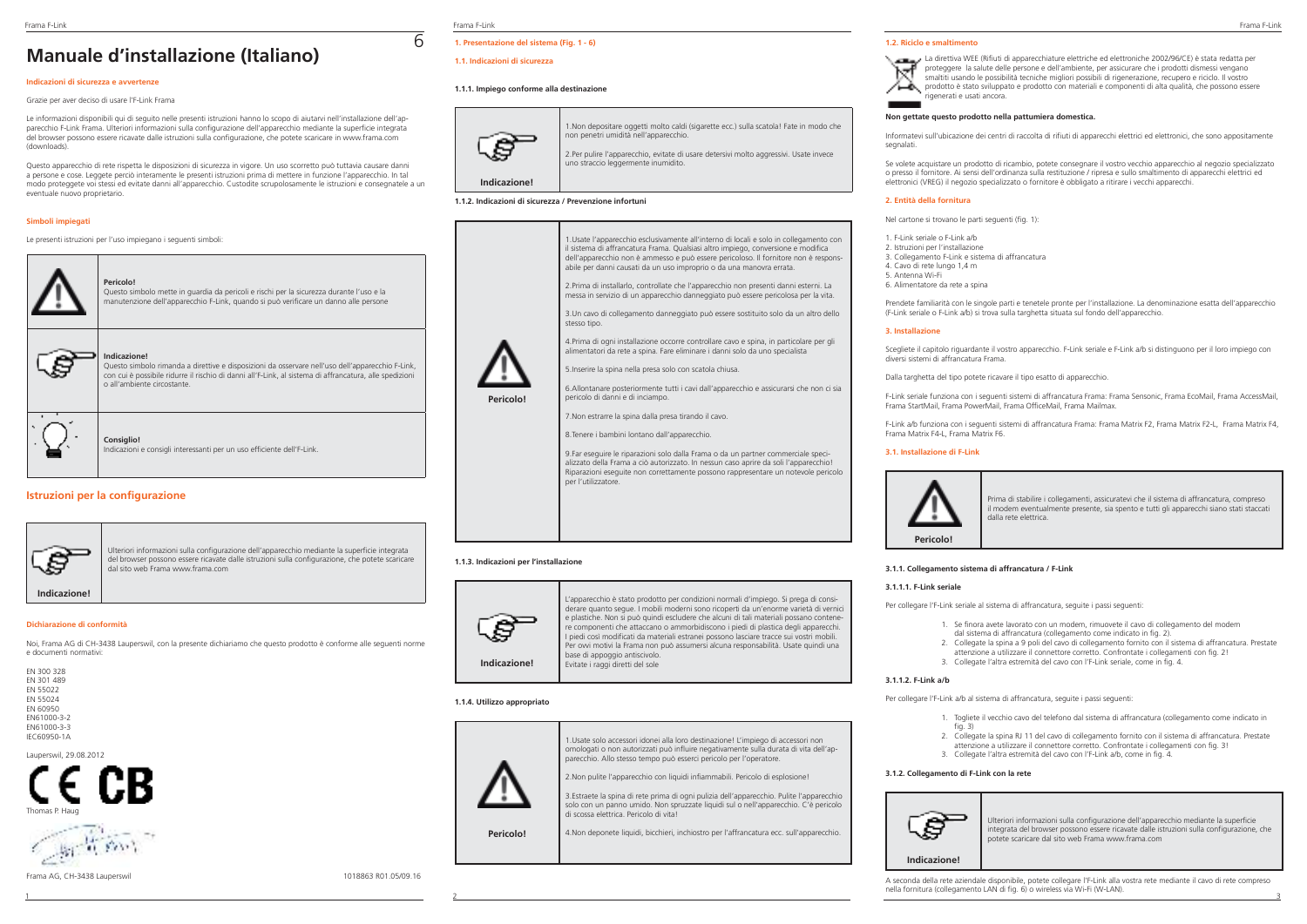# Manuale d'installazione (Italiano)

### Indicazioni di sicurezza e avvertenze

Grazie per aver deciso di usare l'F-Link Frama

Le informazioni disponibili qui di seguito nelle presenti istruzioni hanno lo scopo di aiutarvi nell'installazione dell'apparecchio F-Link Frama. Ulteriori informazioni sulla configurazione dell'apparecchio mediante la superficie integrata del browser possono essere ricavate dalle istruzioni sulla configurazione, che potete scaricare in www.frama.com (downloads).

Questo apparecchio di rete rispetta le disposizioni di sicurezza in vigore. Un uso scorretto può tuttavia causare danni a persone e cose. Leggete perciò interamente le presenti istruzioni prima di mettere in funzione l'apparecchio. In tal modo proteggete voi stessi ed evitate danni all'apparecchio. Custodite scrupolosamente le istruzioni e consegnatele a un eventuale nuovo proprietario.

### Simboli impiegati

Le presenti istruzioni per l'uso impiegano i seguenti simboli:

| | |
|---|---|
| | **Pericolo!** Questo simbolo mette in guardia da pericoli e rischi per la sicurezza durante l'uso e la manutenzione dell'apparecchio F-Link, quando si può verificare un danno alle persone |
| | **Indicazione!** Questo simbolo rimanda a direttive e disposizioni da osservare nell'uso dell'apparecchio F-Link, con cui è possibile ridurre il rischio di danni all'F-Link, al sistema di affrancatura, alle spedizioni o all'ambiente circostante. |
| | **Consiglio!** Indicazioni e consigli interessanti per un uso efficiente dell'F-Link. |

## Istruzioni per la configurazione

| | |
|---|---|
| **Indicazione!** | Ulteriori informazioni sulla configurazione dell'apparecchio mediante la superficie integrata del browser possono essere ricavate dalle istruzioni sulla configurazione, che potete scaricare dal sito web Frama www.frama.com |

### Dichiarazione di conformità

Noi, Frama AG di CH-3438 Lauperswil, con la presente dichiariamo che questo prodotto è conforme alle seguenti norme e documenti normativi:

EN 300 328
EN 301 489
EN 55022
EN 55024
EN 60950
EN61000-3-2
EN61000-3-3
IEC60950-1A

Lauperswil, 29.08.2012

CE CB

Thomas P. Haug

Frama AG, CH-3438 Lauperswil 1018863 R01.05/09.16

### 1. Presentazione del sistema (Fig. 1 - 6)

#### 1.1. Indicazioni di sicurezza

##### 1.1.1. Impiego conforme alla destinazione

| | |
|---|---|
| **Indicazione!** | 1.Non depositare oggetti molto caldi (sigarette ecc.) sulla scatola! Fate in modo che non penetri umidità nell'apparecchio.<br><br>2.Per pulire l'apparecchio, evitate di usare detersivi molto aggressivi. Usate invece uno straccio leggermente inumidito. |

##### 1.1.2. Indicazioni di sicurezza / Prevenzione infortuni

| | |
|---|---|
| **Pericolo!** | 1.Usate l'apparecchio esclusivamente all'interno di locali e solo in collegamento con il sistema di affrancatura Frama. Qualsiasi altro impiego, conversione e modifica dell'apparecchio non è ammesso e può essere pericoloso. Il fornitore non è responsabile per danni causati da un uso improprio o da una manovra errata.<br><br>2.Prima di installarlo, controllate che l'apparecchio non presenti danni esterni. La messa in servizio di un apparecchio danneggiato può essere pericolosa per la vita.<br><br>3.Un cavo di collegamento danneggiato può essere sostituito solo da un altro dello stesso tipo.<br><br>4.Prima di ogni installazione occorre controllare cavo e spina, in particolare per gli alimentatori da rete a spina. Fare eliminare i danni solo da uno specialista<br><br>5.Inserire la spina nella presa solo con scatola chiusa.<br><br>6.Allontanare posteriormente tutti i cavi dall'apparecchio e assicurarsi che non ci sia pericolo di danni e di inciampo.<br><br>7.Non estrarre la spina dalla presa tirando il cavo.<br><br>8.Tenere i bambini lontano dall'apparecchio.<br><br>9.Far eseguire le riparazioni solo dalla Frama o da un partner commerciale specializzato della Frama a ciò autorizzato. In nessun caso aprire da soli l'apparecchio! Riparazioni eseguite non correttamente possono rappresentare un notevole pericolo per l'utilizzatore. |

##### 1.1.3. Indicazioni per l'installazione

| | |
|---|---|
| **Indicazione!** | L'apparecchio è stato prodotto per condizioni normali d'impiego. Si prega di considerare quanto segue. I mobili moderni sono ricoperti da un'enorme varietà di vernici e plastiche. Non si può quindi escludere che alcuni di tali materiali possano contenere componenti che attaccano o ammorbidiscono i piedi di plastica degli apparecchi. I piedi così modificati da materiali estranei possono lasciare tracce sui vostri mobili. Per ovvi motivi la Frama non può assumersi alcuna responsabilità. Usate quindi una base di appoggio antiscivolo.<br>Evitate i raggi diretti del sole |

##### 1.1.4. Utilizzo appropriato

| | |
|---|---|
| **Pericolo!** | 1.Usate solo accessori idonei alla loro destinazione! L'impiego di accessori non omologati o non autorizzati può influire negativamente sulla durata di vita dell'apparecchio. Allo stesso tempo può esserci pericolo per l'operatore.<br><br>2.Non pulite l'apparecchio con liquidi infiammabili. Pericolo di esplosione!<br><br>3.Estraete la spina di rete prima di ogni pulizia dell'apparecchio. Pulite l'apparecchio solo con un panno umido. Non spruzzate liquidi sul o nell'apparecchio. C'è pericolo di scossa elettrica. Pericolo di vita!<br><br>4.Non deponete liquidi, bicchieri, inchiostro per l'affrancatura ecc. sull'apparecchio. |

#### 1.2. Riciclo e smaltimento

La direttiva WEE (Rifiuti di apparecchiature elettriche ed elettroniche 2002/96/CE) è stata redatta per proteggere la salute delle persone e dell'ambiente, per assicurare che i prodotti dismessi vengano smaltiti usando le possibilità tecniche migliori possibili di rigenerazione, recupero e riciclo. Il vostro prodotto è stato sviluppato e prodotto con materiali e componenti di alta qualità, che possono essere rigenerati e usati ancora.

**Non gettate questo prodotto nella pattumiera domestica.**

Informatevi sull'ubicazione dei centri di raccolta di rifiuti di apparecchi elettrici ed elettronici, che sono appositamente segnalati.

Se volete acquistare un prodotto di ricambio, potete consegnare il vostro vecchio apparecchio al negozio specializzato o presso il fornitore. Ai sensi dell'ordinanza sulla restituzione / ripresa e sullo smaltimento di apparecchi elettrici ed elettronici (VREG) il negozio specializzato o fornitore è obbligato a ritirare i vecchi apparecchi.

### 2. Entità della fornitura

Nel cartone si trovano le parti seguenti (fig. 1):

1. F-Link seriale o F-Link a/b
2. Istruzioni per l'installazione
3. Collegamento F-Link e sistema di affrancatura
4. Cavo di rete lungo 1,4 m
5. Antenna Wi-Fi
6. Alimentatore da rete a spina

Prendete familiarità con le singole parti e tenetele pronte per l'installazione. La denominazione esatta dell'apparecchio (F-Link seriale o F-Link a/b) si trova sulla targhetta situata sul fondo dell'apparecchio.

### 3. Installazione

Scegliete il capitolo riguardante il vostro apparecchio. F-Link seriale e F-Link a/b si distinguono per il loro impiego con diversi sistemi di affrancatura Frama.

Dalla targhetta del tipo potete ricavare il tipo esatto di apparecchio.

F-Link seriale funziona con i seguenti sistemi di affrancatura Frama: Frama Sensonic, Frama EcoMail, Frama AccessMail, Frama StartMail, Frama PowerMail, Frama OfficeMail, Frama Mailmax.

F-Link a/b funziona con i seguenti sistemi di affrancatura Frama: Frama Matrix F2, Frama Matrix F2-L, Frama Matrix F4, Frama Matrix F4-L, Frama Matrix F6.

#### 3.1. Installazione di F-Link

| | |
|---|---|
| **Pericolo!** | Prima di stabilire i collegamenti, assicuratevi che il sistema di affrancatura, compreso il modem eventualmente presente, sia spento e tutti gli apparecchi siano stati staccati dalla rete elettrica. |

##### 3.1.1. Collegamento sistema di affrancatura / F-Link

###### 3.1.1.1. F-Link seriale

Per collegare l'F-Link seriale al sistema di affrancatura, seguite i passi seguenti:

1. Se finora avete lavorato con un modem, rimuovete il cavo di collegamento del modem dal sistema di affrancatura (collegamento come indicato in fig. 2).
2. Collegate la spina a 9 poli del cavo di collegamento fornito con il sistema di affrancatura. Prestate attenzione a utilizzare il connettore corretto. Confrontate i collegamenti con fig. 2!
3. Collegate l'altra estremità del cavo con l'F-Link seriale, come in fig. 4.

###### 3.1.1.2. F-Link a/b

Per collegare l'F-Link a/b al sistema di affrancatura, seguite i passi seguenti:

1. Togliete il vecchio cavo del telefono dal sistema di affrancatura (collegamento come indicato in fig. 3)
2. Collegate la spina RJ 11 del cavo di collegamento fornito con il sistema di affrancatura. Prestate attenzione a utilizzare il connettore corretto. Confrontate i collegamenti con fig. 3!
3. Collegate l'altra estremità del cavo con l'F-Link a/b, come in fig. 4.

##### 3.1.2. Collegamento di F-Link con la rete

| | |
|---|---|
| **Indicazione!** | Ulteriori informazioni sulla configurazione dell'apparecchio mediante la superficie integrata del browser possono essere ricavate dalle istruzioni sulla configurazione, che potete scaricare dal sito web Frama www.frama.com |

A seconda della rete aziendale disponibile, potete collegare l'F-Link alla vostra rete mediante il cavo di rete compreso nella fornitura (collegamento LAN di fig. 6) o wireless via Wi-Fi (W-LAN).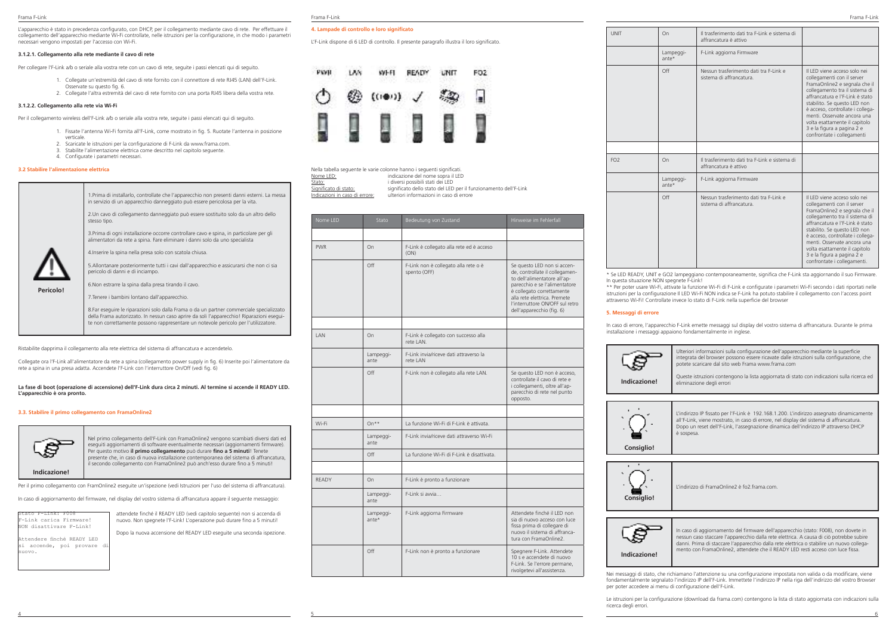L'apparecchio è stato in precedenza configurato, con DHCP, per il collegamento mediante cavo di rete. Per effettuare il collegamento dell'apparecchio mediante Wi-Fi controllate, nelle istruzioni per la configurazione, in che modo i parametri necessari vengono impostati per l'accesso con Wi-Fi.

### 3.1.2.1. Collegamento alla rete mediante il cavo di rete

Per collegare l'F-Link a/b o seriale alla vostra rete con un cavo di rete, seguite i passi elencati qui di seguito.

1. Collegate un'estremità del cavo di rete fornito con il connettore di rete RJ45 (LAN) dell'F-Link. Osservate su questo fig. 6.
2. Collegate l'altra estremità del cavo di rete fornito con una porta RJ45 libera della vostra rete.

### 3.1.2.2. Collegamento alla rete via Wi-Fi

Per il collegamento wireless dell'F-Link a/b o seriale alla vostra rete, seguite i passi elencati qui di seguito.

1. Fissate l'antenna Wi-Fi fornita all'F-Link, come mostrato in fig. 5. Ruotate l'antenna in posizione verticale.
2. Scaricate le istruzioni per la configurazione di F-Link da www.frama.com.
3. Stabilite l'alimentazione elettrica come descritto nel capitolo seguente.
4. Configurate i parametri necessari.

## 3.2 Stabilire l'alimentazione elettrica

**Pericolo!**

1. Prima di installarlo, controllate che l'apparecchio non presenti danni esterni. La messa in servizio di un apparecchio danneggiato può essere pericolosa per la vita.
2. Un cavo di collegamento danneggiato può essere sostituito solo da un altro dello stesso tipo.
3. Prima di ogni installazione occorre controllare cavo e spina, in particolare per gli alimentatori da rete a spina. Fare eliminare i danni solo da uno specialista
4. Inserire la spina nella presa solo con scatola chiusa.
5. Allontanare posteriormente tutti i cavi dall'apparecchio e assicurarsi che non ci sia pericolo di danni e di inciampo.
6. Non estrarre la spina dalla presa tirando il cavo.
7. Tenere i bambini lontano dall'apparecchio.
8. Far eseguire le riparazioni solo dalla Frama o da un partner commerciale specializzato della Frama autorizzato. In nessun caso aprire da soli l'apparecchio! Riparazioni eseguite non correttamente possono rappresentare un notevole pericolo per l'utilizzatore.

Ristabilite dapprima il collegamento alla rete elettrica del sistema di affrancatura e accendetelo.

Collegate ora l'F-Link all'alimentatore da rete a spina (collegamento power supply in fig. 6) Inserite poi l'alimentatore da rete a spina in una presa adatta. Accendete l'F-Link con l'interruttore On/Off (vedi fig. 6)

**La fase di boot (operazione di accensione) dell'F-Link dura circa 2 minuti. Al termine si accende il READY LED. L'apparecchio è ora pronto.**

## 3.3. Stabilire il primo collegamento con FramaOnline2

**Indicazione!**

Nel primo collegamento dell'F-Link con FramaOnline2 vengono scambiati diversi dati ed eseguiti aggiornamenti di software eventualmente necessari (aggiornamenti firmware). Per questo motivo **il primo collegamento** può durare **fino a 5 minuti**! Tenete presente che, in caso di nuova installazione contemporanea del sistema di affrancatura, il secondo collegamento con FramaOnline2 può anch'esso durare fino a 5 minuti!

Per il primo collegamento con FramOnline2 eseguite un'ispezione (vedi Istruzioni per l'uso del sistema di affrancatura).

In caso di aggiornamento del firmware, nel display del vostro sistema di affrancatura appare il seguente messaggio:

```
Stato F-Link: F008
F-Link carica Firmware!
NON disattivare F-Link!

Attendere finché READY LED
si accende, poi provare di
nuovo.
```

attendete finché il READY LED (vedi capitolo seguente) non si accenda di nuovo. Non spegnete l'F-Link! L'operazione può durare fino a 5 minuti!

Dopo la nuova accensione del READY LED eseguite una seconda ispezione.

## 4. Lampade di controllo e loro significato

L'F-Link dispone di 6 LED di controllo. Il presente paragrafo illustra il loro significato.

PWR LAN WI-FI READY UNIT FO2

Nella tabella seguente le varie colonne hanno i seguenti significati.

- Nome LED: indicazione del nome sopra il LED
- Stato: i diversi possibili stati dei LED
- Significato di stato: significato dello stato del LED per il funzionamento dell'F-Link
- Indicazioni in caso di errore: ulteriori informazioni in caso di errore

| Nome LED | Stato | Bedeutung von Zustand | Hinweise im Fehlerfall |
|---|---|---|---|
| | | | |
| PWR | On | F-Link è collegato alla rete ed è acceso (ON) | |
| | Off | F-Link non è collegato alla rete o è spento (OFF) | Se questo LED non si accende, controllate il collegamento dell'alimentatore all'apparecchio e se l'alimentatore è collegato correttamente alla rete elettrica. Premete l'interruttore ON/OFF sul retro dell'apparecchio (fig. 6) |
| | | | |
| LAN | On | F-Link è collegato con successo alla rete LAN. | |
| | Lampeggiante | F-Link invia/riceve dati attraverso la rete LAN | |
| | Off | F-Link non è collegato alla rete LAN. | Se questo LED non è acceso, controllate il cavo di rete e i collegamenti, oltre all'apparecchio di rete nel punto opposto. |
| | | | |
| Wi-Fi | On** | La funzione Wi-Fi di F-Link è attivata. | |
| | Lampeggiante | F-Link invia/riceve dati attraverso Wi-Fi | |
| | Off | La funzione Wi-Fi di F-Link è disattivata. | |
| | | | |
| READY | On | F-Link è pronto a funzionare | |
| | Lampeggiante | F-Link si avvia… | |
| | Lampeggiante* | F-Link aggiorna Firmware | Attendete finché il LED non sia di nuovo acceso con luce fissa prima di collegare di nuovo il sistema di affrancatura con FramaOnline2. |
| | Off | F-Link non è pronto a funzionare | Spegnere F-Link. Attendete 10 s e accendete di nuovo F-Link. Se l'errore permane, rivolgetevi all'assistenza. |
| UNIT | On | Il trasferimento dati tra F-Link e sistema di affrancatura è attivo | |
| | Lampeggiante* | F-Link aggiorna Firmware | |
| | Off | Nessun trasferimento dati tra F-Link e sistema di affrancatura. | Il LED viene acceso solo nei collegamenti con il server FramaOnline2 e segnala che il collegamento tra il sistema di affrancatura e l'F-Link è stato stabilito. Se questo LED non è acceso, controllate i collegamenti. Osservate ancora una volta esattamente il capitolo 3 e la figura a pagina 2 e confrontate i collegamenti |
| | | | |
| FO2 | On | Il trasferimento dati tra F-Link e sistema di affrancatura è attivo | |
| | Lampeggiante* | F-Link aggiorna Firmware | |
| | Off | Nessun trasferimento dati tra F-Link e sistema di affrancatura. | Il LED viene acceso solo nei collegamenti con il server FramaOnline2 e segnala che il collegamento tra il sistema di affrancatura e l'F-Link è stato stabilito. Se questo LED non è acceso, controllate i collegamenti. Osservate ancora una volta esattamente il capitolo 3 e la figura a pagina 2 e confrontate i collegamenti. |

\* Se LED READY, UNIT e GO2 lampeggiano contemporaneamente, significa che F-Link sta aggiornando il suo Firmware. In questa situazione NON spegnete F-Link!

\*\* Per poter usare Wi-Fi, attivate la funzione Wi-Fi di F-Link e configurate i parametri Wi-Fi secondo i dati riportati nelle istruzioni per la configurazione Il LED Wi-Fi NON indica se F-Link ha potuto stabilire il collegamento con l'access point attraverso Wi-Fi! Controllate invece lo stato di F-Link nella superficie del browser

## 5. Messaggi di errore

In caso di errore, l'apparecchio F-Link emette messaggi sul display del vostro sistema di affrancatura. Durante le prime installazione i messaggi appaiono fondamentalmente in inglese.

**Indicazione!**

Ulteriori informazioni sulla configurazione dell'apparecchio mediante la superficie integrata del browser possono essere ricavate dalle istruzioni sulla configurazione, che potete scaricare dal sito web Frama www.frama.com

Queste istruzioni contengono la lista aggiornata di stato con indicazioni sulla ricerca ed eliminazione degli errori

**Consiglio!**

L'indirizzo IP fissato per l'F-Link è 192.168.1.200. L'indirizzo assegnato dinamicamente all'F-Link, viene mostrato, in caso di errore, nel display del sistema di affrancatura. Dopo un reset dell'F-Link, l'assegnazione dinamica dell'indirizzo IP attraverso DHCP è sospesa.

**Consiglio!**

L'indirizzo di FramaOnline2 è fo2.frama.com.

**Indicazione!**

In caso di aggiornamento del firmware dell'apparecchio (stato: F008), non dovete in nessun caso staccare l'apparecchio dalla rete elettrica. A causa di ciò potrebbe subire danni. Prima di staccare l'apparecchio dalla rete elettrica o stabilire un nuovo collegamento con FramaOnline2, attendete che il READY LED resti acceso con luce fissa.

Nei messaggi di stato, che richiamano l'attenzione su una configurazione impostata non valida o da modificare, viene fondamentalmente segnalato l'indirizzo IP dell'F-Link. Immettete l'indirizzo IP nella riga dell'indirizzo del vostro Browser per poter accedere ai menu di configurazione dell'F-Link.

Le istruzioni per la configurazione (download da frama.com) contengono la lista di stato aggiornata con indicazioni sulla ricerca degli errori.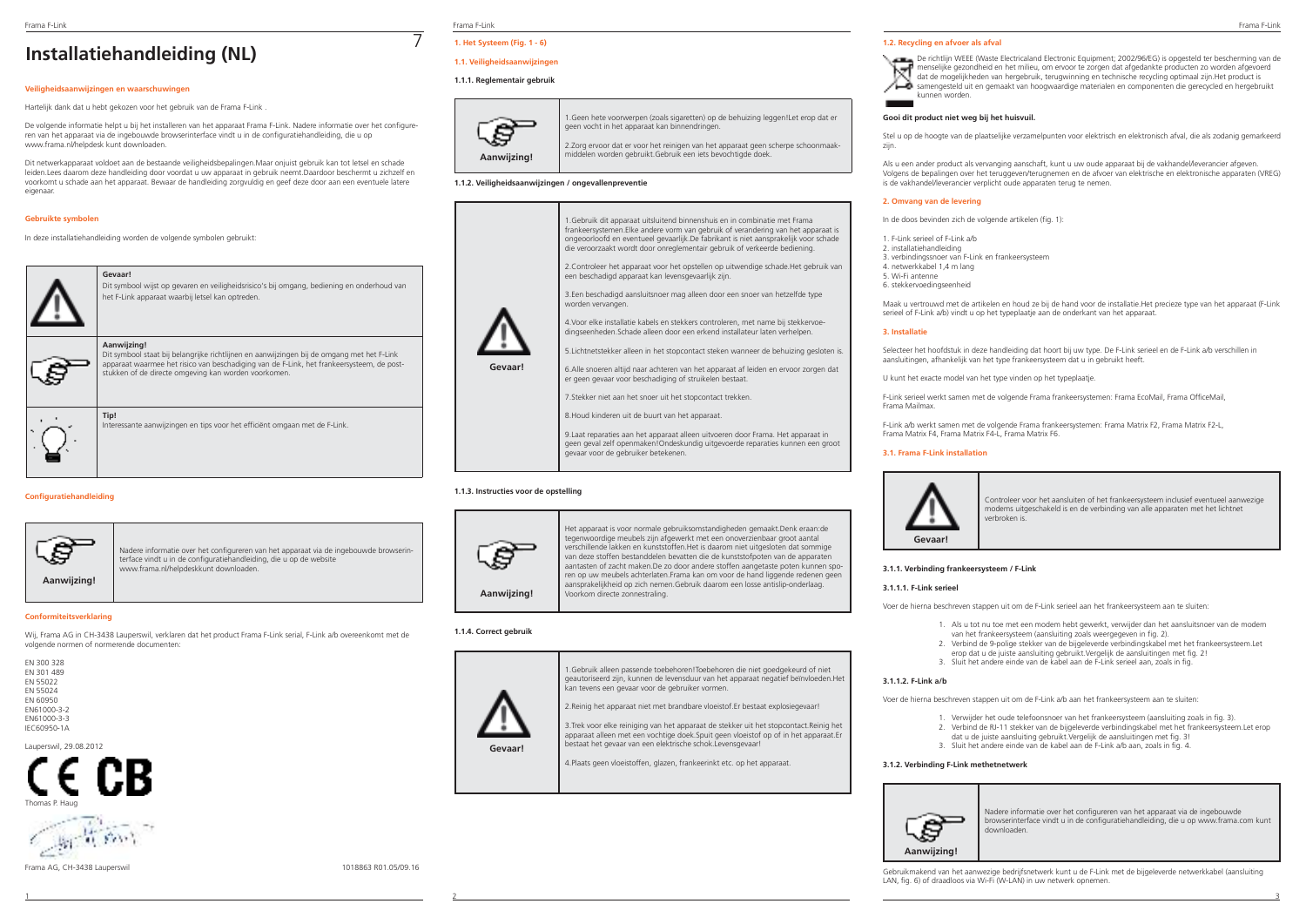# Installatiehandleiding (NL)

### Veiligheidsaanwijzingen en waarschuwingen

Hartelijk dank dat u hebt gekozen voor het gebruik van de Frama F-Link .

De volgende informatie helpt u bij het installeren van het apparaat Frama F-Link. Nadere informatie over het configureren van het apparaat via de ingebouwde browserinterface vindt u in de configuratiehandleiding, die u op www.frama.nl/helpdesk kunt downloaden.

Dit netwerkapparaat voldoet aan de bestaande veiligheidsbepalingen.Maar onjuist gebruik kan tot letsel en schade leiden.Lees daarom deze handleiding door voordat u uw apparaat in gebruik neemt.Daardoor beschermt u zichzelf en voorkomt u schade aan het apparaat. Bewaar de handleiding zorgvuldig en geef deze door aan een eventuele latere eigenaar.

### Gebruikte symbolen

In deze installatiehandleiding worden de volgende symbolen gebruikt:

| | |
|---|---|
| | **Gevaar!** Dit symbool wijst op gevaren en veiligheidsrisico's bij omgang, bediening en onderhoud van het F-Link apparaat waarbij letsel kan optreden. |
| | **Aanwijzing!** Dit symbool staat bij belangrijke richtlijnen en aanwijzingen bij de omgang met het F-Link apparaat waarmee het risico van beschadiging van de F-Link, het frankeersysteem, de poststukken of de directe omgeving kan worden voorkomen. |
| | **Tip!** Interessante aanwijzingen en tips voor het efficiënt omgaan met de F-Link. |

### Configuratiehandleiding

| | |
|---|---|
| Aanwijzing! | Nadere informatie over het configureren van het apparaat via de ingebouwde browserinterface vindt u in de configuratiehandleiding, die u op de website www.frama.nl/helpdeskkunt downloaden. |

### Conformiteitsverklaring

Wij, Frama AG in CH-3438 Lauperswil, verklaren dat het product Frama F-Link serial, F-Link a/b overeenkomt met de volgende normen of normerende documenten:

EN 300 328
EN 301 489
EN 55022
EN 55024
EN 60950
EN61000-3-2
EN61000-3-3
IEC60950-1A

Lauperswil, 29.08.2012

CE CB

Thomas P. Haug

Frama AG, CH-3438 Lauperswil

1018863 R01.05/09.16

## 1. Het Systeem (Fig. 1 - 6)

### 1.1. Veiligheidsaanwijzingen

#### 1.1.1. Reglementair gebruik

| | |
|---|---|
| Aanwijzing! | 1.Geen hete voorwerpen (zoals sigaretten) op de behuizing leggen!Let erop dat er geen vocht in het apparaat kan binnendringen.<br><br>2.Zorg ervoor dat er voor het reinigen van het apparaat geen scherpe schoonmaakmiddelen worden gebruikt.Gebruik een iets bevochtigde doek. |

#### 1.1.2. Veiligheidsaanwijzingen / ongevallenpreventie

| | |
|---|---|
| Gevaar! | 1.Gebruik dit apparaat uitsluitend binnenshuis en in combinatie met Frama frankeersystemen.Elke andere vorm van gebruik of verandering van het apparaat is ongeoorloofd en eventueel gevaarlijk.De fabrikant is niet aansprakelijk voor schade die veroorzaakt wordt door onreglementair gebruik of verkeerde bediening.<br><br>2.Controleer het apparaat voor het opstellen op uitwendige schade.Het gebruik van een beschadigd apparaat kan levensgevaarlijk zijn.<br><br>3.Een beschadigd aansluitsnoer mag alleen door een snoer van hetzelfde type worden vervangen.<br><br>4.Voor elke installatie kabels en stekkers controleren, met name bij stekkervoedingseenheden.Schade alleen door een erkend installateur laten verhelpen.<br><br>5.Lichtnetstekker alleen in het stopcontact steken wanneer de behuizing gesloten is.<br><br>6.Alle snoeren altijd naar achteren van het apparaat af leiden en ervoor zorgen dat er geen gevaar voor beschadiging of struikelen bestaat.<br><br>7.Stekker niet aan het snoer uit het stopcontact trekken.<br><br>8.Houd kinderen uit de buurt van het apparaat.<br><br>9.Laat reparaties aan het apparaat alleen uitvoeren door Frama. Het apparaat in geen geval zelf openmaken!Ondeskundig uitgevoerde reparaties kunnen een groot gevaar voor de gebruiker betekenen. |

#### 1.1.3. Instructies voor de opstelling

| | |
|---|---|
| Aanwijzing! | Het apparaat is voor normale gebruiksomstandigheden gemaakt.Denk eraan:de tegenwoordige meubels zijn afgewerkt met een onoverzienbaar groot aantal verschillende lakken en kunststoffen.Het is daarom niet uitgesloten dat sommige van deze stoffen bestanddelen bevatten die de kunststofpoten van de apparaten aantasten of zacht maken.De zo door andere stoffen aangetaste poten kunnen sporen op uw meubels achterlaten.Frama kan om voor de hand liggende redenen geen aansprakelijkheid op zich nemen.Gebruik daarom een losse antislip-onderlaag. Voorkom directe zonnestraling. |

#### 1.1.4. Correct gebruik

| | |
|---|---|
| Gevaar! | 1.Gebruik alleen passende toebehoren!Toebehoren die niet goedgekeurd of niet geautoriseerd zijn, kunnen de levensduur van het apparaat negatief beïnvloeden.Het kan tevens een gevaar voor de gebruiker vormen.<br><br>2.Reinig het apparaat niet met brandbare vloeistof.Er bestaat explosiegevaar!<br><br>3.Trek voor elke reiniging van het apparaat de stekker uit het stopcontact.Reinig het apparaat alleen met een vochtige doek.Spuit geen vloeistof op of in het apparaat.Er bestaat het gevaar van een elektrische schok.Levensgevaar!<br><br>4.Plaats geen vloeistoffen, glazen, frankeerinkt etc. op het apparaat. |

### 1.2. Recycling en afvoer als afval

De richtlijn WEEE (Waste Electricaland Electronic Equipment; 2002/96/EG) is opgesteld ter bescherming van de menselijke gezondheid en het milieu, om ervoor te zorgen dat afgedankte producten zo worden afgevoerd dat de mogelijkheden van hergebruik, terugwinning en technische recycling optimaal zijn.Het product is samengesteld uit en gemaakt van hoogwaardige materialen en componenten die gerecycled en hergebruikt kunnen worden.

**Gooi dit product niet weg bij het huisvuil.**

Stel u op de hoogte van de plaatselijke verzamelpunten voor elektrisch en elektronisch afval, die als zodanig gemarkeerd zijn.

Als u een ander product als vervanging aanschaft, kunt u uw oude apparaat bij de vakhandel/leverancier afgeven. Volgens de bepalingen over het teruggeven/terugnemen en de afvoer van elektrische en elektronische apparaten (VREG) is de vakhandel/leverancier verplicht oude apparaten terug te nemen.

## 2. Omvang van de levering

In de doos bevinden zich de volgende artikelen (fig. 1):

1. F-Link serieel of F-Link a/b
2. installatiehandleiding
3. verbindingssnoer van F-Link en frankeersysteem
4. netwerkkabel 1,4 m lang
5. Wi-Fi antenne
6. stekkervoedingseenheid

Maak u vertrouwd met de artikelen en houd ze bij de hand voor de installatie.Het precieze type van het apparaat (F-Link serieel of F-Link a/b) vindt u op het typeplaatje aan de onderkant van het apparaat.

## 3. Installatie

Selecteer het hoofdstuk in deze handleiding dat hoort bij uw type. De F-Link serieel en de F-Link a/b verschillen in aansluitingen, afhankelijk van het type frankeersysteem dat u in gebruik heeft.

U kunt het exacte model van het type vinden op het typeplaatje.

F-Link serieel werkt samen met de volgende Frama frankeersystemen: Frama EcoMail, Frama OfficeMail, Frama Mailmax.

F-Link a/b werkt samen met de volgende Frama frankeersystemen: Frama Matrix F2, Frama Matrix F2-L, Frama Matrix F4, Frama Matrix F4-L, Frama Matrix F6.

### 3.1. Frama F-Link installation

| | |
|---|---|
| Gevaar! | Controleer voor het aansluiten of het frankeersysteem inclusief eventueel aanwezige modems uitgeschakeld is en de verbinding van alle apparaten met het lichtnet verbroken is. |

#### 3.1.1. Verbinding frankeersysteem / F-Link

##### 3.1.1.1. F-Link serieel

Voer de hierna beschreven stappen uit om de F-Link serieel aan het frankeersysteem aan te sluiten:

1. Als u tot nu toe met een modem hebt gewerkt, verwijder dan het aansluitsnoer van de modem van het frankeersysteem (aansluiting zoals weergegeven in fig. 2).
2. Verbind de 9-polige stekker van de bijgeleverde verbindingskabel met het frankeersysteem.Let erop dat u de juiste aansluiting gebruikt.Vergelijk de aansluitingen met fig. 2!
3. Sluit het andere einde van de kabel aan de F-Link serieel aan, zoals in fig.

##### 3.1.1.2. F-Link a/b

Voer de hierna beschreven stappen uit om de F-Link a/b aan het frankeersysteem aan te sluiten:

1. Verwijder het oude telefoonsnoer van het frankeersysteem (aansluiting zoals in fig. 3).
2. Verbind de RJ-11 stekker van de bijgeleverde verbindingskabel met het frankeersysteem.Let erop dat u de juiste aansluiting gebruikt.Vergelijk de aansluitingen met fig. 3!
3. Sluit het andere einde van de kabel aan de F-Link a/b aan, zoals in fig. 4.

#### 3.1.2. Verbinding F-Link methetnetwerk

| | |
|---|---|
| Aanwijzing! | Nadere informatie over het configureren van het apparaat via de ingebouwde browserinterface vindt u in de configuratiehandleiding, die u op www.frama.com kunt downloaden. |

Gebruikmakend van het aanwezige bedrijfsnetwerk kunt u de F-Link met de bijgeleverde netwerkkabel (aansluiting LAN, fig. 6) of draadloos via Wi-Fi (W-LAN) in uw netwerk opnemen.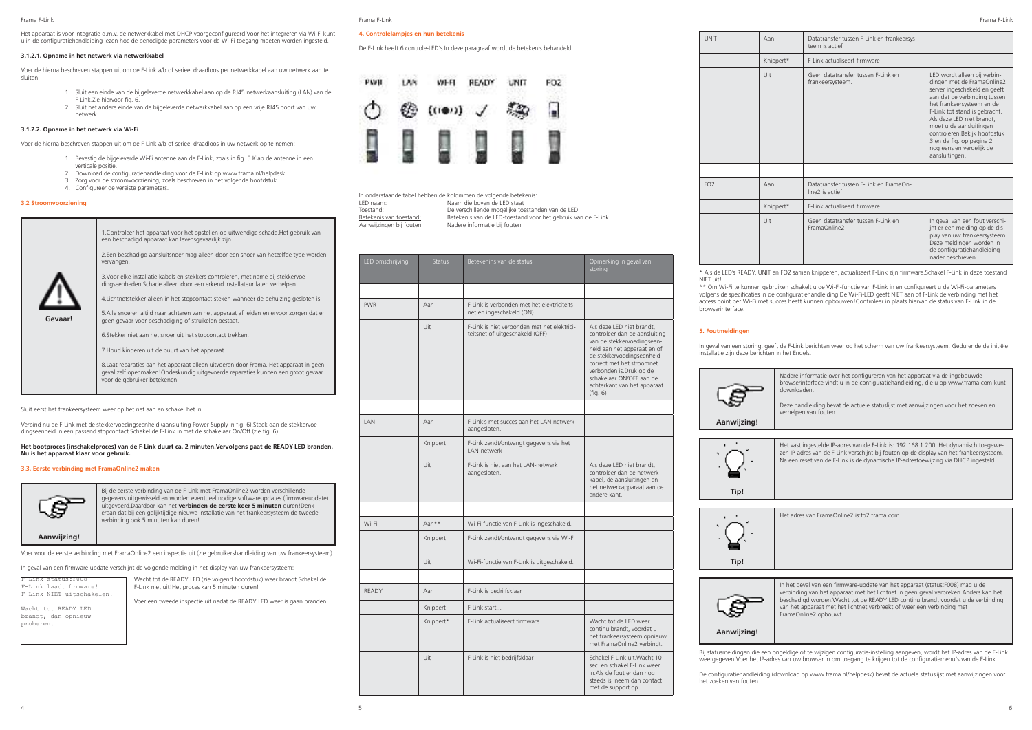Het apparaat is voor integratie d.m.v. de netwerkkabel met DHCP voorgeconfigureerd.Voor het integreren via Wi-Fi kunt u in de configuratiehandleiding lezen hoe de benodigde parameters voor de Wi-Fi toegang moeten worden ingesteld.

#### 3.1.2.1. Opname in het netwerk via netwerkkabel

Voer de hierna beschreven stappen uit om de F-Link a/b of serieel draadloos per netwerkkabel aan uw netwerk aan te sluiten:

1. Sluit een einde van de bijgeleverde netwerkkabel aan op de RJ45 netwerkaansluiting (LAN) van de F-Link.Zie hiervoor fig. 6.
2. Sluit het andere einde van de bijgeleverde netwerkkabel aan op een vrije RJ45 poort van uw netwerk.

#### 3.1.2.2. Opname in het netwerk via Wi-Fi

Voer de hierna beschreven stappen uit om de F-Link a/b of serieel draadloos in uw netwerk op te nemen:

1. Bevestig de bijgeleverde Wi-Fi antenne aan de F-Link, zoals in fig. 5.Klap de antenne in een verticale positie.
2. Download de configuratiehandleiding voor de F-Link op www.frama.nl/helpdesk.
3. Zorg voor de stroomvoorziening, zoals beschreven in het volgende hoofdstuk.
4. Configureer de vereiste parameters.

### 3.2 Stroomvoorziening

**Gevaar!**

1.Controleer het apparaat voor het opstellen op uitwendige schade.Het gebruik van een beschadigd apparaat kan levensgevaarlijk zijn.

2.Een beschadigd aansluitsnoer mag alleen door een snoer van hetzelfde type worden vervangen.

3.Voor elke installatie kabels en stekkers controleren, met name bij stekkervoedingseenheden.Schade alleen door een erkend installateur laten verhelpen.

4.Lichtnetstekker alleen in het stopcontact steken wanneer de behuizing gesloten is.

5.Alle snoeren altijd naar achteren van het apparaat af leiden en ervoor zorgen dat er geen gevaar voor beschadiging of struikelen bestaat.

6.Stekker niet aan het snoer uit het stopcontact trekken.

7.Houd kinderen uit de buurt van het apparaat.

8.Laat reparaties aan het apparaat alleen uitvoeren door Frama. Het apparaat in geen geval zelf openmaken!Ondeskundig uitgevoerde reparaties kunnen een groot gevaar voor de gebruiker betekenen.

Sluit eerst het frankeersysteem weer op het net aan en schakel het in.

Verbind nu de F-Link met de stekkervoedingseenheid (aansluiting Power Supply in fig. 6).Steek dan de stekkervoedingseenheid in een passend stopcontact.Schakel de F-Link in met de schakelaar On/Off (zie fig. 6).

**Het bootproces (inschakelproces) van de F-Link duurt ca. 2 minuten.Vervolgens gaat de READY-LED branden. Nu is het apparaat klaar voor gebruik.**

### 3.3. Eerste verbinding met FramaOnline2 maken

**Aanwijzing!**

Bij de eerste verbinding van de F-Link met FramaOnline2 worden verschillende gegevens uitgewisseld en worden eventueel nodige softwareupdates (firmwareupdate) uitgevoerd.Daardoor kan het **verbinden de eerste keer 5 minuten** duren!Denk eraan dat bij een gelijktijdige nieuwe installatie van het frankeersysteem de verbinding ook 5 minuten kan duren!

Voer voor de eerste verbinding met FramaOnline2 een inspectie uit (zie gebruikershandleiding van uw frankeersysteem).

In geval van een firmware update verschijnt de volgende melding in het display van uw frankeersysteem:

```
F-Link status:F008
F-Link laadt firmware!
F-Link NIET uitschakelen!

Wacht tot READY LED
brandt, dan opnieuw
proberen.
```

Wacht tot de READY LED (zie volgend hoofdstuk) weer brandt.Schakel de F-Link niet uit!Het proces kan 5 minuten duren!

Voer een tweede inspectie uit nadat de READY LED weer is gaan branden.

### 4. Controlelampjes en hun betekenis

De F-Link heeft 6 controle-LED's.In deze paragraaf wordt de betekenis behandeld.

PWR LAN WI-FI READY UNIT FO2

In onderstaande tabel hebben de kolommen de volgende betekenis:

- LED naam: Naam die boven de LED staat
- Toestand: De verschillende mogelijke toestanden van de LED
- Betekenis van toestand: Betekenis van de LED-toestand voor het gebruik van de F-Link
- Aanwijzingen bij fouten: Nadere informatie bij fouten

| LED omschrijving | Status | Betekenis van de status | Opmerking in geval van storing |
|---|---|---|---|
| | | | |
| PWR | Aan | F-Link is verbonden met het elektriciteitsnet en ingeschakeld (ON) | |
| | Uit | F-Link is niet verbonden met het elektriciteitsnet of uitgeschakeld (OFF) | Als deze LED niet brandt, controleer dan de aansluiting van de stekkervoedingseenheid aan het apparaat en of de stekkervoedingseenheid correct met het stroomnet verbonden is.Druk op de schakelaar ON/OFF aan de achterkant van het apparaat (fig. 6) |
| | | | |
| LAN | Aan | F-Linkis met succes aan het LAN-netwerk aangesloten. | |
| | Knippert | F-Link zendt/ontvangt gegevens via het LAN-netwerk | |
| | Uit | F-Link is niet aan het LAN-netwerk aangesloten. | Als deze LED niet brandt, controleer dan de netwerkkabel, de aansluitingen en het netwerkapparaat aan de andere kant. |
| | | | |
| Wi-Fi | Aan** | Wi-Fi-functie van F-Link is ingeschakeld. | |
| | Knippert | F-Link zendt/ontvangt gegevens via Wi-Fi | |
| | Uit | Wi-Fi-functie van F-Link is uitgeschakeld. | |
| | | | |
| READY | Aan | F-Link is bedrijfsklaar | |
| | Knippert | F-Link start... | |
| | Knippert* | F-Link actualiseert firmware | Wacht tot de LED weer continu brandt, voordat u het frankeersysteem opnieuw met FramaOnline2 verbindt. |
| | Uit | F-Link is niet bedrijfsklaar | Schakel F-Link uit.Wacht 10 sec. en schakel F-Link weer in.Als de fout er dan nog steeds is, neem dan contact met de support op. |
| UNIT | Aan | Datatransfer tussen F-Link en frankeersysteem is actief | |
| | Knippert* | F-Link actualiseert firmware | |
| | Uit | Geen datatransfer tussen F-Link en frankeersysteem. | LED wordt alleen bij verbindingen met de FramaOnline2 server ingeschakeld en geeft aan dat de verbinding tussen het frankeersysteem en de F-Link tot stand is gebracht. Als deze LED niet brandt, moet u de aansluitingen controleren.Bekijk hoofdstuk 3 en de fig. op pagina 2 nog eens en vergelijk de aansluitingen. |
| | | | |
| FO2 | Aan | Datatransfer tussen F-Link en FramaOnline2 is actief | |
| | Knippert* | F-Link actualiseert firmware | |
| | Uit | Geen datatransfer tussen F-Link en FramaOnline2 | In geval van een fout verschijnt er een melding op de display van uw frankeersysteem. Deze meldingen worden in de configuratiehandleiding nader beschreven. |

\* Als de LED's READY, UNIT en FO2 samen knipperen, actualiseert F-Link zijn firmware.Schakel F-Link in deze toestand NIET uit!

\*\* Om Wi-Fi te kunnen gebruiken schakelt u de Wi-Fi-functie van F-Link in en configureert u de Wi-Fi-parameters volgens de specificaties in de configuratiehandleiding.De Wi-Fi-LED geeft NIET aan of F-Link de verbinding met het access point per Wi-Fi met succes heeft kunnen opbouwen!Controleer in plaats hiervan de status van F-Link in de browserinterface.

### 5. Foutmeldingen

In geval van een storing, geeft de F-Link berichten weer op het scherm van uw frankeersysteem. Gedurende de initiële installatie zijn deze berichten in het Engels.

**Aanwijzing!**

Nadere informatie over het configureren van het apparaat via de ingebouwde browserinterface vindt u in de configuratiehandleiding, die u op www.frama.com kunt downloaden.

Deze handleiding bevat de actuele statuslijst met aanwijzingen voor het zoeken en verhelpen van fouten.

**Tip!**

Het vast ingestelde IP-adres van de F-Link is: 192.168.1.200. Het dynamisch toegewezen IP-adres van de F-Link verschijnt bij fouten op de display van het frankeersysteem. Na een reset van de F-Link is de dynamische IP-adrestoewijzing via DHCP ingesteld.

**Tip!**

Het adres van FramaOnline2 is:fo2.frama.com.

**Aanwijzing!**

In het geval van een firmware-update van het apparaat (status:F008) mag u de verbinding van het apparaat met het lichtnet in geen geval verbreken.Anders kan het beschadigd worden.Wacht tot de READY LED continu brandt voordat u de verbinding van het apparaat met het lichtnet verbreekt of weer een verbinding met FramaOnline2 opbouwt.

Bij statusmeldingen die een ongeldige of te wijzigen configuratie-instelling aangeven, wordt het IP-adres van de F-Link weergegeven.Voer het IP-adres van uw browser in om toegang te krijgen tot de configuratiemenu's van de F-Link.

De configuratiehandleiding (download op www.frama.nl/helpdesk) bevat de actuele statuslijst met aanwijzingen voor het zoeken van fouten.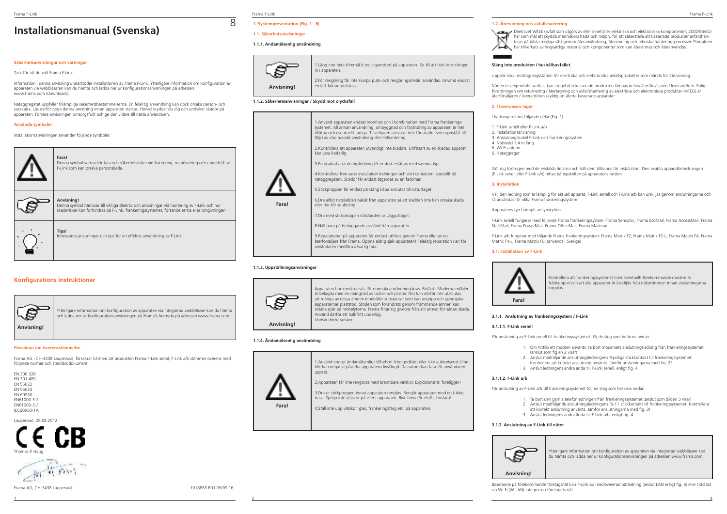# Installationsmanual (Svenska)

8

#### Säkerhetsanvisningar och varningar

Tack för att du valt Frama F-Link.

Information i denna anvisning understöder installationen av Frama F-Link. Ytterligare information om konfiguration av apparaten via webbläsaren kan du hämta och ladda ner ur konfigurationsanvisningen på adressen www.frama.com (downloads).

Nätaggregatet uppfyller tillämpliga säkerhetsbestämmelserna. En felaktig användning kan dock orsaka person- och sakskada. Läs därför noga denna anvisning innan apparaten startas. Härvid skyddar du dig och undviker skador på apparaten. Förvara anvisningen omsorgsfullt och ge den vidare till nästa användaren.

#### Använda symboler

Installationsanvisningen använder följande symboler:

| | |
|---|---|
| ⚠ | **Fara!** Denna symbol varnar för fara och säkerhetsrisker vid hantering, manövrering och underhåll av F-Link som kan orsaka personskada. |
| ☞ | **Anvisning!** Denna symbol hänvisar till viktiga direktiv och anvisningar vid hantering av F-Link och hur skaderisker kan förhindras på F-Link, frankeringssystemet, försändelserna eller omgivningen. |
| 💡 | **Tips!** Intressanta anvisningar och tips för en effektiv användning av F-Link. |

## Konfigurations instruktioner

| | |
|---|---|
| ☞ Anvisning! | Ytterligare information om konfiguration av apparaten via integrerad webbläsare kan du hämta och ladda ner ur konfigurationsanvisningen på Frama's hemsida på adressen www.frama.com. |

#### Försäkran om överensstämmelse

Frama AG i CH-3438 Lauperswil, försäkrar härmed att produkten Frama F-Link serial, F-Link a/b stämmer överens med följande normer och standarddokument:

EN 300 328
EN 301 489
EN 55022
EN 55024
EN 60950
EN61000-3-2
EN61000-3-3
IEC60950-1A

Lauperswil, 29.08.2012

CE CB

Thomas P. Haug

Frama AG, CH-3438 Lauperswil 1018863 R01.05/09.16

### 1. Systempresentation (Fig. 1 - 6)

#### 1.1. Säkerhetsanvisningar

#### 1.1.1. Ändamålsenlig användning

| | |
|---|---|
| ☞ Anvisning! | 1.Lägg inte heta föremål (t.ex. cigaretter) på apparaten! Se till att inget fukt inte tränger in i apparaten.<br><br>2.För rengöring får inte skarpa puts- och rengöringsmedel användas. Använd endast en lätt fuktad putstrasa. |

#### 1.1.2. Säkerhetsanvisningar / Skydd mot olycksfall

| | |
|---|---|
| ⚠ Fara! | 1.Använd apparaten endast inomhus och i kombination med Frama frankeringssystemet. All annan användning, ombyggnad och förändring av apparaten är inte tillåtna och eventuellt farliga. Tillverkaren ansvarar inte för skador som uppstått till följd av icke avsedd användning eller felhantering.<br><br>2.Kontrollera att apparaten utvändigt inte skadats. Driftstart av en skadad apparat kan vara livsfarlig.<br><br>3.En skadad anslutningsledning får endast ersättas med samma typ.<br><br>4.Kontrollera före varje installation ledningen och stickkontakten, speciellt då nätaggregaten. Skador får endast åtgärdas av en fackman.<br><br>5.Stickproppen får endast på stäng kåpa anslutas till nätuttaget.<br><br>6.Dra alltid nätsladden bakåt från apparaten så att sladden inte kan orsaka skada eller risk för snubbling.<br><br>7.Dra med stickproppen nätsladden ur vägguttaget.<br><br>8.Håll barn på betryggande avstånd från apparaten.<br><br>9.Reparationer på apparaten får endast utföras genom Frama eller av en återförsäljare från Frama. Öppna aldrig själv apparaten! Felaktig reparation kan för användaren medföra allvarlig fara. |

#### 1.1.3. Uppställningsanvisningar

| | |
|---|---|
| ☞ Anvisning! | Apparaten har konstruerats för normala användningskrav. Betänk: Moderna möbler är belagda med en mångfald av lacker och plaster. Det kan därför inte uteslutas att många av dessa ämnen innehåller substanser som kan angripa och uppmjuka apparaternas plaststöd. Stöden som förändrats genom främmande ämnen kan orsaka spår på möbelytorna. Frama fritar sig givetvis från allt ansvar för sådan skada. Använd därför ett halkfritt underlag.<br>Undvik direkt solsken. |

#### 1.1.4. Ändamålsenlig användning

| | |
|---|---|
| ⚠ Fara! | 1.Använd endast ändamålsenligt tillbehör! Icke godkänt eller icke auktoriserat tillbehör kan negativt påverka apparatens livslängd. Dessutom kan fara för användaren uppstå.<br><br>2.Apparaten får inte rengöras med brännbara vätskor. Explosionsrisk föreligger!<br><br>3.Dra ur stickproppen innan apparaten rengörs. Rengör apparaten med en fuktig trasa. Spreja inte vätskor på eller i apparaten. Risk finns för elstöt. Livsfara!<br><br>4.Ställ inte upp vätskor, glas, frankeringsfärg etc. på apparaten. |

#### 1.2. Återvinning och avfallshantering

Direktivet WEEE (avfall som utgörs av eller innehåller elektriska och elektroniska komponenter; 2002/96/EG) har som mål att skydda människors hälsa och miljön, för att säkerställa att kasserade produkter avfallshanteras på bästa möjliga sätt genom återanvändning, återvinning och tekniska hanteringsprocesser. Produkten har tillverkats av högvärdiga material och komponenter som kan återvinnas och återanvändas.

**Släng inte produkten i hushållsavfallet.**

Uppsök lokal mottagningsstation för elektriska och elektroniska avfallsprodukter som märkts för återvinning.

När en reservprodukt skaffas, kan i regel den kasserade produkten lämnas in hos återförsäljaren / leverantören. Enligt förordningen om returnering / återtagning och avfallshantering av elektriska och elektroniska produkter (VREG) är återförsäljaren / leverantören skyldig att återta kasserade apparater.

### 2. I leveransen ingår

I kartongen finns följande delar (Fig. 1):

1. F-Link seriell eller F-Link a/b
2. Installationsanvisning
3. Anslutningskabel F-Link och frankeringssystem
4. Nätsladd 1,4 m lång
5. Wi-Fi antenn
6. Nätaggregat

Gör dig förtrogen med de enskilda delarna och håll dem tillhands för installation. Den exakta apparatbeteckningen (F-Link seriell eller F-Link a/b) hittas på typskylten på apparatens botten.

### 3. Installation

Välj den ledning som är lämplig för aktuell apparat. F-Link seriell och F-Link a/b kan urskiljas genom anslutningarna och så användas för olika Frama frankeringssystem.

Apparatens typ framgår av typskylten.

F-Link seriell fungerar med följande Frama frankeringssystem: Frama Sensonic, Frama EcoMail, Frama AccessMail, Frama StartMail, Frama PowerMail, Frama OfficeMail, Frama Mailmax.

F-Link a/b fungerar med följande Frama frankeringssystem: Frama Matrix F2, Frama Matrix F2-L, Frama Matrix F4, Frama Matrix F4-L, Frama Matrix F6. (används i Sverige)

#### 3.1. Installation av F-Link

| | |
|---|---|
| ⚠ Fara! | Kontrollera att frankeringssystemet med eventuellt förekommande modem är frånkopplat och att alla apparater är åtskilda från nätströmmen innan anslutningarna kopplas. |

#### 3.1.1. Anslutning av frankeringssystem / F-Link

#### 3.1.1.1. F-Link seriell

För anslutning av F-Link seriell till frankeringssystemet följ de steg som beskrivs nedan:

1. Om hittills ett modem använts, ta bort modemets anslutningsledning från frankeringssystemet (anslut som fig.en 2 visar)
2. Anslut medföljande anslutningsledningens 9-poliga stickkontakt till frankeringssystemet. Kontrollera att korrekt anslutning använts. Jämför anslutningarna med fig. 2!
3. Anslut ledningens andra ända till F-Link seriell, enligt fig. 4.

#### 3.1.1.2. F-Link a/b

För anslutning av F-Link a/b till frankeringssystemet följ de steg som beskrivs nedan:

1. Ta bort den gamla telefonledningen från frankeringssystemet (anslut som bilden 3 visar)
2. Anslut medföljande anslutningsledningens RJ-11 stickkontakt till frankeringssystemet. Kontrollera att korrekt anslutning använts. Jämför anslutningarna med fig. 3!
3. Anslut ledningens andra ända till F-Link a/b, enligt fig. 4.

#### 3.1.2. Anslutning av F-Link till nätet

| | |
|---|---|
| ☞ Anvisning! | Ytterligare information om konfiguration av apparaten via integrerad webbläsare kan du hämta och ladda ner ur konfigurationsanvisningen på adressen www.frama.com. |

Baserande på förekommande företagsnät kan F-Link via medlevererad nätledning (anslut LAN enligt fig. 6) eller trådlöst via Wi-Fi (W-LAN) integreras i företagets nät.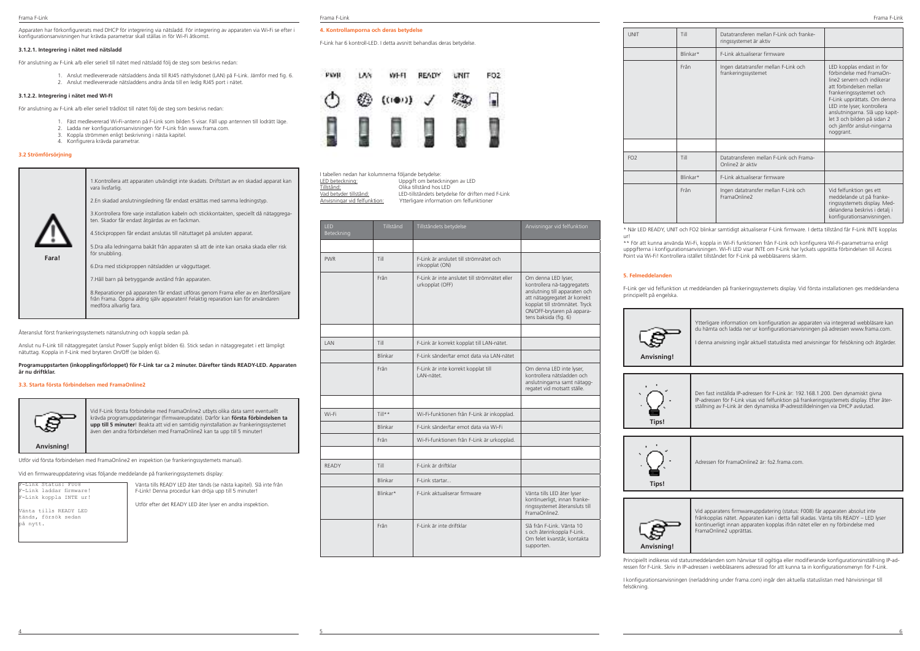Apparaten har förkonfigurerats med DHCP för integrering via nätsladd. För integrering av apparaten via Wi-Fi se efter i konfigurationsanvisningen hur krävda parametrar skall ställas in för Wi-Fi åtkomst.

#### 3.1.2.1. Integrering i nätet med nätsladd

För anslutning av F-Link a/b eller seriell till nätet med nätsladd följ de steg som beskrivs nedan:

1. Anslut medlevererade nätsladdens ända till RJ45 näthylsdonet (LAN) på F-Link. Jämför med fig. 6.
2. Anslut medlevererade nätsladdens andra ända till en ledig RJ45 port i nätet.

#### 3.1.2.2. Integrering i nätet med WI-FI

För anslutning av F-Link a/b eller seriell trådlöst till nätet följ de steg som beskrivs nedan:

1. Fäst medlevererad Wi-Fi-antenn på F-Link som bilden 5 visar. Fäll upp antennen till lodrätt läge.
2. Ladda ner konfigurationsanvisningen för F-Link från www.frama.com.
3. Koppla strömmen enligt beskrivning i nästa kapitel.
4. Konfigurera krävda parametrar.

### 3.2 Strömförsörjning

**Fara!**

1.Kontrollera att apparaten utvändigt inte skadats. Driftstart av en skadad apparat kan vara livsfarlig.

2.En skadad anslutningsledning får endast ersättas med samma ledningstyp.

3.Kontrollera före varje installation kabeln och stickkontakten, speciellt då nätaggregaten. Skador får endast åtgärdas av en fackman.

4.Stickproppen får endast anslutas till nätuttaget på ansluten apparat.

5.Dra alla ledningarna bakåt från apparaten så att de inte kan orsaka skada eller risk för snubbling.

6.Dra med stickproppen nätsladden ur vägguttaget.

7.Håll barn på betryggande avstånd från apparaten.

8.Reparationer på apparaten får endast utföras genom Frama eller av en återförsäljare från Frama. Öppna aldrig själv apparaten! Felaktig reparation kan för användaren medföra allvarlig fara.

Återanslut först frankeringssystemets nätanslutning och koppla sedan på.

Anslut nu F-Link till nätaggregatet (anslut Power Supply enligt bilden 6). Stick sedan in nätaggregatet i ett lämpligt nätuttag. Koppla in F-Link med brytaren On/Off (se bilden 6).

**Programuppstarten (inkopplingsförloppet) för F-Link tar ca 2 minuter. Därefter tänds READY-LED. Apparaten är nu driftklar.**

### 3.3. Starta första förbindelsen med FramaOnline2

**Anvisning!**

Vid F-Link första förbindelse med FramaOnline2 utbyts olika data samt eventuellt krävda programuppdateringar (firmwareupdate). Därför kan **första förbindelsen ta upp till 5 minuter**! Beakta att vid en samtidig nyinstallation av frankeringssystemet även den andra förbindelsen med FramaOnline2 kan ta upp till 5 minuter!

Utför vid första förbindelsen med FramaOnline2 en inspektion (se frankeringssystemets manual).

Vid en firmwareuppdatering visas följande meddelande på frankeringssystemets display:

```
F-Link Status: F008
F-Link laddar firmware!
F-Link koppla INTE ur!

Vänta tills READY LED
tänds, försök sedan
på nytt.
```

Vänta tills READY LED åter tänds (se nästa kapitel). Slå inte från F-Link! Denna procedur kan dröja upp till 5 minuter!

Utför efter det READY LED åter lyser en andra inspektion.

### 4. Kontrollamporna och deras betydelse

F-Link har 6 kontroll-LED. I detta avsnitt behandlas deras betydelse.

PWR LAN WI-FI READY UNIT FO2

I tabellen nedan har kolumnerna följande betydelse:
- LED beteckning: Uppgift om beteckningen av LED
- Tillstånd: Olika tillstånd hos LED
- Vad betyder tillstånd: LED-tillståndets betydelse för driften med F-Link
- Anvisningar vid felfunktion: Ytterligare information om felfunktioner

| LED Beteckning | Tillstånd | Tillståndets betydelse | Anvisningar vid felfunktion |
|---|---|---|---|
| | | | |
| PWR | Till | F-Link är anslutet till strömnätet och inkopplat (ON) | |
| | Från | F-Link är inte anslutet till strömnätet eller urkopplat (OFF) | Om denna LED lyser, kontrollera nä-taggregatets anslutning till apparaten och att nätaggregatet är korrekt kopplat till strömnätet. Tryck ON/OFF-brytaren på apparatens baksida (fig. 6) |
| | | | |
| LAN | Till | F-Link är korrekt kopplat till LAN-nätet. | |
| | Blinkar | F-Link sänder/tar emot data via LAN-nätet | |
| | Från | F-Link är inte korrekt kopplat till LAN-nätet. | Om denna LED inte lyser, kontrollera nätsladden och anslutningarna samt nätaggregatet vid motsatt ställe. |
| | | | |
| Wi-Fi | Till** | Wi-Fi-funktionen från F-Link är inkopplad. | |
| | Blinkar | F-Link sänder/tar emot data via Wi-Fi | |
| | Från | Wi-Fi-funktionen från F-Link är urkopplad. | |
| | | | |
| READY | Till | F-Link är driftklar | |
| | Blinkar | F-Link startar... | |
| | Blinkar* | F-Link aktualiserar firmware | Vänta tills LED åter lyser kontinuerligt, innan frankeringssystemet återansluts till FramaOnline2. |
| | Från | F-Link är inte driftklar | Slå från F-Link. Vänta 10 s och återinkoppla F-Link. Om felet kvarstår, kontakta supporten. |
| UNIT | Till | Datatransferen mellan F-Link och frankeringssystemet är aktiv | |
| | Blinkar* | F-Link aktualiserar firmware | |
| | Från | Ingen datatransfer mellan F-Link och frankeringssystemet | LED kopplas endast in för förbindelse med FramaOnline2 servern och indikerar att förbindelsen mellan frankeringssystemet och F-Link upprättats. Om denna LED inte lyser, kontrollera anslutningarna. Slå upp kapitlet 3 och bilden på sidan 2 och jämför anslut-ningarna noggrant. |
| | | | |
| FO2 | Till | Datatransferen mellan F-Link och Frama-Online2 är aktiv | |
| | Blinkar* | F-Link aktualiserar firmware | |
| | Från | Ingen datatransfer mellan F-Link och FramaOnline2 | Vid felfunktion ges ett meddelande ut på frankeringssystemets display. Meddelandena beskrivs i detalj i konfigurationsanvisningen. |

\* När LED READY, UNIT och FO2 blinkar samtidigt aktualiserar F-Link firmware. I detta tillstånd får F-Link INTE kopplas ur!

\*\* För att kunna använda Wi-Fi, koppla in Wi-Fi funktionen från F-Link och konfigurera Wi-Fi-parametrarna enligt uppgifterna i konfigurationsanvisningen. Wi-Fi LED visar INTE om F-Link har lyckats upprätta förbindelsen till Access Point via Wi-Fi! Kontrollera istället tillståndet för F-Link på webbläsarens skärm.

### 5. Felmeddelanden

F-Link ger vid felfunktion ut meddelanden på frankeringssystemets display. Vid första installationen ges meddelandena principiellt på engelska.

**Anvisning!**

Ytterligare information om konfiguration av apparaten via integrerad webbläsare kan du hämta och ladda ner ur konfigurationsanvisningen på adressen www.frama.com.

I denna anvisning ingår aktuell statuslista med anvisningar för felsökning och åtgärder.

**Tips!**

Den fast inställda IP-adressen för F-Link är: 192.168.1.200. Den dynamiskt givna IP-adressen för F-Link visas vid felfunktion på frankeringssystemets display. Efter återställning av F-Link är den dynamiska IP-adresstilldelningen via DHCP avslutad.

**Tips!**

Adressen för FramaOnline2 är: fo2.frama.com.

**Anvisning!**

Vid apparatens firmwareuppdatering (status: F008) får apparaten absolut inte frånkopplas nätet. Apparaten kan i detta fall skadas. Vänta tills READY – LED lyser kontinuerligt innan apparaten kopplas ifrån nätet eller en ny förbindelse med FramaOnline2 upprättas.

Principiellt indikeras vid statusmeddelanden som hänvisar till ogiltiga eller modifierande konfigurationsinställning IP-adressen för F-Link. Skriv in IP-adressen i webbläsarens adressrad för att kunna ta in konfigurationsmenyn för F-Link.

I konfigurationsanvisningen (nerladdning under frama.com) ingår den aktuella statuslistan med hänvisningar till felsökning.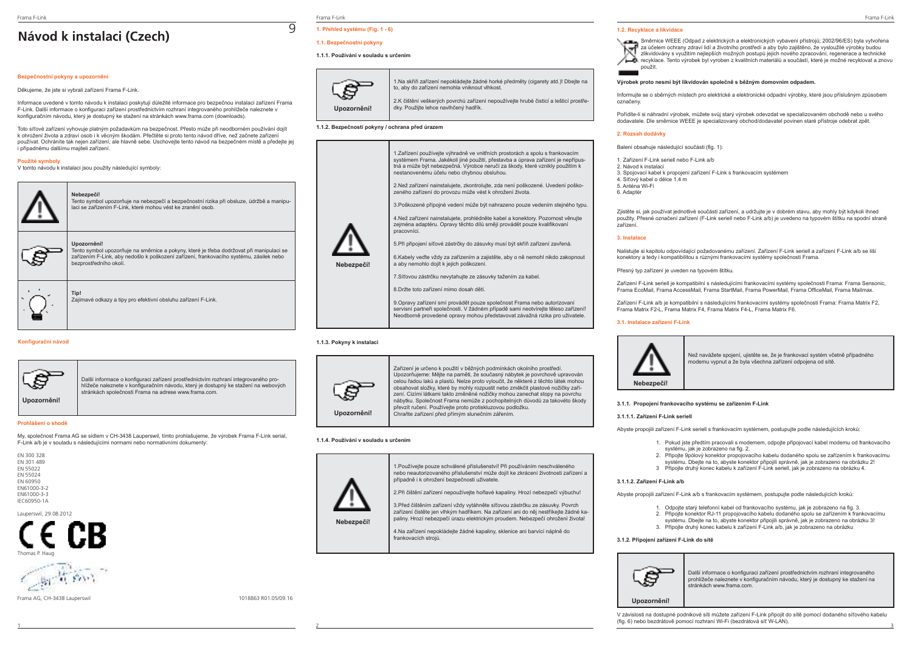# Návod k instalaci (Czech)

**Bezpečnostní pokyny a upozornění**

Děkujeme, že jste si vybrali zařízení Frama F-Link.

Informace uvedené v tomto návodu k instalaci poskytují důležité informace pro bezpečnou instalaci zařízení Frama F-Link. Další informace o konfiguraci zařízení prostřednictvím rozhraní integrovaného prohlížeče naleznete v konfiguračním návodu, který je dostupný ke stažení na stránkách www.frama.com (downloads).

Toto síťové zařízení vyhovuje platným požadavkům na bezpečnost. Přesto může při neodborném používání dojít k ohrožení života a zdraví osob i k věcným škodám. Přečtěte si proto tento návod dříve, než začnete zařízení používat. Ochráníte tak nejen zařízení, ale hlavně sebe. Uschovejte tento návod na bezpečném místě a předejte jej i případnému dalšímu majiteli zařízení.

**Použité symboly**

V tomto návodu k instalaci jsou použity následující symboly:

| Symbol | Popis |
|---|---|
| ⚠ | **Nebezpečí!** Tento symbol upozorňuje na nebezpečí a bezpečnostní rizika při obsluze, údržbě a manipulaci se zařízením F-Link, které mohou vést ke zranění osob. |
| ☞ | **Upozornění!** Tento symbol upozorňuje na směrnice a pokyny, které je třeba dodržovat při manipulaci se zařízením F-Link, aby nedošlo k poškození zařízení, frankovacího systému, zásilek nebo bezprostředního okolí. |
| 💡 | **Tip!** Zajímavé odkazy a tipy pro efektivní obsluhu zařízení F-Link. |

**Konfigurační návod**

| Upozornění! | Další informace o konfiguraci zařízení prostřednictvím rozhraní integrovaného prohlížeče naleznete v konfiguračním návodu, který je dostupný ke stažení na webových stránkách společnosti Frama na adrese www.frama.com. |
|---|---|

**Prohlášení o shodě**

My, společnost Frama AG se sídlem v CH-3438 Lauperswil, tímto prohlašujeme, že výrobek Frama F-Link serial, F-Link a/b je v souladu s následujícími normami nebo normativními dokumenty:

EN 300 328
EN 301 489
EN 55022
EN 55024
EN 60950
EN61000-3-2
EN61000-3-3
IEC60950-1A

Lauperswil, 29.08.2012

Thomas P. Haug

Frama AG, CH-3438 Lauperswil

1018863 R01.05/09.16

## 1. Přehled systému (Fig. 1 - 6)

### 1.1. Bezpečnostní pokyny

#### 1.1.1. Používání v souladu s určením

| Upozornění! | 1.Na skříň zařízení nepokládejte žádné horké předměty (cigarety atd.)! Dbejte na to, aby do zařízení nemohla vniknout vlhkost.<br><br>2.K čištění veškerých povrchů zařízení nepoužívejte hrubé čisticí a lešticí prostředky. Použijte lehce navlhčený hadřík. |
|---|---|

#### 1.1.2. Bezpečnostní pokyny / ochrana před úrazem

| Nebezpečí! | 1.Zařízení používejte výhradně ve vnitřních prostorách a spolu s frankovacím systémem Frama. Jakékoli jiné použití, přestavba a úprava zařízení je nepřípustná a může být nebezpečná. Výrobce neručí za škody, které vznikly použitím k nestanovenému účelu nebo chybnou obsluhou.<br><br>2.Než zařízení nainstalujete, zkontrolujte, zda není poškozené. Uvedení poškozeného zařízení do provozu může vést k ohrožení života.<br><br>3.Poškozené přípojné vedení může být nahrazeno pouze vedením stejného typu.<br><br>4.Než zařízení nainstalujete, prohlédněte kabel a konektory. Pozornost věnujte zejména adaptéru. Opravy těchto dílů smějí provádět pouze kvalifikovaní pracovníci.<br><br>5.Při připojení síťové zástrčky do zásuvky musí být skříň zařízení zavřená.<br><br>6.Kabely veďte vždy za zařízením a zajistěte, aby o ně nemohl nikdo zakopnout a aby nemohlo dojít k jejich poškození.<br><br>7.Síťovou zástrčku nevytahujte ze zásuvky tažením za kabel.<br><br>8.Držte toto zařízení mimo dosah dětí.<br><br>9.Opravy zařízení smí provádět pouze společnost Frama nebo autorizovaní servisní partneři společnosti. V žádném případě sami neotvírejte těleso zařízení! Neodborně provedené opravy mohou představovat závažná rizika pro uživatele. |
|---|---|

#### 1.1.3. Pokyny k instalaci

| Upozornění! | Zařízení je určeno k použití v běžných podmínkách okolního prostředí. Upozorňujeme: Mějte na paměti, že současný nábytek je povrchově upravován celou řadou laků a plastů. Nelze proto vyloučit, že některé z těchto látek mohou obsahovat složky, které by mohly rozpustit nebo změkčit plastové nožičky zařízení. Cizími látkami takto změněné nožičky mohou zanechat stopy na povrchu nábytku. Společnost Frama nemůže z pochopitelných důvodů za takovéto škody převzít ručení. Používejte proto protiskluzovou podložku. Chraňte zařízení před přímým slunečním zářením. |
|---|---|

#### 1.1.4. Používání v souladu s určením

| Nebezpečí! | 1.Používejte pouze schválené příslušenství! Při používáním neschváleného nebo neautorizovaného příslušenství může dojít ke zkrácení životnosti zařízení a případně i k ohrožení bezpečnosti uživatele.<br><br>2.Při čištění zařízení nepoužívejte hořlavé kapaliny. Hrozí nebezpečí výbuchu!<br><br>3.Před čištěním zařízení vždy vytáhněte síťovou zástrčku ze zásuvky. Povrch zařízení čistěte jen vlhkým hadříkem. Na zařízení ani do něj nestříkejte žádné kapaliny. Hrozí nebezpečí úrazu elektrickým proudem. Nebezpečí ohrožení života!<br><br>4.Na zařízení nepokládejte žádné kapaliny, sklenice ani barvicí náplně do frankovacích strojů. |
|---|---|

### 1.2. Recyklace a likvidace

Směrnice WEEE (Odpad z elektrických a elektronických vybavení přístrojů; 2002/96/ES) byla vytvořena za účelem ochrany zdraví lidí a životního prostředí a aby bylo zajištěno, že vysloužilé výrobky budou zlikvidovány s využitím nejlepších možných postupů jejich nového zpracování, regenerace a technické recyklace. Tento výrobek byl vyroben z kvalitních materiálů a součástí, které je možné recyklovat a znovu použít.

**Výrobek proto nesmí být likvidován společně s běžným domovním odpadem.**

Informujte se o sběrných místech pro elektrické a elektronické odpadní výrobky, které jsou příslušným způsobem označeny.

Pořídíte-li si náhradní výrobek, můžete svůj starý výrobek odevzdat ve specializovaném obchodě nebo u svého dodavatele. Dle směrnice WEEE je specializovaný obchod/dodavatel povinen staré přístroje odebrat zpět.

## 2. Rozsah dodávky

Balení obsahuje následující součásti (fig. 1):

1. Zařízení F-Link seriell nebo F-Link a/b
2. Návod k instalaci
3. Spojovací kabel k propojení zařízení F-Link s frankovacím systémem
4. Síťový kabel o délce 1,4 m
5. Anténa Wi-Fi
6. Adaptér

Zjistěte si, jak používat jednotlivé součásti zařízení, a udržujte je v dobrém stavu, aby mohly být kdykoli ihned použity. Přesné označení zařízení (F-Link seriell nebo F-Link a/b) je uvedeno na typovém štítku na spodní straně zařízení.

## 3. Instalace

Nalistujte si kapitolu odpovídající požadovanému zařízení. Zařízení F-Link seriell a zařízení F-Link a/b se liší konektory a tedy i kompatibilitou s různými frankovacími systémy společnosti Frama.

Přesný typ zařízení je uveden na typovém štítku.

Zařízení F-Link seriell je kompatibilní s následujícími frankovacími systémy společnosti Frama: Frama Sensonic, Frama EcoMail, Frama AccessMail, Frama StartMail, Frama PowerMail, Frama OfficeMail, Frama Mailmax.

Zařízení F-Link a/b je kompatibilní s následujícími frankovacími systémy společnosti Frama: Frama Matrix F2, Frama Matrix F2-L, Frama Matrix F4, Frama Matrix F4-L, Frama Matrix F6.

### 3.1. Instalace zařízení F-Link

| Nebezpečí! | Než navážete spojení, ujistěte se, že je frankovací systém včetně případného modemu vypnut a že byla všechna zařízení odpojena od sítě. |
|---|---|

#### 3.1.1. Propojení frankovacího systému se zařízením F-Link

##### 3.1.1.1. Zařízení F-Link seriell

Abyste propojili zařízení F-Link seriell s frankovacím systémem, postupujte podle následujících kroků:

1. Pokud jste předtím pracovali s modemem, odpojte připojovací kabel modemu od frankovacího systému, jak je zobrazeno na fig. 2.
2. Připojte 9pólový konektor propojovacího kabelu dodaného spolu se zařízením k frankovacímu systému. Dbejte na to, abyste konektor připojili správně, jak je zobrazeno na obrázku 2!
3. Připojte druhý konec kabelu k zařízení F-Link seriell, jak je zobrazeno na obrázku 4.

##### 3.1.1.2. Zařízení F-Link a/b

Abyste propojili zařízení F-Link a/b s frankovacím systémem, postupujte podle následujících kroků:

1. Odpojte starý telefonní kabel od frankovacího systému, jak je zobrazeno na fig. 3.
2. Připojte konektor RJ-11 propojovacího kabelu dodaného spolu se zařízením k frankovacímu systému. Dbejte na to, abyste konektor připojili správně, jak je zobrazeno na obrázku 3!
3. Připojte druhý konec kabelu k zařízení F-Link a/b, jak je zobrazeno na obrázku

#### 3.1.2. Připojení zařízení F-Link do sítě

| Upozornění! | Další informace o konfiguraci zařízení prostřednictvím rozhraní integrovaného prohlížeče naleznete v konfiguračním návodu, který je dostupný ke stažení na stránkách www.frama.com. |
|---|---|

V závislosti na dostupné podnikové síti můžete zařízení F-Link připojit do sítě pomocí dodaného síťového kabelu (fig. 6) nebo bezdrátově pomocí rozhraní Wi-Fi (bezdrátová síť W-LAN).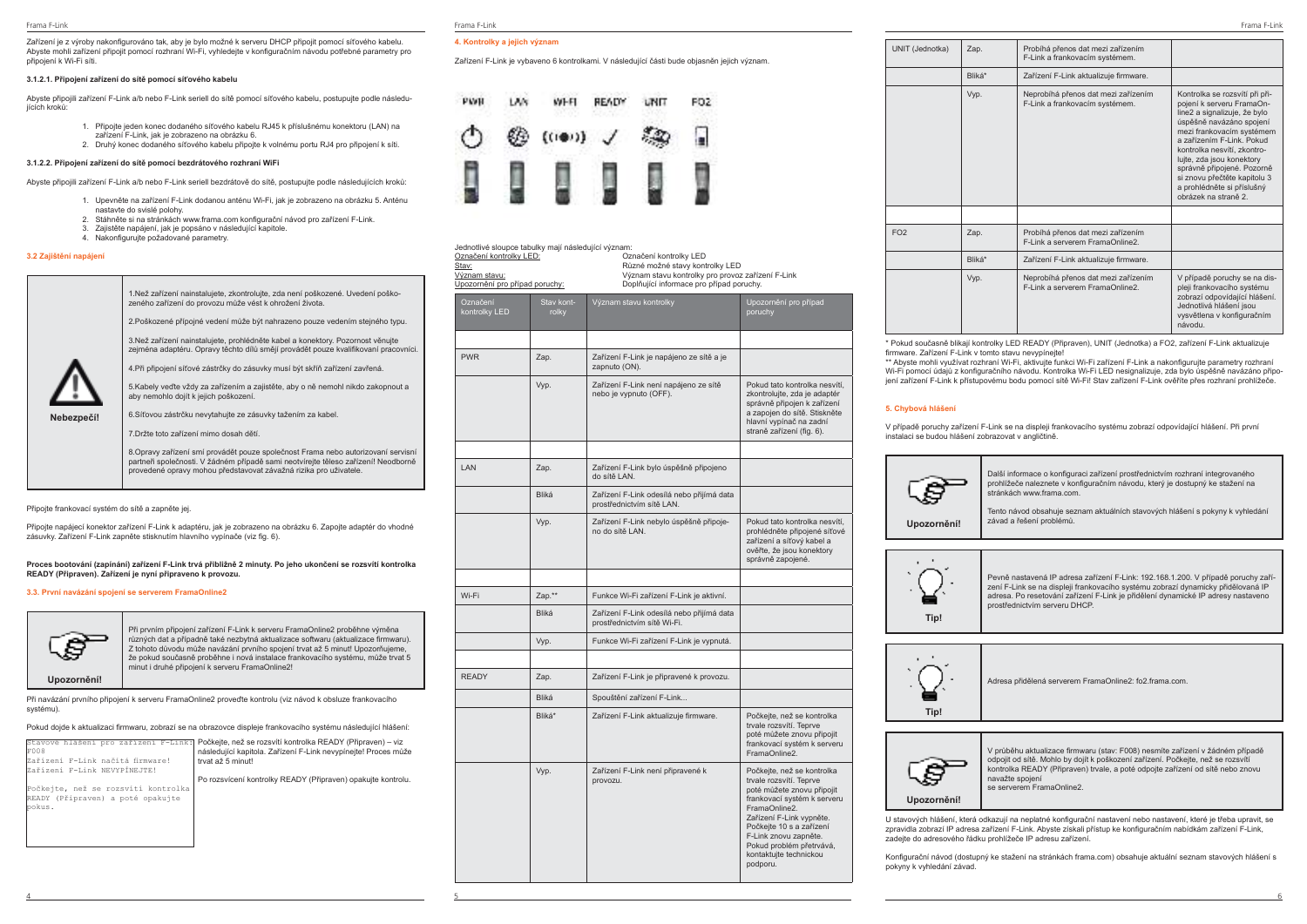Zařízení je z výroby nakonfigurováno tak, aby je bylo možné k serveru DHCP připojit pomocí síťového kabelu. Abyste mohli zařízení připojit pomocí rozhraní Wi-Fi, vyhledejte v konfiguračním návodu potřebné parametry pro připojení k Wi-Fi síti.

#### 3.1.2.1. Připojení zařízení do sítě pomocí síťového kabelu

Abyste připojili zařízení F-Link a/nebo F-Link seriell do sítě pomocí síťového kabelu, postupujte podle následujících kroků:

1. Připojte jeden konec dodaného síťového kabelu RJ45 k příslušnému konektoru (LAN) na zařízení F-Link, jak je zobrazeno na obrázku 6.
2. Druhý konec dodaného síťového kabelu připojte k volnému portu RJ4 pro připojení k síti.

#### 3.1.2.2. Připojení zařízení do sítě pomocí bezdrátového rozhraní WiFi

Abyste připojili zařízení F-Link a/b nebo F-Link seriell bezdrátově do sítě, postupujte podle následujících kroků:

1. Upevněte na zařízení F-Link dodanou anténu Wi-Fi, jak je zobrazeno na obrázku 5. Anténu nastavte do svislé polohy.
2. Stáhněte si na stránkách www.frama.com konfigurační návod pro zařízení F-Link.
3. Zajistěte napájení, jak je popsáno v následující kapitole.
4. Nakonfigurujte požadované parametry.

### 3.2 Zajištění napájení

**Nebezpečí!**

1.Než zařízení nainstalujete, zkontrolujte, zda není poškozené. Uvedení poškozeného zařízení do provozu může vést k ohrožení života.

2.Poškozené přípojné vedení může být nahrazeno pouze vedením stejného typu.

3.Než zařízení nainstalujete, prohlédněte kabel a konektory. Pozornost věnujte zejména adaptéru. Opravy těchto dílů smějí provádět pouze kvalifikovaní pracovníci.

4.Při připojení síťové zástrčky do zásuvky musí být skříň zařízení zavřená.

5.Kabely veďte vždy za zařízením a zajistěte, aby o ně nemohl nikdo zakopnout a aby nemohlo dojít k jejich poškození.

6.Síťovou zástrčku nevytahujte ze zásuvky tažením za kabel.

7.Držte toto zařízení mimo dosah dětí.

8.Opravy zařízení smí provádět pouze společnost Frama nebo autorizovaní servisní partneři společnosti. V žádném případě sami neotvírejte těleso zařízení! Neodborně provedené opravy mohou představovat závažná rizika pro uživatele.

Připojte frankovací systém do sítě a zapněte jej.

Připojte napájecí konektor zařízení F-Link k adaptéru, jak je zobrazeno na obrázku 6. Zapojte adaptér do vhodné zásuvky. Zařízení F-Link zapněte stisknutím hlavního vypínače (viz fig. 6).

**Proces bootování (zapínání) zařízení F-Link trvá přibližně 2 minuty. Po jeho ukončení se rozsvítí kontrolka READY (Připraven). Zařízení je nyní připraveno k provozu.**

### 3.3. První navázání spojení se serverem FramaOnline2

**Upozornění!**

Při prvním připojení zařízení F-Link k serveru FramaOnline2 proběhne výměna různých dat a případně také nezbytná aktualizace softwaru (aktualizace firmwaru). Z tohoto důvodu může navázání prvního spojení trvat až 5 minut! Upozorňujeme, že pokud současně proběhne i nová instalace frankovacího systému, může trvat 5 minut i druhé připojení k serveru FramaOnline2!

Při navazání prvního připojení k serveru FramaOnline2 proveďte kontrolu (viz návod k obsluze frankovacího systému).

Pokud dojde k aktualizaci firmwaru, zobrazí se na obrazovce displeje frankovacího systému následující hlášení:

```
Stavové hlášení pro zařízení F-Link:
F008
Zařízení F-Link načítá firmware!
Zařízení F-Link NEVYPÍNEJTE!

Počkejte, než se rozsvítí kontrolka
READY (Připraven) a poté opakujte
pokus.
```

Počkejte, než se rozsvítí kontrolka READY (Připraven) – viz následující kapitola. Zařízení F-Link nevypínejte! Proces může trvat až 5 minut!

Po rozsvícení kontrolky READY (Připraven) opakujte kontrolu.

## 4. Kontrolky a jejich význam

Zařízení F-Link je vybaveno 6 kontrolkami. V následující části bude objasněn jejich význam.

PWR LAN WI-FI READY UNIT FO2

Jednotlivé sloupce tabulky mají následující význam:
Označení kontrolky LED: Označení kontrolky LED
Stav: Různé možné stavy kontrolky LED
Význam stavu: Význam stavu kontrolky pro provoz zařízení F-Link
Upozornění pro případ poruchy: Doplňující informace pro případ poruchy.

| Označení kontrolky LED | Stav kontrolky | Význam stavu kontrolky | Upozornění pro případ poruchy |
|---|---|---|---|
| | | | |
| PWR | Zap. | Zařízení F-Link je napájeno ze sítě a je zapnuto (ON). | |
| | Vyp. | Zařízení F-Link není napájeno ze sítě nebo je vypnuto (OFF). | Pokud tato kontrolka nesvítí, zkontrolujte, zda je adaptér správně připojen k zařízení a zapojen do sítě. Stiskněte hlavní vypínač na zadní straně zařízení (fig. 6). |
| | | | |
| LAN | Zap. | Zařízení F-Link bylo úspěšně připojeno do sítě LAN. | |
| | Bliká | Zařízení F-Link odesílá nebo přijímá data prostřednictvím sítě LAN. | |
| | Vyp. | Zařízení F-Link nebylo úspěšně připojeno do sítě LAN. | Pokud tato kontrolka nesvítí, prohlédněte připojené síťové zařízení a síťový kabel a ověřte, že jsou konektory správně zapojené. |
| | | | |
| Wi-Fi | Zap.** | Funkce Wi-Fi zařízení F-Link je aktivní. | |
| | Bliká | Zařízení F-Link odesílá nebo přijímá data prostřednictvím sítě Wi-Fi. | |
| | Vyp. | Funkce Wi-Fi zařízení F-Link je vypnutá. | |
| | | | |
| READY | Zap. | Zařízení F-Link je připravené k provozu. | |
| | Bliká | Spouštění zařízení F-Link... | |
| | Bliká* | Zařízení F-Link aktualizuje firmware. | Počkejte, než se kontrolka trvale rozsvítí. Teprve poté můžete znovu připojit frankovací systém k serveru FramaOnline2. |
| | Vyp. | Zařízení F-Link není připravené k provozu. | Počkejte, než se kontrolka trvale rozsvítí. Teprve poté můžete znovu připojit frankovací systém k serveru FramaOnline2. Zařízení F-Link vypněte. Počkejte 10 s a zařízení F-Link znovu zapněte. Pokud problém přetrvává, kontaktujte technickou podporu. |
| UNIT (Jednotka) | Zap. | Probíhá přenos dat mezi zařízením F-Link a frankovacím systémem. | |
| | Bliká* | Zařízení F-Link aktualizuje firmware. | |
| | Vyp. | Neprobíhá přenos dat mezi zařízením F-Link a frankovacím systémem. | Kontrolka se rozsvítí při připojení k serveru FramaOnline2 a signalizuje, že bylo úspěšně navázáno spojení mezi frankovacím systémem a zařízením F-Link. Pokud kontrolka nesvítí, zkontrolujte, zda jsou konektory správně připojené. Pozorně si znovu přečtěte kapitolu 3 a prohlédněte si příslušný obrázek na straně 2. |
| | | | |
| FO2 | Zap. | Probíhá přenos dat mezi zařízením F-Link a serverem FramaOnline2. | |
| | Bliká* | Zařízení F-Link aktualizuje firmware. | |
| | Vyp. | Neprobíhá přenos dat mezi zařízením F-Link a serverem FramaOnline2. | V případě poruchy se na displeji frankovacího systému zobrazí odpovídající hlášení. Jednotlivá hlášení jsou vysvětlena v konfiguračním návodu. |

\* Pokud současně blikají kontrolky LED READY (Připraven), UNIT (Jednotka) a FO2, zařízení F-Link aktualizuje firmware. Zařízení F-Link v tomto stavu nevypínejte!
\*\* Abyste mohli využívat rozhraní Wi-Fi, aktivujte funkci Wi-Fi zařízení F-Link a nakonfigurujte parametry rozhraní Wi-Fi pomocí údajů z konfiguračního návodu. Kontrolka Wi-Fi LED nesignalizuje, zda bylo úspěšně navázáno připojení zařízení F-Link k přístupovému bodu pomocí sítě Wi-Fi! Stav zařízení F-Link ověříte přes rozhraní prohlížeče.

## 5. Chybová hlášení

V případě poruchy zařízení F-Link se na displeji frankovacího systému zobrazí odpovídající hlášení. Při první instalaci se budou hlášení zobrazovat v angličtině.

**Upozornění!**

Další informace o konfiguraci zařízení prostřednictvím rozhraní integrovaného prohlížeče naleznete v konfiguračním návodu, který je dostupný ke stažení na stránkách www.frama.com.

Tento návod obsahuje seznam aktuálních stavových hlášení s pokyny k vyhledání závad a řešení problémů.

**Tip!**

Pevně nastavená IP adresa zařízení F-Link: 192.168.1.200. V případě poruchy zařízení F-Link se na displeji frankovacího systému zobrazí dynamicky přidělovaná IP adresa. Po resetování zařízení F-Link je přidělení dynamické IP adresy nastaveno prostřednictvím serveru DHCP.

**Tip!**

Adresa přidělená serverem FramaOnline2: fo2.frama.com.

**Upozornění!**

V průběhu aktualizace firmwaru (stav: F008) nesmíte zařízení v žádném případě odpojit od sítě. Mohlo by dojít k poškození zařízení. Počkejte, než se rozsvítí kontrolka READY (Připraven) trvale, a poté odpojte zařízení od sítě nebo znovu navažte spojení se serverem FramaOnline2.

U stavových hlášení, která odkazují na neplatné konfigurační nastavení nebo nastavení, které je třeba upravit, se zpravidla zobrazí IP adresa zařízení F-Link. Abyste získali přístup ke konfiguračním nabídkám zařízení F-Link, zadejte do adresového řádku prohlížeče IP adresu zařízení.

Konfigurační návod (dostupný ke stažení na stránkách frama.com) obsahuje aktuální seznam stavových hlášení s pokyny k vyhledání závad.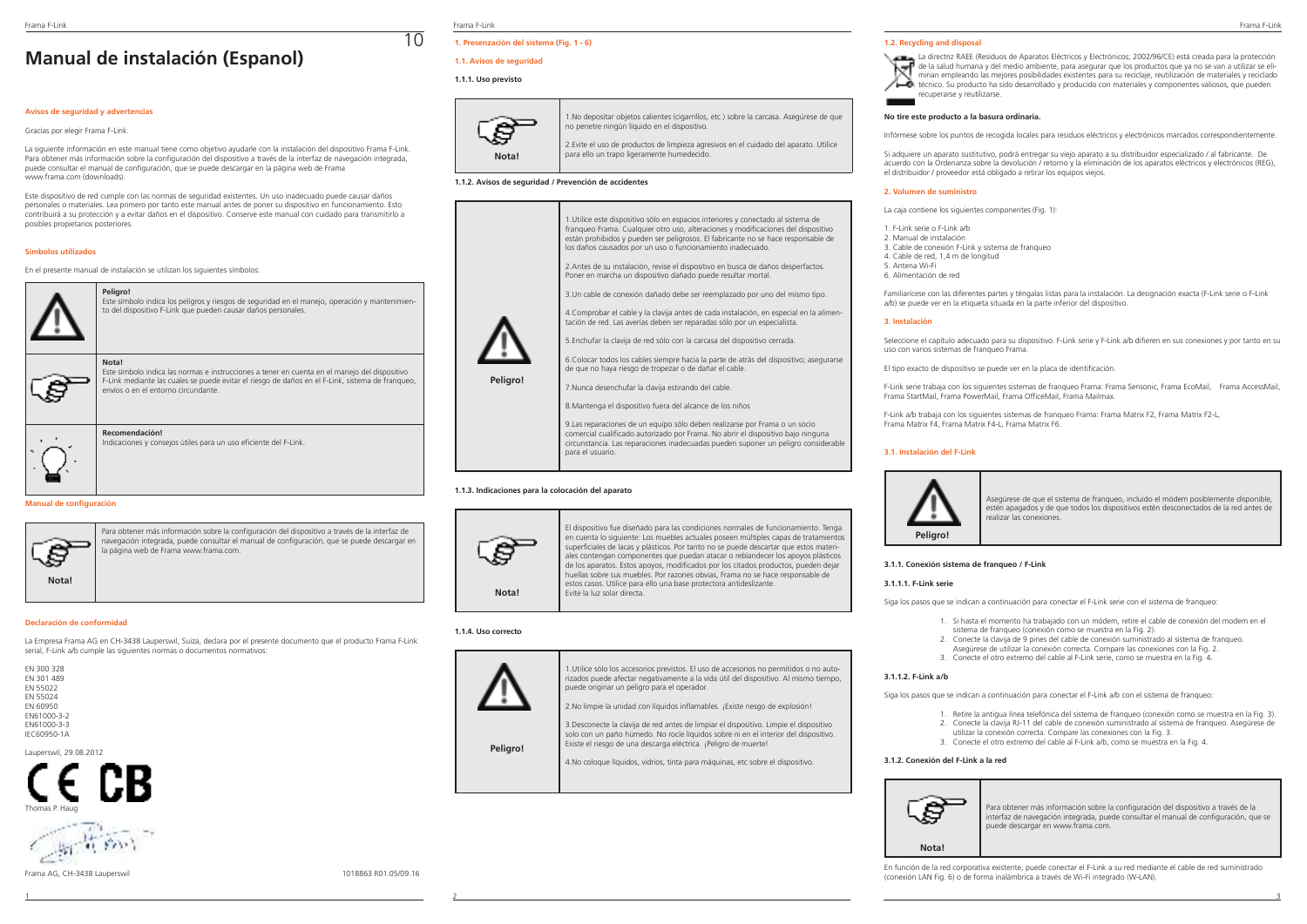# Manual de instalación (Espanol)

### Avisos de seguridad y advertencias

Gracias por elegir Frama F-Link.

La siguiente información en este manual tiene como objetivo ayudarle con la instalación del dispositivo Frama F-Link. Para obtener más información sobre la configuración del dispositivo a través de la interfaz de navegación integrada, puede consultar el manual de configuración, que se puede descargar en la página web de Frama www.frama.com (downloads).

Este dispositivo de red cumple con las normas de seguridad existentes. Un uso inadecuado puede causar daños personales o materiales. Lea primero por tanto este manual antes de poner su dispositivo en funcionamiento. Esto contribuirá a su protección y a evitar daños en el dispositivo. Conserve este manual con cuidado para transmitirlo a posibles propietarios posteriores.

### Símbolos utilizados

En el presente manual de instalación se utilizan los siguientes símbolos:

| | |
|---|---|
| | **Peligro!** Este símbolo indica los peligros y riesgos de seguridad en el manejo, operación y mantenimiento del dispositivo F-Link que pueden causar daños personales. |
| | **Nota!** Este símbolo indica las normas e instrucciones a tener en cuenta en el manejo del dispositivo F-Link mediante las cuales se puede evitar el riesgo de daños en el F-Link, sistema de franqueo, envíos o en el entorno circundante. |
| | **Recomendación!** Indicaciones y consejos útiles para un uso eficiente del F-Link. |

### Manual de configuración

| | |
|---|---|
| **Nota!** | Para obtener más información sobre la configuración del dispositivo a través de la interfaz de navegación integrada, puede consultar el manual de configuración, que se puede descargar en la página web de Frama www.frama.com. |

### Declaración de conformidad

La Empresa Frama AG en CH-3438 Lauperswil, Suiza, declara por el presente documento que el producto Frama F-Link serial, F-Link a/b cumple las siguientes normas o documentos normativos:

EN 300 328
EN 301 489
EN 55022
EN 55024
EN 60950
EN61000-3-2
EN61000-3-3
IEC60950-1A

Lauperswil, 29.08.2012

Thomas P. Haug

Frama AG, CH-3438 Lauperswil

1018863 R01.05/09.16

## 1. Presenzación del sistema (Fig. 1 - 6)

### 1.1. Avisos de seguridad

#### 1.1.1. Uso previsto

| | |
|---|---|
| **Nota!** | 1.No depositar objetos calientes (cigarrillos, etc.) sobre la carcasa. Asegúrese de que no penetre ningún líquido en el dispositivo.<br><br>2.Evite el uso de productos de limpieza agresivos en el cuidado del aparato. Utilice para ello un trapo ligeramente humedecido. |

#### 1.1.2. Avisos de seguridad / Prevención de accidentes

| | |
|---|---|
| **Peligro!** | 1.Utilice este dispositivo sólo en espacios interiores y conectado al sistema de franqueo Frama. Cualquier otro uso, alteraciones y modificaciones del dispositivo están prohibidos y pueden ser peligrosos. El fabricante no se hace responsable de los daños causados por un uso o funcionamiento inadecuado.<br><br>2.Antes de su instalación, revise el dispositivo en busca de daños desperfactos. Poner en marcha un dispositivo dañado puede resultar mortal.<br><br>3.Un cable de conexión dañado debe ser reemplazado por uno del mismo tipo.<br><br>4.Comprobar el cable y la clavija antes de cada instalación, en especial en la alimentación de red. Las averías deben ser reparadas sólo por un especialista.<br><br>5.Enchufar la clavija de red sólo con la carcasa del dispositivo cerrada.<br><br>6.Colocar todos los cables siempre hacia la parte de atrás del dispositivo; asegurarse de que no haya riesgo de tropezar o de dañar el cable.<br><br>7.Nunca desenchufar la clavija estirando del cable.<br><br>8.Mantenga el dispositivo fuera del alcance de los niños<br><br>9.Las reparaciones de un equipo sólo deben realizarse por Frama o un socio comercial cualificado autorizado por Frama. No abrir el dispositivo bajo ninguna circunstancia. Las reparaciones inadecuadas pueden suponer un peligro considerable para el usuario. |

#### 1.1.3. Indicaciones para la colocación del aparato

| | |
|---|---|
| **Nota!** | El dispositivo fue diseñado para las condiciones normales de funcionamiento. Tenga en cuenta lo siguiente: Los muebles actuales poseen múltiples capas de tratamientos superficiales de lacas y plásticos. Por tanto no se puede descartar que estos materiales contengan componentes que puedan atacar o reblandecer los apoyos plásticos de los aparatos. Estos apoyos, modificados por los citados productos, pueden dejar huellas sobre sus muebles. Por razones obvias, Frama no se hace responsable de estos casos. Utilice para ello una base protectora antideslizante.<br>Evite la luz solar directa. |

#### 1.1.4. Uso correcto

| | |
|---|---|
| **Peligro!** | 1.Utilice sólo los accesorios previstos. El uso de accesorios no permitidos o no autorizados puede afectar negativamente a la vida útil del dispositivo. Al mismo tiempo, puede originar un peligro para el operador.<br><br>2.No limpie la unidad con líquidos inflamables. ¡Existe riesgo de explosión!<br><br>3.Desconecte la clavija de red antes de limpiar el dispositivo. Limpie el dispositivo solo con un paño húmedo. No rocíe líquidos sobre ni en el interior del dispositivo. Existe el riesgo de una descarga eléctrica. ¡Peligro de muerte!<br><br>4.No coloque líquidos, vidrios, tinta para máquinas, etc sobre el dispositivo. |

### 1.2. Recycling and disposal

La directriz RAEE (Residuos de Aparatos Eléctricos y Electrónicos; 2002/96/CE) está creada para la protección de la salud humana y del medio ambiente, para asegurar que los productos que ya no se van a utilizar se eliminen empleando las mejores posibilidades existentes para su reciclaje, reutilización de materiales y reciclado técnico. Su producto ha sido desarrollado y producido con materiales y componentes valiosos, que pueden recuperarse y reutilizarse.

**No tire este producto a la basura ordinaria.**

Infórmese sobre los puntos de recogida locales para residuos eléctricos y electrónicos marcados correspondientemente.

Si adquiere un aparato sustitutivo, podrá entregar su viejo aparato a su distribuidor especializado / al fabricante. De acuerdo con la Ordenanza sobre la devolución / retorno y la eliminación de los aparatos eléctricos y electrónicos (REG), el distribuidor / proveedor está obligado a retirar los equipos viejos.

## 2. Volumen de suministro

La caja contiene los siguientes componentes (Fig. 1):

1. F-Link serie o F-Link a/b
2. Manual de instalación
3. Cable de conexión F-Link y sistema de franqueo
4. Cable de red, 1,4 m de longitud
5. Antena Wi-Fi
6. Alimentación de red

Familiarícese con las diferentes partes y téngalas listas para la instalación. La designación exacta (F-Link serie o F-Link a/b) se puede ver en la etiqueta situada en la parte inferior del dispositivo.

## 3. Instalación

Seleccione el capítulo adecuado para su dispositivo. F-Link serie y F-Link a/b difieren en sus conexiones y por tanto en su uso con varios sistemas de franqueo Frama.

El tipo exacto de dispositivo se puede ver en la placa de identificación.

F-Link serie trabaja con los siguientes sistemas de franqueo Frama: Frama Sensonic, Frama EcoMail, Frama AccessMail, Frama StartMail, Frama PowerMail, Frama OfficeMail, Frama Mailmax.

F-Link a/b trabaja con los siguientes sistemas de franqueo Frama: Frama Matrix F2, Frama Matrix F2-L, Frama Matrix F4, Frama Matrix F4-L, Frama Matrix F6.

### 3.1. Instalación del F-Link

| | |
|---|---|
| **Peligro!** | Asegúrese de que el sistema de franqueo, incluido el módem posiblemente disponible, estén apagados y de que todos los dispositivos estén desconectados de la red antes de realizar las conexiones. |

#### 3.1.1. Conexión sistema de franqueo / F-Link

##### 3.1.1.1. F-Link serie

Siga los pasos que se indican a continuación para conectar el F-Link serie con el sistema de franqueo:

1. Si hasta el momento ha trabajado con un módem, retire el cable de conexión del modem en el sistema de franqueo (conexión como se muestra en la Fig. 2).
2. Conecte la clavija de 9 pines del cable de conexión suministrado al sistema de franqueo. Asegúrese de utilizar la conexión correcta. Compare las conexiones con la Fig. 2.
3. Conecte el otro extremo del cable al F-Link serie, como se muestra en la Fig. 4.

##### 3.1.1.2. F-Link a/b

Siga los pasos que se indican a continuación para conectar el F-Link a/b con el sistema de franqueo:

1. Retire la antigua línea telefónica del sistema de franqueo (conexión como se muestra en la Fig. 3).
2. Conecte la clavija RJ-11 del cable de conexión suministrado al sistema de franqueo. Asegúrese de utilizar la conexión correcta. Compare las conexiones con la Fig. 3.
3. Conecte el otro extremo del cable al F-Link a/b, como se muestra en la Fig. 4.

#### 3.1.2. Conexión del F-Link a la red

| | |
|---|---|
| **Nota!** | Para obtener más información sobre la configuración del dispositivo a través de la interfaz de navegación integrada, puede consultar el manual de configuración, que se puede descargar en www.frama.com. |

En función de la red corporativa existente, puede conectar el F-Link a su red mediante el cable de red suministrado (conexión LAN Fig. 6) o de forma inalámbrica a través de Wi-Fi integrado (W-LAN).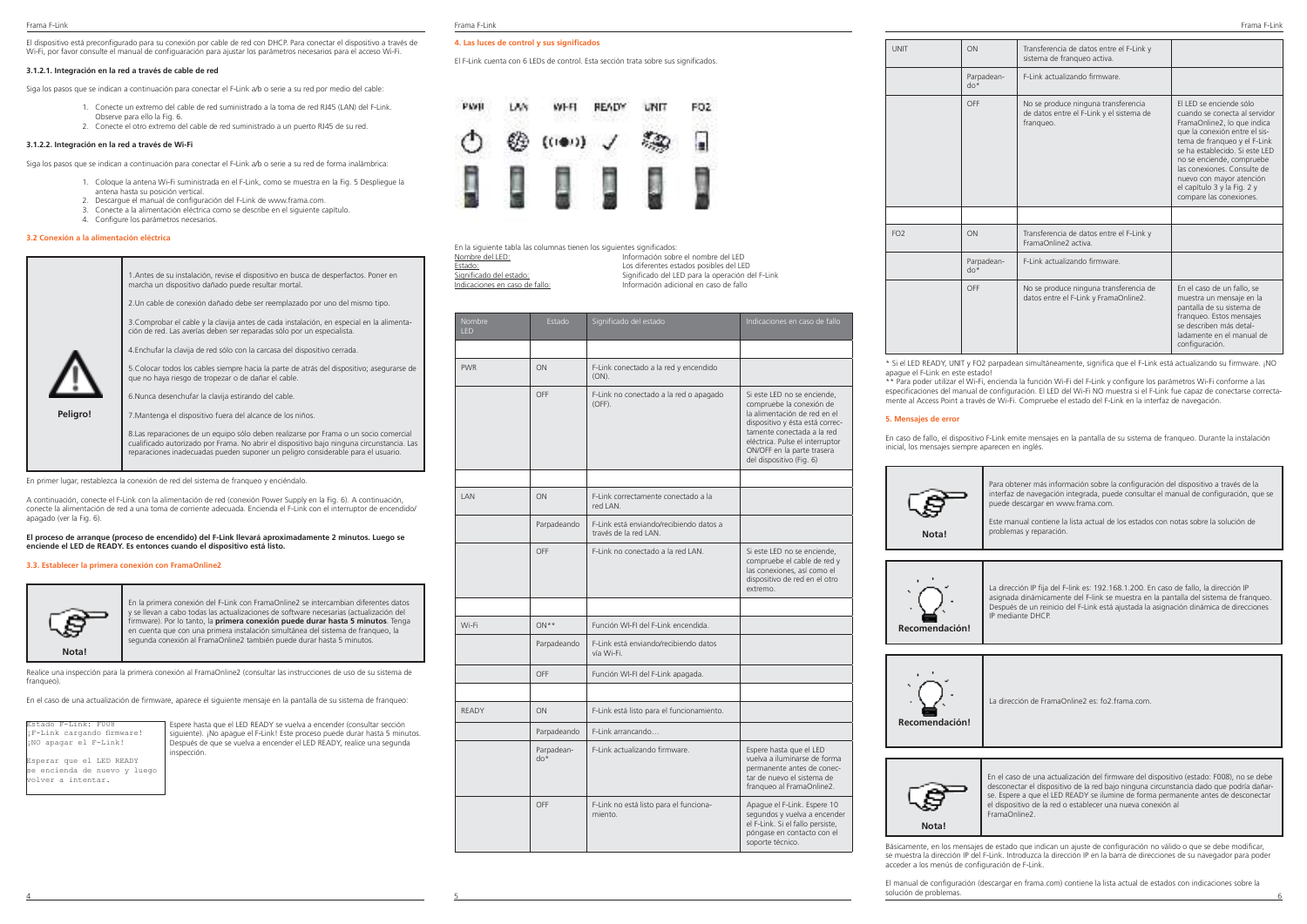El dispositivo está preconfigurado para su conexión por cable de red con DHCP. Para conectar el dispositivo a través de Wi-Fi, por favor consulte el manual de configuración para ajustar los parámetros necesarios para el acceso Wi-Fi.

**3.1.2.1. Integración en la red a través de cable de red**

Siga los pasos que se indican a continuación para conectar el F-Link a/b o serie a su red por medio del cable:

1. Conecte un extremo del cable de red suministrado a la toma de red RJ45 (LAN) del F-Link. Observe para ello la Fig. 6.
2. Conecte el otro extremo del cable de red suministrado a un puerto RJ45 de su red.

**3.1.2.2. Integración en la red a través de Wi-Fi**

Siga los pasos que se indican a continuación para conectar el F-Link a/b o serie a su red de forma inalámbrica:

1. Coloque la antena Wi-Fi suministrada en el F-Link, como se muestra en la Fig. 5 Despliegue la antena hasta su posición vertical.
2. Descargue el manual de configuración del F-Link de www.frama.com.
3. Conecte a la alimentación eléctrica como se describe en el siguiente capítulo.
4. Configure los parámetros necesarios.

## 3.2 Conexión a la alimentación eléctrica

**Peligro!**

1.Antes de su instalación, revise el dispositivo en busca de desperfectos. Poner en marcha un dispositivo dañado puede resultar mortal.

2.Un cable de conexión dañado debe ser reemplazado por uno del mismo tipo.

3.Comprobar el cable y la clavija antes de cada instalación, en especial en la alimentación de red. Las averías deben ser reparadas sólo por un especialista.

4.Enchufar la clavija de red sólo con la carcasa del dispositivo cerrada.

5.Colocar todos los cables siempre hacia la parte de atrás del dispositivo; asegurarse de que no haya riesgo de tropezar o de dañar el cable.

6.Nunca desenchufar la clavija estirando del cable.

7.Mantenga el dispositivo fuera del alcance de los niños.

8.Las reparaciones de un equipo sólo deben realizarse por Frama o un socio comercial cualificado autorizado por Frama. No abrir el dispositivo bajo ninguna circunstancia. Las reparaciones inadecuadas pueden suponer un peligro considerable para el usuario.

En primer lugar, restablezca la conexión de red del sistema de franqueo y enciéndalo.

A continuación, conecte el F-Link con la alimentación de red (conexión Power Supply en la Fig. 6). A continuación, conecte la alimentación de red a una toma de corriente adecuada. Encienda el F-Link con el interruptor de encendido/apagado (ver la Fig. 6).

**El proceso de arranque (proceso de encendido) del F-Link llevará aproximadamente 2 minutos. Luego se enciende el LED de READY. Es entonces cuando el dispositivo está listo.**

## 3.3. Establecer la primera conexión con FramaOnline2

**Nota!**

En la primera conexión del F-Link con FramaOnline2 se intercambian diferentes datos y se llevan a cabo todas las actualizaciones de software necesarias (actualización del firmware). Por lo tanto, la **primera conexión puede durar hasta 5 minutos**. Tenga en cuenta que con una primera instalación simultánea del sistema de franqueo, la segunda conexión al FramaOnline2 también puede durar hasta 5 minutos.

Realice una inspección para la primera conexión al FramaOnline2 (consultar las instrucciones de uso de su sistema de franqueo).

En el caso de una actualización de firmware, aparece el siguiente mensaje en la pantalla de su sistema de franqueo:

```
Estado F-Link: F008
¡F-Link cargando firmware!
¡NO apagar el F-Link!

Esperar que el LED READY
se encienda de nuevo y luego
volver a intentar.
```

Espere hasta que el LED READY se vuelva a encender (consultar sección siguiente). ¡No apague el F-Link! Este proceso puede durar hasta 5 minutos. Después de que se vuelva a encender el LED READY, realice una segunda inspección.

## 4. Las luces de control y sus significados

El F-Link cuenta con 6 LEDs de control. Esta sección trata sobre sus significados.

PWR LAN WI-FI READY UNIT FO2

En la siguiente tabla las columnas tienen los siguientes significados:

Nombre del LED: Información sobre el nombre del LED
Estado: Los diferentes estados posibles del LED
Significado del estado: Significado del LED para la operación del F-Link
Indicaciones en caso de fallo: Información adicional en caso de fallo

| Nombre LED | Estado | Significado del estado | Indicaciones en caso de fallo |
|---|---|---|---|
| | | | |
| PWR | ON | F-Link conectado a la red y encendido (ON). | |
| | OFF | F-Link no conectado a la red o apagado (OFF). | Si este LED no se enciende, compruebe la conexión de la alimentación de red en el dispositivo y ésta está correctamente conectada a la red eléctrica. Pulse el interruptor ON/OFF en la parte trasera del dispositivo (Fig. 6) |
| | | | |
| LAN | ON | F-Link correctamente conectado a la red LAN. | |
| | Parpadeando | F-Link está enviando/recibiendo datos a través de la red LAN. | |
| | OFF | F-Link no conectado a la red LAN. | Si este LED no se enciende, compruebe el cable de red y las conexiones, así como el dispositivo de red en el otro extremo. |
| | | | |
| Wi-Fi | ON** | Función WI-FI del F-Link encendida. | |
| | Parpadeando | F-Link está enviando/recibiendo datos vía Wi-Fi. | |
| | OFF | Función WI-FI del F-Link apagada. | |
| | | | |
| READY | ON | F-Link está listo para el funcionamiento. | |
| | Parpadeando | F-Link arrancando… | |
| | Parpadeando* | F-Link actualizando firmware. | Espere hasta que el LED vuelva a iluminarse de forma permanente antes de conectar de nuevo el sistema de franqueo al FramaOnline2. |
| | OFF | F-Link no está listo para el funcionamiento. | Apague el F-Link. Espere 10 segundos y vuelva a encender el F-Link. Si el fallo persiste, póngase en contacto con el soporte técnico. |
| UNIT | ON | Transferencia de datos entre el F-Link y sistema de franqueo activa. | |
| | Parpadeando* | F-Link actualizando firmware. | |
| | OFF | No se produce ninguna transferencia de datos entre el F-Link y el sistema de franqueo. | El LED se enciende sólo cuando se conecta al servidor FramaOnline2, lo que indica que la conexión entre el sistema de franqueo y el F-Link se ha establecido. Si este LED no se enciende, compruebe las conexiones. Consulte de nuevo con mayor atención el capítulo 3 y la Fig. 2 y compare las conexiones. |
| | | | |
| FO2 | ON | Transferencia de datos entre el F-Link y FramaOnline2 activa. | |
| | Parpadeando* | F-Link actualizando firmware. | |
| | OFF | No se produce ninguna transferencia de datos entre el F-Link y FramaOnline2. | En el caso de un fallo, se muestra un mensaje en la pantalla de su sistema de franqueo. Estos mensajes se describen más detalladamente en el manual de configuración. |

\* Si el LED READY, UNIT y FO2 parpadean simultáneamente, significa que el F-Link está actualizando su firmware. ¡NO apague el F-Link en este estado!

\*\* Para poder utilizar el Wi-Fi, encienda la función Wi-Fi del F-Link y configure los parámetros Wi-Fi conforme a las especificaciones del manual de configuración. El LED del Wi-Fi NO muestra si el F-Link fue capaz de conectarse correctamente al Access Point a través de Wi-Fi. Compruebe el estado del F-Link en la interfaz de navegación.

## 5. Mensajes de error

En caso de fallo, el dispositivo F-Link emite mensajes en la pantalla de su sistema de franqueo. Durante la instalación inicial, los mensajes siempre aparecen en inglés.

**Nota!**

Para obtener más información sobre la configuración del dispositivo a través de la interfaz de navegación integrada, puede consultar el manual de configuración, que se puede descargar en www.frama.com.

Este manual contiene la lista actual de los estados con notas sobre la solución de problemas y reparación.

**Recomendación!**

La dirección IP fija del F-link es: 192.168.1.200. En caso de fallo, la dirección IP asignada dinámicamente del F-link se muestra en la pantalla del sistema de franqueo. Después de un reinicio del F-Link está ajustada la asignación dinámica de direcciones IP mediante DHCP.

**Recomendación!**

La dirección de FramaOnline2 es: fo2.frama.com.

**Nota!**

En el caso de una actualización del firmware del dispositivo (estado: F008), no se debe desconectar el dispositivo de la red bajo ninguna circunstancia dado que podría dañarse. Espere a que el LED READY se ilumine de forma permanente antes de desconectar el dispositivo de la red o establecer una nueva conexión al FramaOnline2.

Básicamente, en los mensajes de estado que indican un ajuste de configuración no válido o que se debe modificar, se muestra la dirección IP del F-Link. Introduzca la dirección IP en la barra de direcciones de su navegador para poder acceder a los menús de configuración de F-Link.

El manual de configuración (descargar en frama.com) contiene la lista actual de estados con indicaciones sobre la solución de problemas.